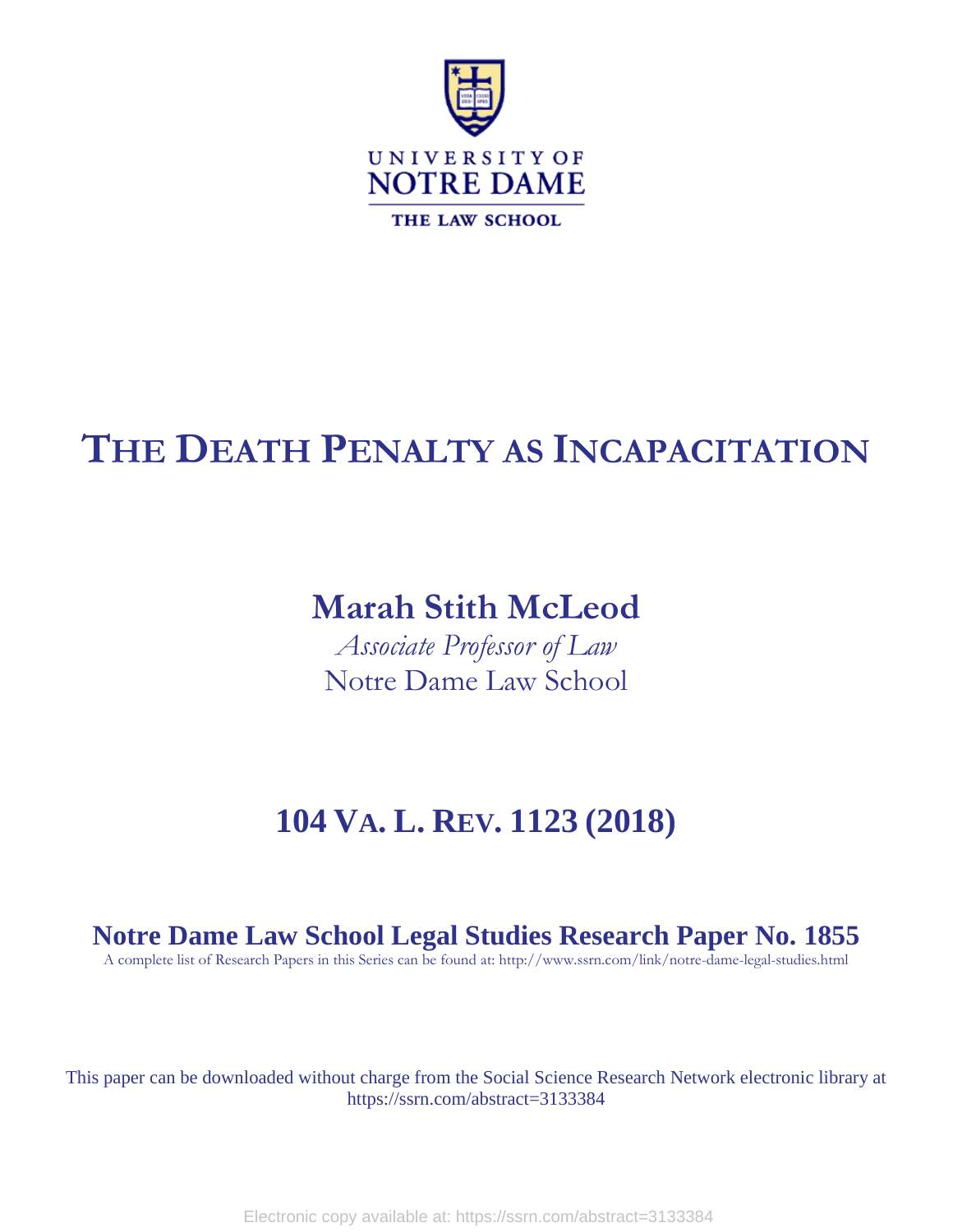UNIVERSITY OF
NOTRE DAME
THE LAW SCHOOL

# THE DEATH PENALTY AS INCAPACITATION

**Marah Stith McLeod**
*Associate Professor of Law*
Notre Dame Law School

**104 VA. L. REV. 1123 (2018)**

**Notre Dame Law School Legal Studies Research Paper No. 1855**
A complete list of Research Papers in this Series can be found at: http://www.ssrn.com/link/notre-dame-legal-studies.html

This paper can be downloaded without charge from the Social Science Research Network electronic library at https://ssrn.com/abstract=3133384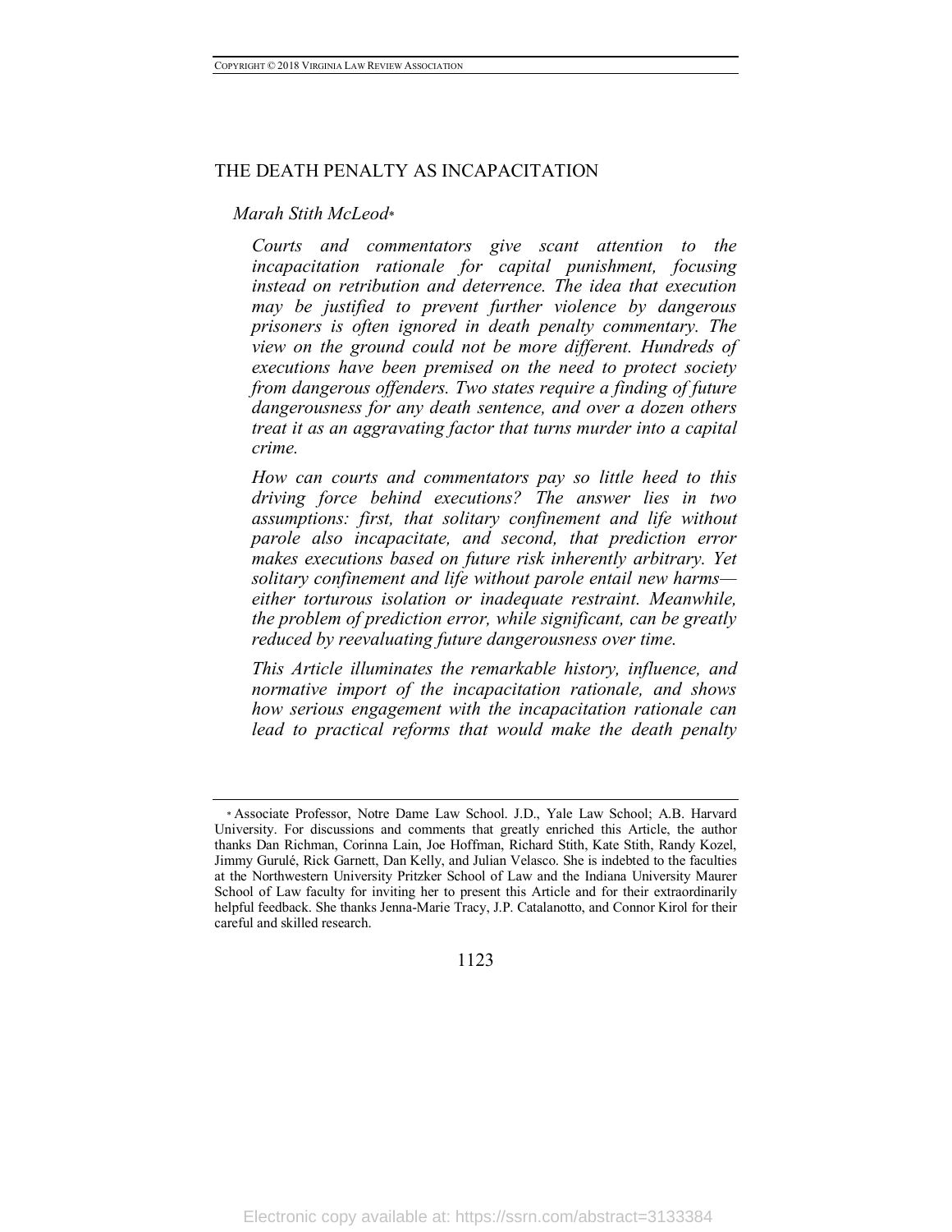# THE DEATH PENALTY AS INCAPACITATION

*Marah Stith McLeod**

*Courts and commentators give scant attention to the incapacitation rationale for capital punishment, focusing instead on retribution and deterrence. The idea that execution may be justified to prevent further violence by dangerous prisoners is often ignored in death penalty commentary. The view on the ground could not be more different. Hundreds of executions have been premised on the need to protect society from dangerous offenders. Two states require a finding of future dangerousness for any death sentence, and over a dozen others treat it as an aggravating factor that turns murder into a capital crime.*

*How can courts and commentators pay so little heed to this driving force behind executions? The answer lies in two assumptions: first, that solitary confinement and life without parole also incapacitate, and second, that prediction error makes executions based on future risk inherently arbitrary. Yet solitary confinement and life without parole entail new harms—either torturous isolation or inadequate restraint. Meanwhile, the problem of prediction error, while significant, can be greatly reduced by reevaluating future dangerousness over time.*

*This Article illuminates the remarkable history, influence, and normative import of the incapacitation rationale, and shows how serious engagement with the incapacitation rationale can lead to practical reforms that would make the death penalty*

---

* Associate Professor, Notre Dame Law School. J.D., Yale Law School; A.B. Harvard University. For discussions and comments that greatly enriched this Article, the author thanks Dan Richman, Corinna Lain, Joe Hoffman, Richard Stith, Kate Stith, Randy Kozel, Jimmy Gurulé, Rick Garnett, Dan Kelly, and Julian Velasco. She is indebted to the faculties at the Northwestern University Pritzker School of Law and the Indiana University Maurer School of Law faculty for inviting her to present this Article and for their extraordinarily helpful feedback. She thanks Jenna-Marie Tracy, J.P. Catalanotto, and Connor Kirol for their careful and skilled research.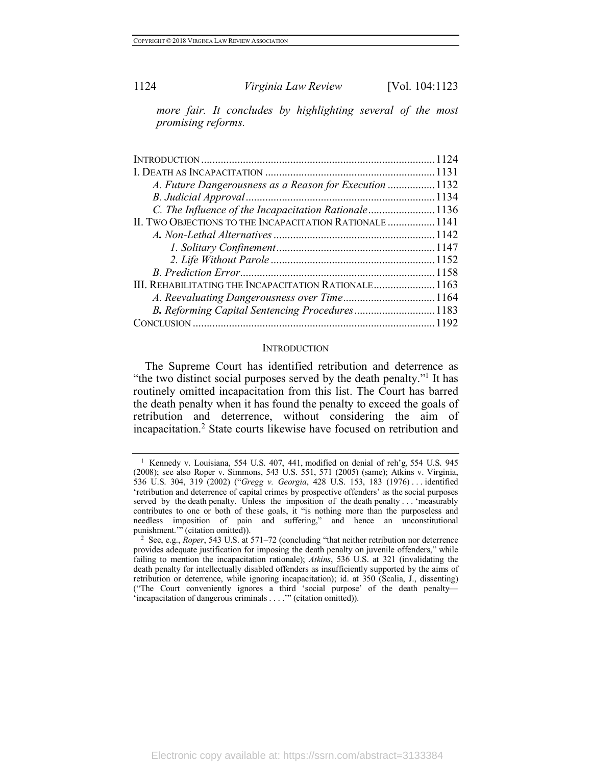*more fair. It concludes by highlighting several of the most promising reforms.*

| | |
|---|---|
| INTRODUCTION | 1124 |
| I. DEATH AS INCAPACITATION | 1131 |
| *A. Future Dangerousness as a Reason for Execution* | 1132 |
| *B. Judicial Approval* | 1134 |
| *C. The Influence of the Incapacitation Rationale* | 1136 |
| II. TWO OBJECTIONS TO THE INCAPACITATION RATIONALE | 1141 |
| ***A.** Non-Lethal Alternatives* | 1142 |
| *1. Solitary Confinement* | 1147 |
| *2. Life Without Parole* | 1152 |
| *B. Prediction Error* | 1158 |
| III. REHABILITATING THE INCAPACITATION RATIONALE | 1163 |
| *A. Reevaluating Dangerousness over Time* | 1164 |
| ***B.** Reforming Capital Sentencing Procedures* | 1183 |
| CONCLUSION | 1192 |

## INTRODUCTION

The Supreme Court has identified retribution and deterrence as "the two distinct social purposes served by the death penalty."[1] It has routinely omitted incapacitation from this list. The Court has barred the death penalty when it has found the penalty to exceed the goals of retribution and deterrence, without considering the aim of incapacitation.[2] State courts likewise have focused on retribution and

---

[1] Kennedy v. Louisiana, 554 U.S. 407, 441, modified on denial of reh'g, 554 U.S. 945 (2008); see also Roper v. Simmons, 543 U.S. 551, 571 (2005) (same); Atkins v. Virginia, 536 U.S. 304, 319 (2002) ("*Gregg v. Georgia*, 428 U.S. 153, 183 (1976) . . . identified 'retribution and deterrence of capital crimes by prospective offenders' as the social purposes served by the death penalty. Unless the imposition of the death penalty . . . 'measurably contributes to one or both of these goals, it "is nothing more than the purposeless and needless imposition of pain and suffering," and hence an unconstitutional punishment.'" (citation omitted)).

[2] See, e.g., *Roper*, 543 U.S. at 571–72 (concluding "that neither retribution nor deterrence provides adequate justification for imposing the death penalty on juvenile offenders," while failing to mention the incapacitation rationale); *Atkins*, 536 U.S. at 321 (invalidating the death penalty for intellectually disabled offenders as insufficiently supported by the aims of retribution or deterrence, while ignoring incapacitation); id. at 350 (Scalia, J., dissenting) ("The Court conveniently ignores a third 'social purpose' of the death penalty—'incapacitation of dangerous criminals . . . .'" (citation omitted)).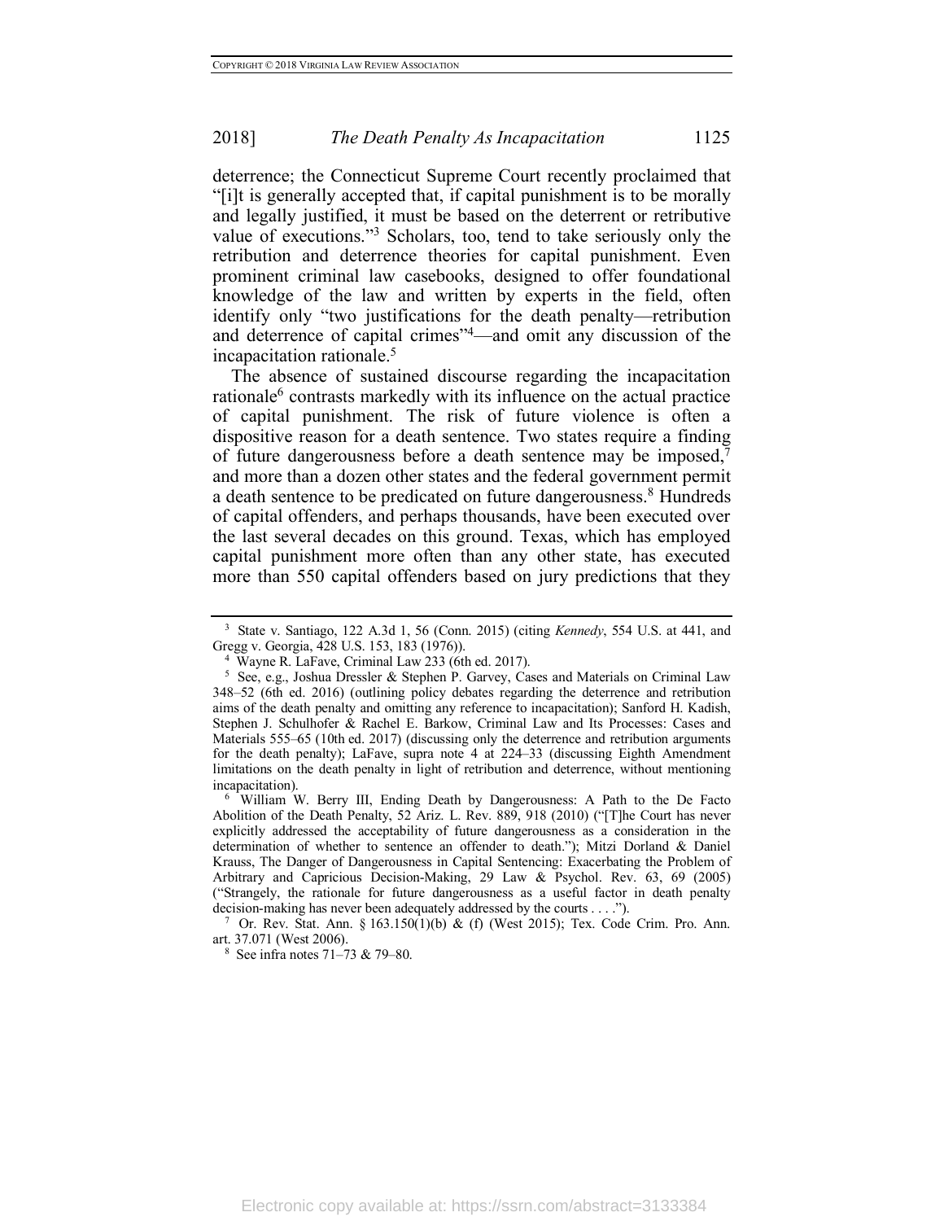deterrence; the Connecticut Supreme Court recently proclaimed that "[i]t is generally accepted that, if capital punishment is to be morally and legally justified, it must be based on the deterrent or retributive value of executions."[3] Scholars, too, tend to take seriously only the retribution and deterrence theories for capital punishment. Even prominent criminal law casebooks, designed to offer foundational knowledge of the law and written by experts in the field, often identify only "two justifications for the death penalty—retribution and deterrence of capital crimes"[4]—and omit any discussion of the incapacitation rationale.[5]

The absence of sustained discourse regarding the incapacitation rationale[6] contrasts markedly with its influence on the actual practice of capital punishment. The risk of future violence is often a dispositive reason for a death sentence. Two states require a finding of future dangerousness before a death sentence may be imposed,[7] and more than a dozen other states and the federal government permit a death sentence to be predicated on future dangerousness.[8] Hundreds of capital offenders, and perhaps thousands, have been executed over the last several decades on this ground. Texas, which has employed capital punishment more often than any other state, has executed more than 550 capital offenders based on jury predictions that they

---

[3] State v. Santiago, 122 A.3d 1, 56 (Conn. 2015) (citing *Kennedy*, 554 U.S. at 441, and Gregg v. Georgia, 428 U.S. 153, 183 (1976)).

[4] Wayne R. LaFave, Criminal Law 233 (6th ed. 2017).

[5] See, e.g., Joshua Dressler & Stephen P. Garvey, Cases and Materials on Criminal Law 348–52 (6th ed. 2016) (outlining policy debates regarding the deterrence and retribution aims of the death penalty and omitting any reference to incapacitation); Sanford H. Kadish, Stephen J. Schulhofer & Rachel E. Barkow, Criminal Law and Its Processes: Cases and Materials 555–65 (10th ed. 2017) (discussing only the deterrence and retribution arguments for the death penalty); LaFave, supra note 4 at 224–33 (discussing Eighth Amendment limitations on the death penalty in light of retribution and deterrence, without mentioning incapacitation).

[6] William W. Berry III, Ending Death by Dangerousness: A Path to the De Facto Abolition of the Death Penalty, 52 Ariz. L. Rev. 889, 918 (2010) ("[T]he Court has never explicitly addressed the acceptability of future dangerousness as a consideration in the determination of whether to sentence an offender to death."); Mitzi Dorland & Daniel Krauss, The Danger of Dangerousness in Capital Sentencing: Exacerbating the Problem of Arbitrary and Capricious Decision-Making, 29 Law & Psychol. Rev. 63, 69 (2005) ("Strangely, the rationale for future dangerousness as a useful factor in death penalty decision-making has never been adequately addressed by the courts . . . .").

[7] Or. Rev. Stat. Ann. § 163.150(1)(b) & (f) (West 2015); Tex. Code Crim. Pro. Ann. art. 37.071 (West 2006).

[8] See infra notes 71–73 & 79–80.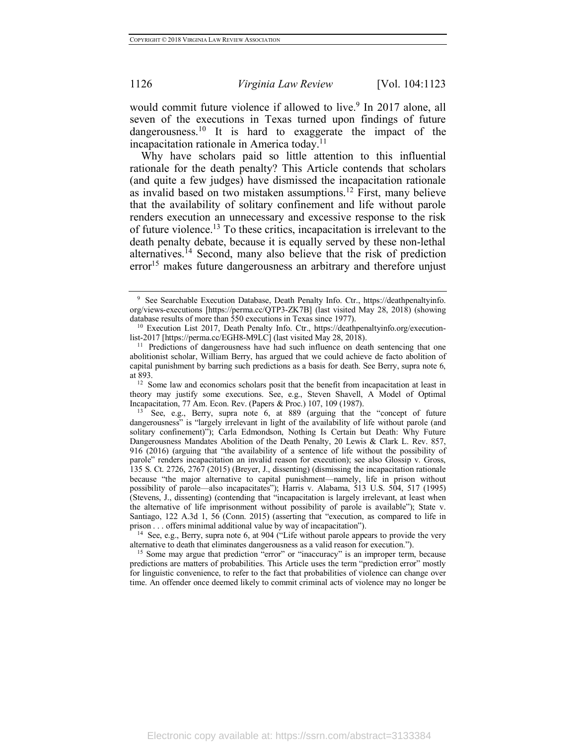would commit future violence if allowed to live.[9] In 2017 alone, all seven of the executions in Texas turned upon findings of future dangerousness.[10] It is hard to exaggerate the impact of the incapacitation rationale in America today.[11]

Why have scholars paid so little attention to this influential rationale for the death penalty? This Article contends that scholars (and quite a few judges) have dismissed the incapacitation rationale as invalid based on two mistaken assumptions.[12] First, many believe that the availability of solitary confinement and life without parole renders execution an unnecessary and excessive response to the risk of future violence.[13] To these critics, incapacitation is irrelevant to the death penalty debate, because it is equally served by these non-lethal alternatives.[14] Second, many also believe that the risk of prediction error[15] makes future dangerousness an arbitrary and therefore unjust

---

[9] See Searchable Execution Database, Death Penalty Info. Ctr., https://deathpenaltyinfo.org/views-executions [https://perma.cc/QTP3-ZK7B] (last visited May 28, 2018) (showing database results of more than 550 executions in Texas since 1977).

[10] Execution List 2017, Death Penalty Info. Ctr., https://deathpenaltyinfo.org/execution-list-2017 [https://perma.cc/EGH8-M9LC] (last visited May 28, 2018).

[11] Predictions of dangerousness have had such influence on death sentencing that one abolitionist scholar, William Berry, has argued that we could achieve de facto abolition of capital punishment by barring such predictions as a basis for death. See Berry, supra note 6, at 893.

[12] Some law and economics scholars posit that the benefit from incapacitation at least in theory may justify some executions. See, e.g., Steven Shavell, A Model of Optimal Incapacitation, 77 Am. Econ. Rev. (Papers & Proc.) 107, 109 (1987).

[13] See, e.g., Berry, supra note 6, at 889 (arguing that the "concept of future dangerousness" is "largely irrelevant in light of the availability of life without parole (and solitary confinement)"); Carla Edmondson, Nothing Is Certain but Death: Why Future Dangerousness Mandates Abolition of the Death Penalty, 20 Lewis & Clark L. Rev. 857, 916 (2016) (arguing that "the availability of a sentence of life without the possibility of parole" renders incapacitation an invalid reason for execution); see also Glossip v. Gross, 135 S. Ct. 2726, 2767 (2015) (Breyer, J., dissenting) (dismissing the incapacitation rationale because "the major alternative to capital punishment—namely, life in prison without possibility of parole—also incapacitates"); Harris v. Alabama, 513 U.S. 504, 517 (1995) (Stevens, J., dissenting) (contending that "incapacitation is largely irrelevant, at least when the alternative of life imprisonment without possibility of parole is available"); State v. Santiago, 122 A.3d 1, 56 (Conn. 2015) (asserting that "execution, as compared to life in prison . . . offers minimal additional value by way of incapacitation").

[14] See, e.g., Berry, supra note 6, at 904 ("Life without parole appears to provide the very alternative to death that eliminates dangerousness as a valid reason for execution.").

[15] Some may argue that prediction "error" or "inaccuracy" is an improper term, because predictions are matters of probabilities. This Article uses the term "prediction error" mostly for linguistic convenience, to refer to the fact that probabilities of violence can change over time. An offender once deemed likely to commit criminal acts of violence may no longer be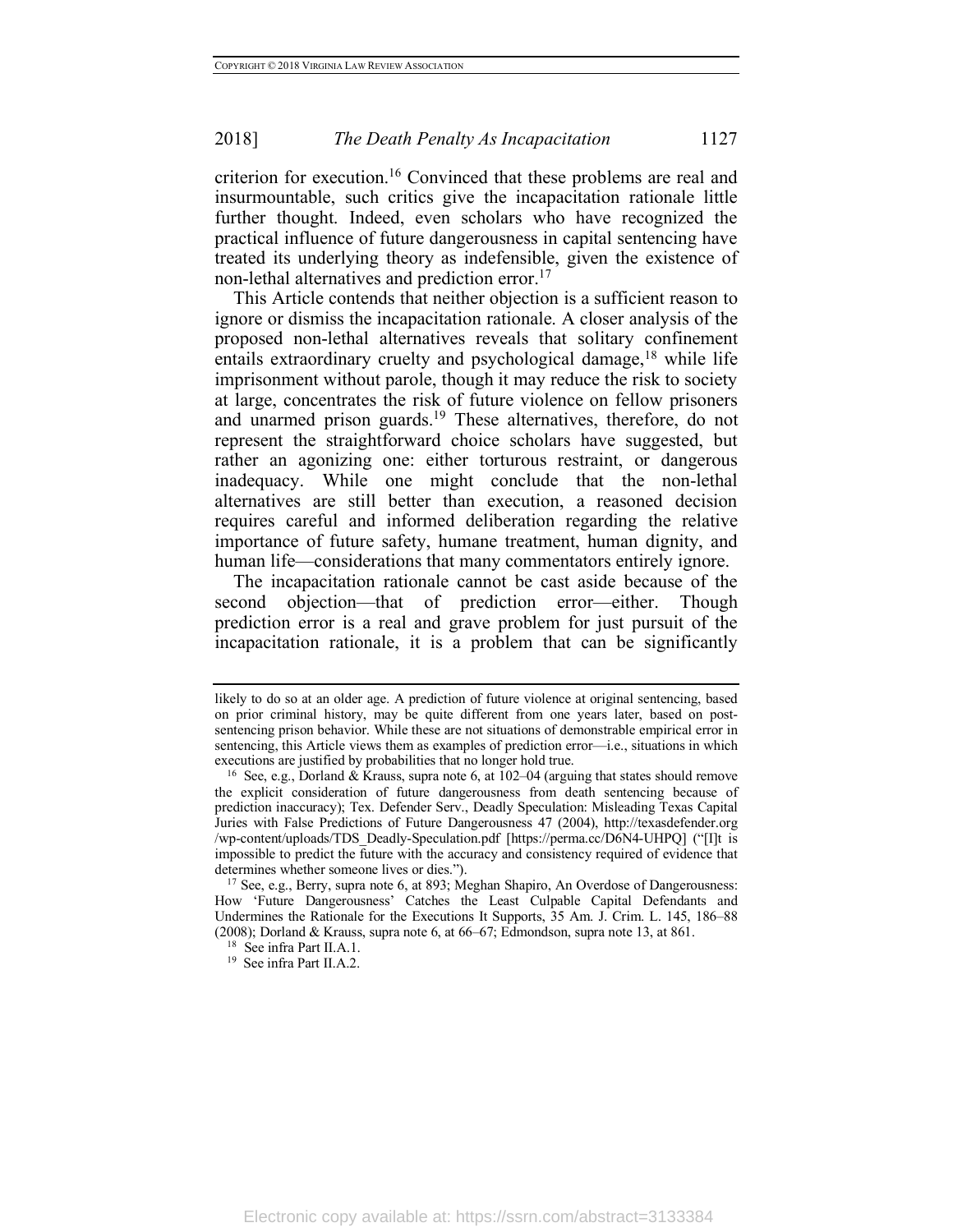criterion for execution.[16] Convinced that these problems are real and insurmountable, such critics give the incapacitation rationale little further thought. Indeed, even scholars who have recognized the practical influence of future dangerousness in capital sentencing have treated its underlying theory as indefensible, given the existence of non-lethal alternatives and prediction error.[17]

This Article contends that neither objection is a sufficient reason to ignore or dismiss the incapacitation rationale. A closer analysis of the proposed non-lethal alternatives reveals that solitary confinement entails extraordinary cruelty and psychological damage,[18] while life imprisonment without parole, though it may reduce the risk to society at large, concentrates the risk of future violence on fellow prisoners and unarmed prison guards.[19] These alternatives, therefore, do not represent the straightforward choice scholars have suggested, but rather an agonizing one: either torturous restraint, or dangerous inadequacy. While one might conclude that the non-lethal alternatives are still better than execution, a reasoned decision requires careful and informed deliberation regarding the relative importance of future safety, humane treatment, human dignity, and human life—considerations that many commentators entirely ignore.

The incapacitation rationale cannot be cast aside because of the second objection—that of prediction error—either. Though prediction error is a real and grave problem for just pursuit of the incapacitation rationale, it is a problem that can be significantly

---

likely to do so at an older age. A prediction of future violence at original sentencing, based on prior criminal history, may be quite different from one years later, based on post-sentencing prison behavior. While these are not situations of demonstrable empirical error in sentencing, this Article views them as examples of prediction error—i.e., situations in which executions are justified by probabilities that no longer hold true.

[16] See, e.g., Dorland & Krauss, supra note 6, at 102–04 (arguing that states should remove the explicit consideration of future dangerousness from death sentencing because of prediction inaccuracy); Tex. Defender Serv., Deadly Speculation: Misleading Texas Capital Juries with False Predictions of Future Dangerousness 47 (2004), http://texasdefender.org/wp-content/uploads/TDS_Deadly-Speculation.pdf [https://perma.cc/D6N4-UHPQ] ("[I]t is impossible to predict the future with the accuracy and consistency required of evidence that determines whether someone lives or dies.").

[17] See, e.g., Berry, supra note 6, at 893; Meghan Shapiro, An Overdose of Dangerousness: How 'Future Dangerousness' Catches the Least Culpable Capital Defendants and Undermines the Rationale for the Executions It Supports, 35 Am. J. Crim. L. 145, 186–88 (2008); Dorland & Krauss, supra note 6, at 66–67; Edmondson, supra note 13, at 861.

[18] See infra Part II.A.1.

[19] See infra Part II.A.2.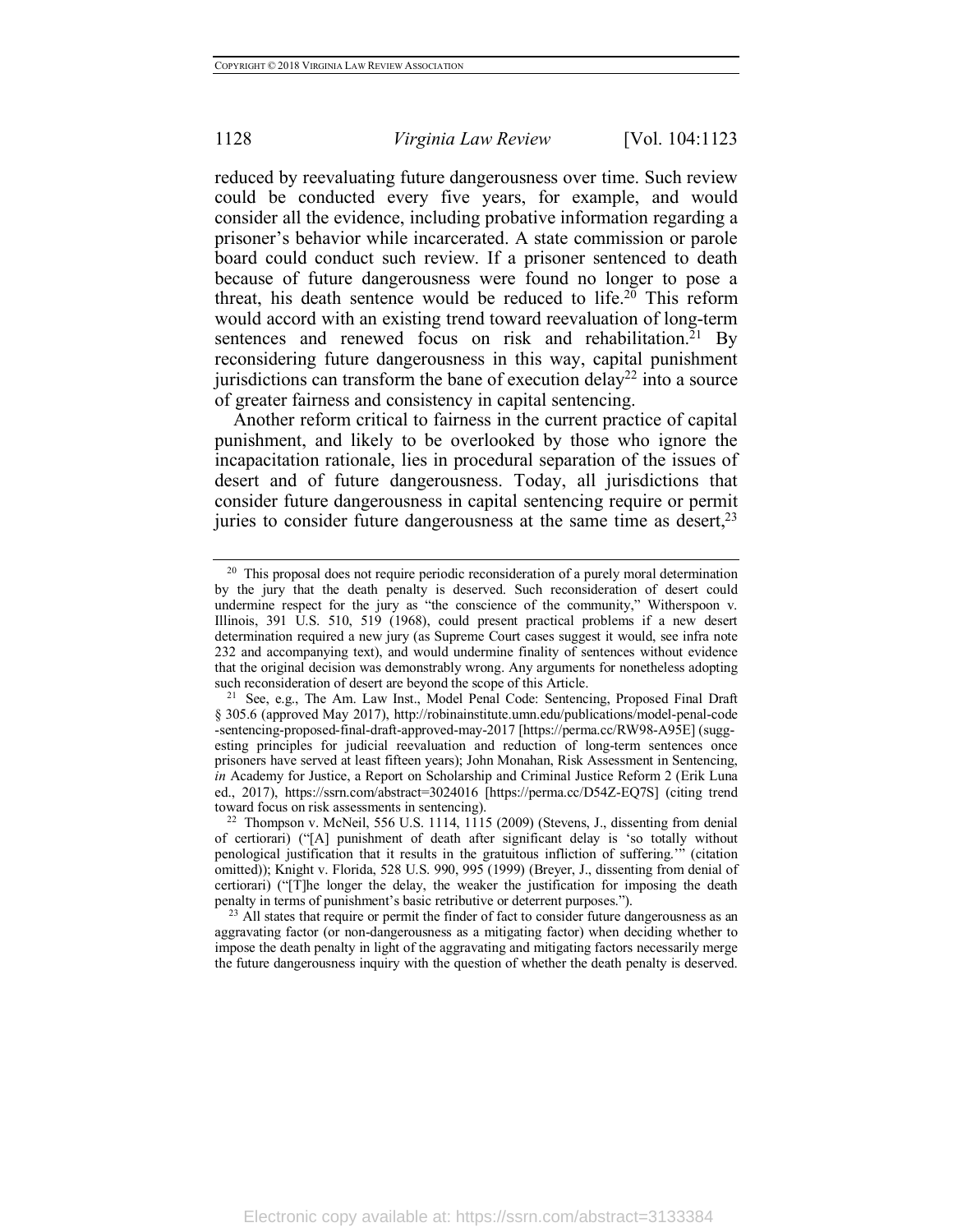reduced by reevaluating future dangerousness over time. Such review could be conducted every five years, for example, and would consider all the evidence, including probative information regarding a prisoner's behavior while incarcerated. A state commission or parole board could conduct such review. If a prisoner sentenced to death because of future dangerousness were found no longer to pose a threat, his death sentence would be reduced to life.[20] This reform would accord with an existing trend toward reevaluation of long-term sentences and renewed focus on risk and rehabilitation.[21] By reconsidering future dangerousness in this way, capital punishment jurisdictions can transform the bane of execution delay[22] into a source of greater fairness and consistency in capital sentencing.

Another reform critical to fairness in the current practice of capital punishment, and likely to be overlooked by those who ignore the incapacitation rationale, lies in procedural separation of the issues of desert and of future dangerousness. Today, all jurisdictions that consider future dangerousness in capital sentencing require or permit juries to consider future dangerousness at the same time as desert,[23]

---

[20] This proposal does not require periodic reconsideration of a purely moral determination by the jury that the death penalty is deserved. Such reconsideration of desert could undermine respect for the jury as "the conscience of the community," Witherspoon v. Illinois, 391 U.S. 510, 519 (1968), could present practical problems if a new desert determination required a new jury (as Supreme Court cases suggest it would, see infra note 232 and accompanying text), and would undermine finality of sentences without evidence that the original decision was demonstrably wrong. Any arguments for nonetheless adopting such reconsideration of desert are beyond the scope of this Article.

[21] See, e.g., The Am. Law Inst., Model Penal Code: Sentencing, Proposed Final Draft § 305.6 (approved May 2017), http://robinainstitute.umn.edu/publications/model-penal-code-sentencing-proposed-final-draft-approved-may-2017 [https://perma.cc/RW98-A95E] (suggesting principles for judicial reevaluation and reduction of long-term sentences once prisoners have served at least fifteen years); John Monahan, Risk Assessment in Sentencing, *in* Academy for Justice, a Report on Scholarship and Criminal Justice Reform 2 (Erik Luna ed., 2017), https://ssrn.com/abstract=3024016 [https://perma.cc/D54Z-EQ7S] (citing trend toward focus on risk assessments in sentencing).

[22] Thompson v. McNeil, 556 U.S. 1114, 1115 (2009) (Stevens, J., dissenting from denial of certiorari) ("[A] punishment of death after significant delay is 'so totally without penological justification that it results in the gratuitous infliction of suffering.'" (citation omitted)); Knight v. Florida, 528 U.S. 990, 995 (1999) (Breyer, J., dissenting from denial of certiorari) ("[T]he longer the delay, the weaker the justification for imposing the death penalty in terms of punishment's basic retributive or deterrent purposes.").

[23] All states that require or permit the finder of fact to consider future dangerousness as an aggravating factor (or non-dangerousness as a mitigating factor) when deciding whether to impose the death penalty in light of the aggravating and mitigating factors necessarily merge the future dangerousness inquiry with the question of whether the death penalty is deserved.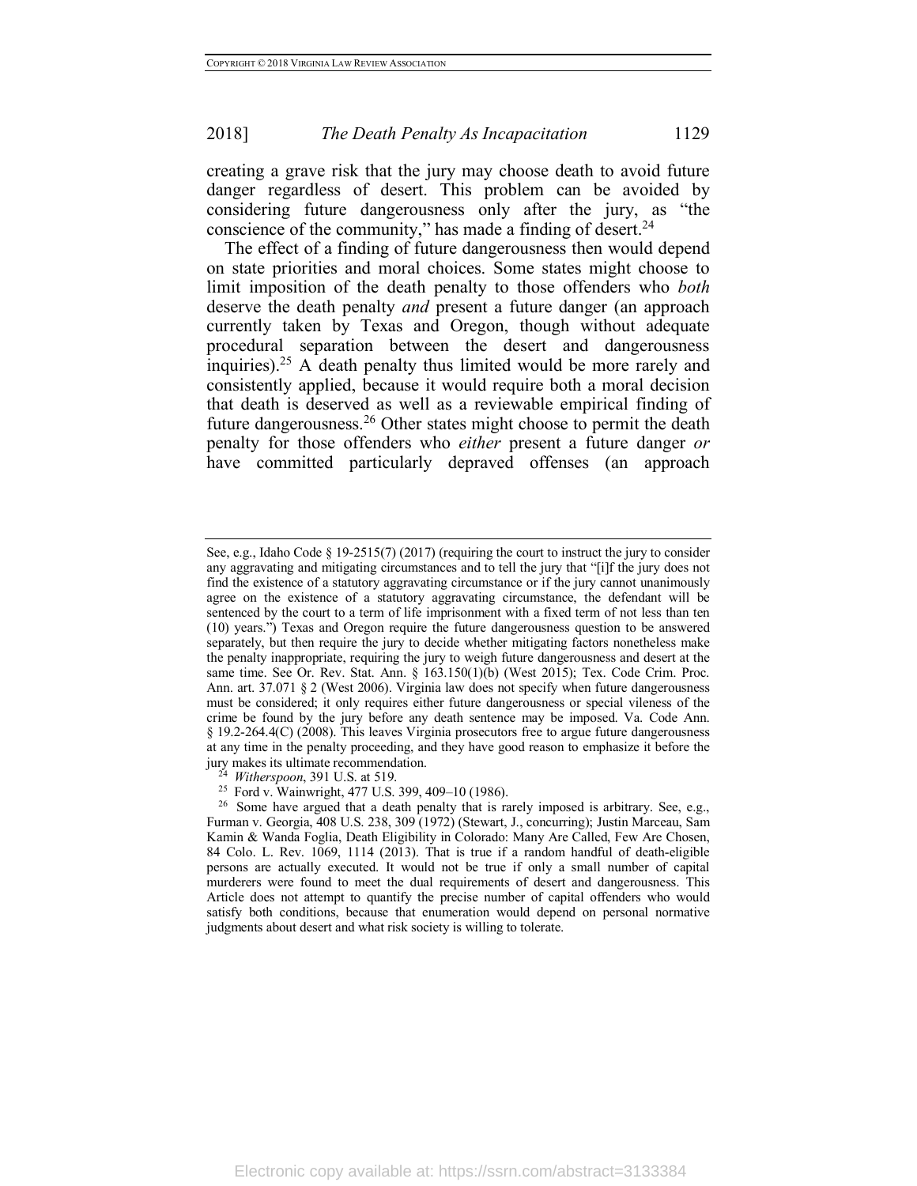creating a grave risk that the jury may choose death to avoid future danger regardless of desert. This problem can be avoided by considering future dangerousness only after the jury, as "the conscience of the community," has made a finding of desert.[24]

The effect of a finding of future dangerousness then would depend on state priorities and moral choices. Some states might choose to limit imposition of the death penalty to those offenders who *both* deserve the death penalty *and* present a future danger (an approach currently taken by Texas and Oregon, though without adequate procedural separation between the desert and dangerousness inquiries).[25] A death penalty thus limited would be more rarely and consistently applied, because it would require both a moral decision that death is deserved as well as a reviewable empirical finding of future dangerousness.[26] Other states might choose to permit the death penalty for those offenders who *either* present a future danger *or* have committed particularly depraved offenses (an approach

---

See, e.g., Idaho Code § 19-2515(7) (2017) (requiring the court to instruct the jury to consider any aggravating and mitigating circumstances and to tell the jury that "[i]f the jury does not find the existence of a statutory aggravating circumstance or if the jury cannot unanimously agree on the existence of a statutory aggravating circumstance, the defendant will be sentenced by the court to a term of life imprisonment with a fixed term of not less than ten (10) years.") Texas and Oregon require the future dangerousness question to be answered separately, but then require the jury to decide whether mitigating factors nonetheless make the penalty inappropriate, requiring the jury to weigh future dangerousness and desert at the same time. See Or. Rev. Stat. Ann. § 163.150(1)(b) (West 2015); Tex. Code Crim. Proc. Ann. art. 37.071 § 2 (West 2006). Virginia law does not specify when future dangerousness must be considered; it only requires either future dangerousness or special vileness of the crime be found by the jury before any death sentence may be imposed. Va. Code Ann. § 19.2-264.4(C) (2008). This leaves Virginia prosecutors free to argue future dangerousness at any time in the penalty proceeding, and they have good reason to emphasize it before the jury makes its ultimate recommendation.

[24] *Witherspoon*, 391 U.S. at 519.

[25] Ford v. Wainwright, 477 U.S. 399, 409–10 (1986).

[26] Some have argued that a death penalty that is rarely imposed is arbitrary. See, e.g., Furman v. Georgia, 408 U.S. 238, 309 (1972) (Stewart, J., concurring); Justin Marceau, Sam Kamin & Wanda Foglia, Death Eligibility in Colorado: Many Are Called, Few Are Chosen, 84 Colo. L. Rev. 1069, 1114 (2013). That is true if a random handful of death-eligible persons are actually executed. It would not be true if only a small number of capital murderers were found to meet the dual requirements of desert and dangerousness. This Article does not attempt to quantify the precise number of capital offenders who would satisfy both conditions, because that enumeration would depend on personal normative judgments about desert and what risk society is willing to tolerate.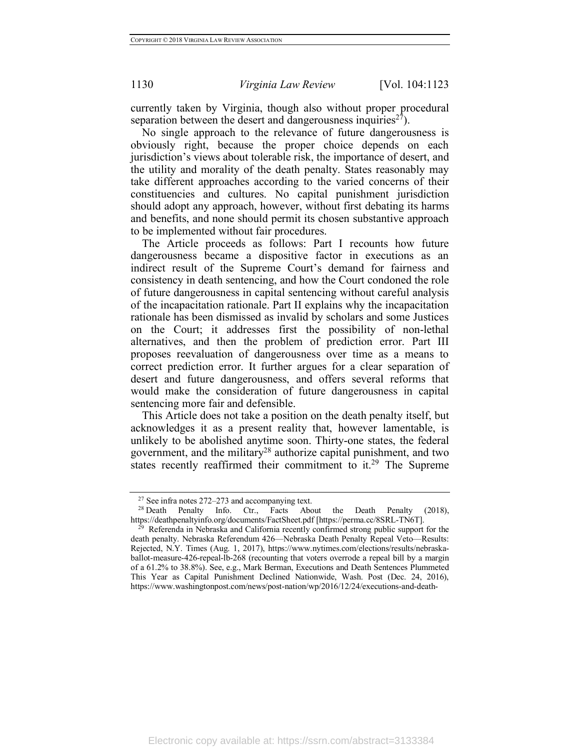currently taken by Virginia, though also without proper procedural separation between the desert and dangerousness inquiries[27]).

No single approach to the relevance of future dangerousness is obviously right, because the proper choice depends on each jurisdiction's views about tolerable risk, the importance of desert, and the utility and morality of the death penalty. States reasonably may take different approaches according to the varied concerns of their constituencies and cultures. No capital punishment jurisdiction should adopt any approach, however, without first debating its harms and benefits, and none should permit its chosen substantive approach to be implemented without fair procedures.

The Article proceeds as follows: Part I recounts how future dangerousness became a dispositive factor in executions as an indirect result of the Supreme Court's demand for fairness and consistency in death sentencing, and how the Court condoned the role of future dangerousness in capital sentencing without careful analysis of the incapacitation rationale. Part II explains why the incapacitation rationale has been dismissed as invalid by scholars and some Justices on the Court; it addresses first the possibility of non-lethal alternatives, and then the problem of prediction error. Part III proposes reevaluation of dangerousness over time as a means to correct prediction error. It further argues for a clear separation of desert and future dangerousness, and offers several reforms that would make the consideration of future dangerousness in capital sentencing more fair and defensible.

This Article does not take a position on the death penalty itself, but acknowledges it as a present reality that, however lamentable, is unlikely to be abolished anytime soon. Thirty-one states, the federal government, and the military[28] authorize capital punishment, and two states recently reaffirmed their commitment to it.[29] The Supreme

[27] See infra notes 272–273 and accompanying text.

[28] Death Penalty Info. Ctr., Facts About the Death Penalty (2018), https://deathpenaltyinfo.org/documents/FactSheet.pdf [https://perma.cc/8SRL-TN6T].

[29] Referenda in Nebraska and California recently confirmed strong public support for the death penalty. Nebraska Referendum 426—Nebraska Death Penalty Repeal Veto—Results: Rejected, N.Y. Times (Aug. 1, 2017), https://www.nytimes.com/elections/results/nebraska-ballot-measure-426-repeal-lb-268 (recounting that voters overrode a repeal bill by a margin of a 61.2% to 38.8%). See, e.g., Mark Berman, Executions and Death Sentences Plummeted This Year as Capital Punishment Declined Nationwide, Wash. Post (Dec. 24, 2016), https://www.washingtonpost.com/news/post-nation/wp/2016/12/24/executions-and-death-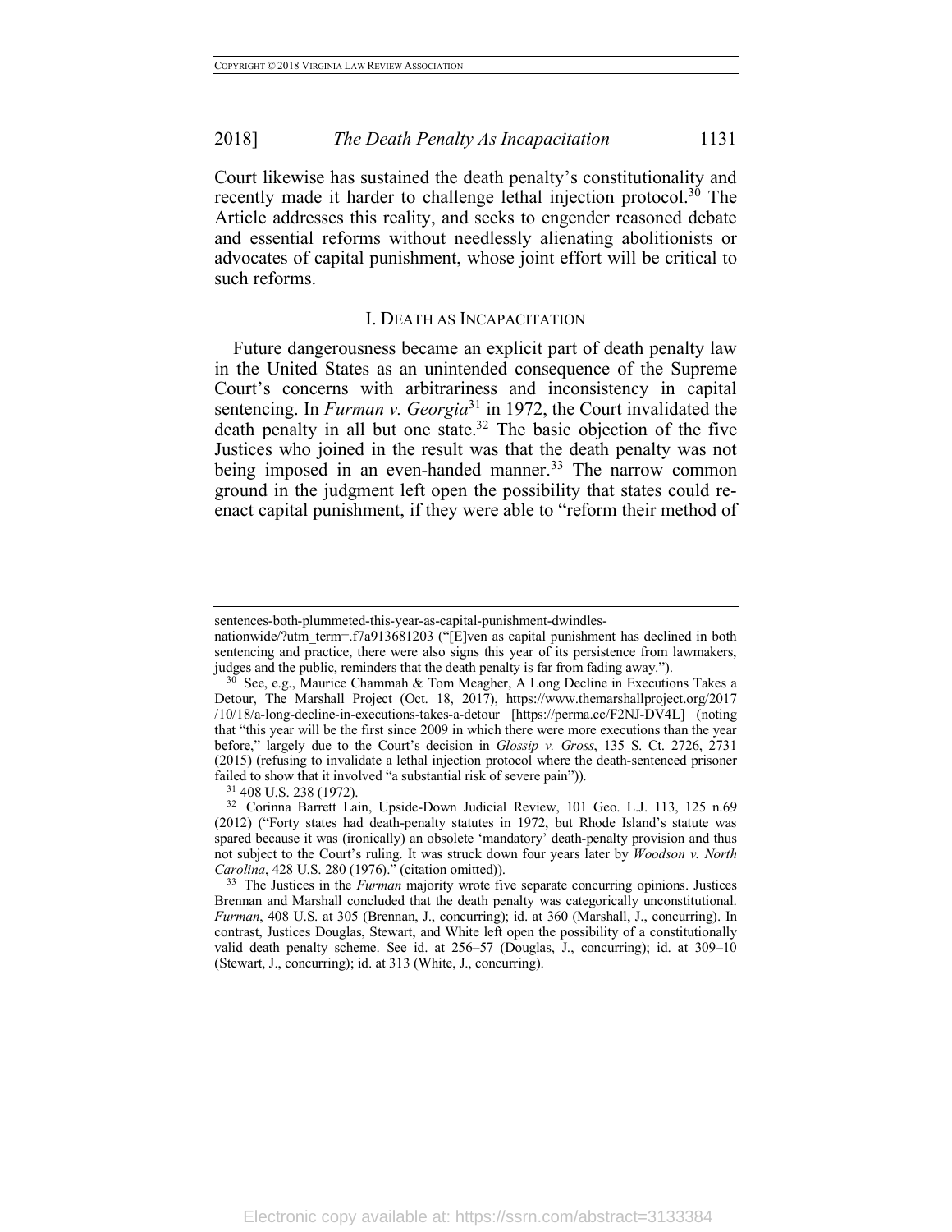Court likewise has sustained the death penalty's constitutionality and recently made it harder to challenge lethal injection protocol.[30] The Article addresses this reality, and seeks to engender reasoned debate and essential reforms without needlessly alienating abolitionists or advocates of capital punishment, whose joint effort will be critical to such reforms.

## I. DEATH AS INCAPACITATION

Future dangerousness became an explicit part of death penalty law in the United States as an unintended consequence of the Supreme Court's concerns with arbitrariness and inconsistency in capital sentencing. In *Furman v. Georgia*[31] in 1972, the Court invalidated the death penalty in all but one state.[32] The basic objection of the five Justices who joined in the result was that the death penalty was not being imposed in an even-handed manner.[33] The narrow common ground in the judgment left open the possibility that states could re-enact capital punishment, if they were able to "reform their method of

---

sentences-both-plummeted-this-year-as-capital-punishment-dwindles-nationwide/?utm_term=.f7a913681203 ("[E]ven as capital punishment has declined in both sentencing and practice, there were also signs this year of its persistence from lawmakers, judges and the public, reminders that the death penalty is far from fading away.").

[30] See, e.g., Maurice Chammah & Tom Meagher, A Long Decline in Executions Takes a Detour, The Marshall Project (Oct. 18, 2017), https://www.themarshallproject.org/2017/10/18/a-long-decline-in-executions-takes-a-detour [https://perma.cc/F2NJ-DV4L] (noting that "this year will be the first since 2009 in which there were more executions than the year before," largely due to the Court's decision in *Glossip v. Gross*, 135 S. Ct. 2726, 2731 (2015) (refusing to invalidate a lethal injection protocol where the death-sentenced prisoner failed to show that it involved "a substantial risk of severe pain")).

[31] 408 U.S. 238 (1972).

[32] Corinna Barrett Lain, Upside-Down Judicial Review, 101 Geo. L.J. 113, 125 n.69 (2012) ("Forty states had death-penalty statutes in 1972, but Rhode Island's statute was spared because it was (ironically) an obsolete 'mandatory' death-penalty provision and thus not subject to the Court's ruling. It was struck down four years later by *Woodson v. North Carolina*, 428 U.S. 280 (1976)." (citation omitted)).

[33] The Justices in the *Furman* majority wrote five separate concurring opinions. Justices Brennan and Marshall concluded that the death penalty was categorically unconstitutional. *Furman*, 408 U.S. at 305 (Brennan, J., concurring); id. at 360 (Marshall, J., concurring). In contrast, Justices Douglas, Stewart, and White left open the possibility of a constitutionally valid death penalty scheme. See id. at 256–57 (Douglas, J., concurring); id. at 309–10 (Stewart, J., concurring); id. at 313 (White, J., concurring).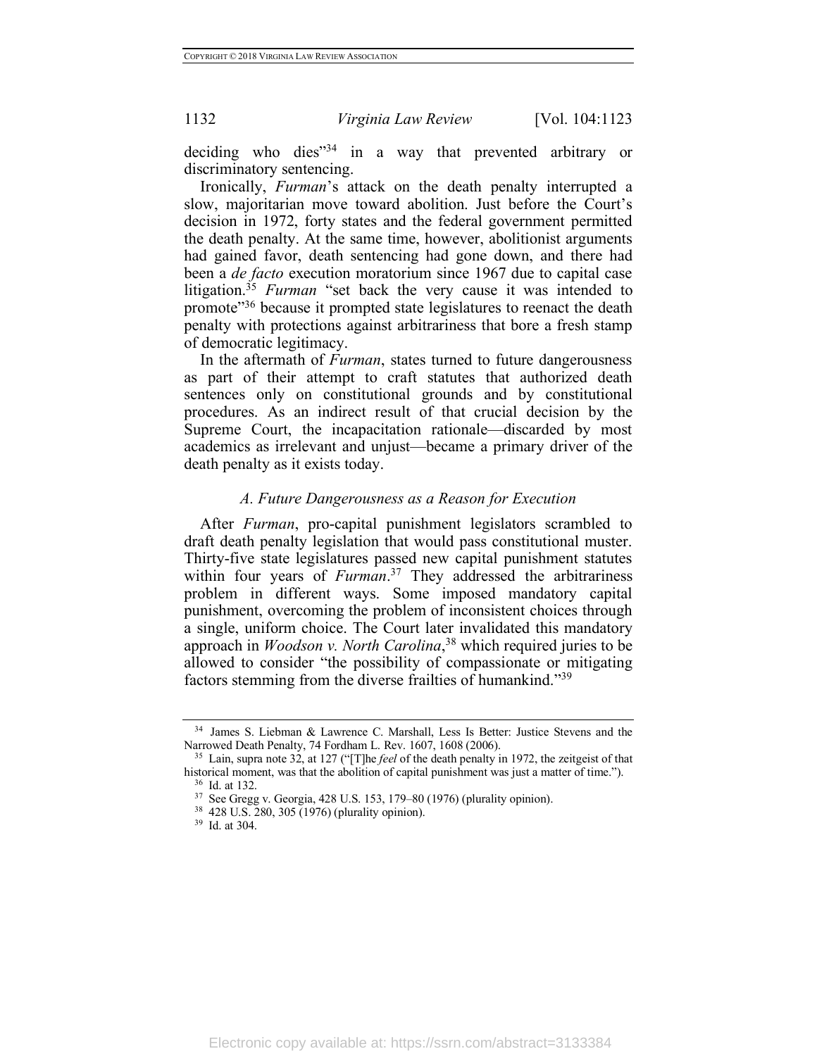deciding who dies"[34] in a way that prevented arbitrary or discriminatory sentencing.

Ironically, *Furman*'s attack on the death penalty interrupted a slow, majoritarian move toward abolition. Just before the Court's decision in 1972, forty states and the federal government permitted the death penalty. At the same time, however, abolitionist arguments had gained favor, death sentencing had gone down, and there had been a *de facto* execution moratorium since 1967 due to capital case litigation.[35] *Furman* "set back the very cause it was intended to promote"[36] because it prompted state legislatures to reenact the death penalty with protections against arbitrariness that bore a fresh stamp of democratic legitimacy.

In the aftermath of *Furman*, states turned to future dangerousness as part of their attempt to craft statutes that authorized death sentences only on constitutional grounds and by constitutional procedures. As an indirect result of that crucial decision by the Supreme Court, the incapacitation rationale—discarded by most academics as irrelevant and unjust—became a primary driver of the death penalty as it exists today.

### *A. Future Dangerousness as a Reason for Execution*

After *Furman*, pro-capital punishment legislators scrambled to draft death penalty legislation that would pass constitutional muster. Thirty-five state legislatures passed new capital punishment statutes within four years of *Furman*.[37] They addressed the arbitrariness problem in different ways. Some imposed mandatory capital punishment, overcoming the problem of inconsistent choices through a single, uniform choice. The Court later invalidated this mandatory approach in *Woodson v. North Carolina*,[38] which required juries to be allowed to consider "the possibility of compassionate or mitigating factors stemming from the diverse frailties of humankind."[39]

---

[34] James S. Liebman & Lawrence C. Marshall, Less Is Better: Justice Stevens and the Narrowed Death Penalty, 74 Fordham L. Rev. 1607, 1608 (2006).

[35] Lain, supra note 32, at 127 ("[T]he *feel* of the death penalty in 1972, the zeitgeist of that historical moment, was that the abolition of capital punishment was just a matter of time.").

[36] Id. at 132.

[37] See Gregg v. Georgia, 428 U.S. 153, 179–80 (1976) (plurality opinion).

[38] 428 U.S. 280, 305 (1976) (plurality opinion).

[39] Id. at 304.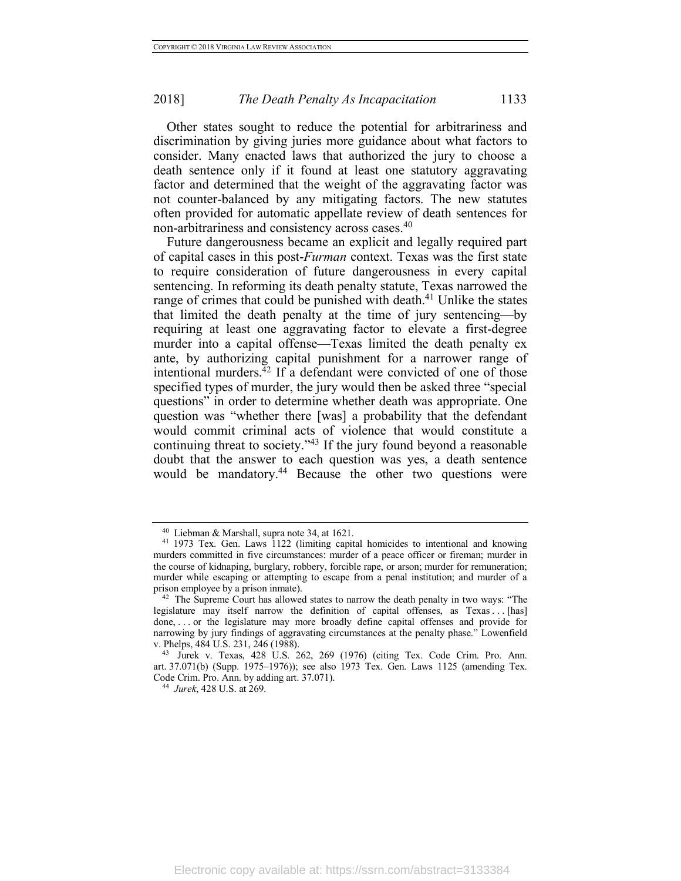Other states sought to reduce the potential for arbitrariness and discrimination by giving juries more guidance about what factors to consider. Many enacted laws that authorized the jury to choose a death sentence only if it found at least one statutory aggravating factor and determined that the weight of the aggravating factor was not counter-balanced by any mitigating factors. The new statutes often provided for automatic appellate review of death sentences for non-arbitrariness and consistency across cases.[40]

Future dangerousness became an explicit and legally required part of capital cases in this post-*Furman* context. Texas was the first state to require consideration of future dangerousness in every capital sentencing. In reforming its death penalty statute, Texas narrowed the range of crimes that could be punished with death.[41] Unlike the states that limited the death penalty at the time of jury sentencing—by requiring at least one aggravating factor to elevate a first-degree murder into a capital offense—Texas limited the death penalty ex ante, by authorizing capital punishment for a narrower range of intentional murders.[42] If a defendant were convicted of one of those specified types of murder, the jury would then be asked three "special questions" in order to determine whether death was appropriate. One question was "whether there [was] a probability that the defendant would commit criminal acts of violence that would constitute a continuing threat to society."[43] If the jury found beyond a reasonable doubt that the answer to each question was yes, a death sentence would be mandatory.[44] Because the other two questions were

---

[40] Liebman & Marshall, supra note 34, at 1621.

[41] 1973 Tex. Gen. Laws 1122 (limiting capital homicides to intentional and knowing murders committed in five circumstances: murder of a peace officer or fireman; murder in the course of kidnaping, burglary, robbery, forcible rape, or arson; murder for remuneration; murder while escaping or attempting to escape from a penal institution; and murder of a prison employee by a prison inmate).

[42] The Supreme Court has allowed states to narrow the death penalty in two ways: "The legislature may itself narrow the definition of capital offenses, as Texas . . . [has] done, . . . or the legislature may more broadly define capital offenses and provide for narrowing by jury findings of aggravating circumstances at the penalty phase." Lowenfield v. Phelps, 484 U.S. 231, 246 (1988).

[43] Jurek v. Texas, 428 U.S. 262, 269 (1976) (citing Tex. Code Crim. Pro. Ann. art. 37.071(b) (Supp. 1975–1976)); see also 1973 Tex. Gen. Laws 1125 (amending Tex. Code Crim. Pro. Ann. by adding art. 37.071).

[44] *Jurek*, 428 U.S. at 269.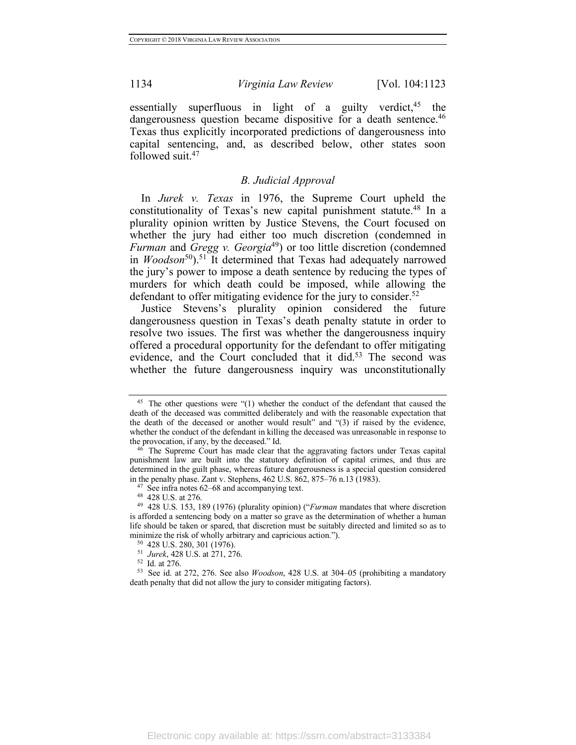essentially superfluous in light of a guilty verdict,[45] the dangerousness question became dispositive for a death sentence.[46] Texas thus explicitly incorporated predictions of dangerousness into capital sentencing, and, as described below, other states soon followed suit.[47]

### *B. Judicial Approval*

In *Jurek v. Texas* in 1976, the Supreme Court upheld the constitutionality of Texas's new capital punishment statute.[48] In a plurality opinion written by Justice Stevens, the Court focused on whether the jury had either too much discretion (condemned in *Furman* and *Gregg v. Georgia*[49]) or too little discretion (condemned in *Woodson*[50]).[51] It determined that Texas had adequately narrowed the jury's power to impose a death sentence by reducing the types of murders for which death could be imposed, while allowing the defendant to offer mitigating evidence for the jury to consider.[52]

Justice Stevens's plurality opinion considered the future dangerousness question in Texas's death penalty statute in order to resolve two issues. The first was whether the dangerousness inquiry offered a procedural opportunity for the defendant to offer mitigating evidence, and the Court concluded that it did.[53] The second was whether the future dangerousness inquiry was unconstitutionally

---

[45] The other questions were "(1) whether the conduct of the defendant that caused the death of the deceased was committed deliberately and with the reasonable expectation that the death of the deceased or another would result" and "(3) if raised by the evidence, whether the conduct of the defendant in killing the deceased was unreasonable in response to the provocation, if any, by the deceased." Id.

[46] The Supreme Court has made clear that the aggravating factors under Texas capital punishment law are built into the statutory definition of capital crimes, and thus are determined in the guilt phase, whereas future dangerousness is a special question considered in the penalty phase. Zant v. Stephens, 462 U.S. 862, 875–76 n.13 (1983).

[47] See infra notes 62–68 and accompanying text.

[48] 428 U.S. at 276.

[49] 428 U.S. 153, 189 (1976) (plurality opinion) ("*Furman* mandates that where discretion is afforded a sentencing body on a matter so grave as the determination of whether a human life should be taken or spared, that discretion must be suitably directed and limited so as to minimize the risk of wholly arbitrary and capricious action.").

[50] 428 U.S. 280, 301 (1976).

[51] *Jurek*, 428 U.S. at 271, 276.

[52] Id. at 276.

[53] See id. at 272, 276. See also *Woodson*, 428 U.S. at 304–05 (prohibiting a mandatory death penalty that did not allow the jury to consider mitigating factors).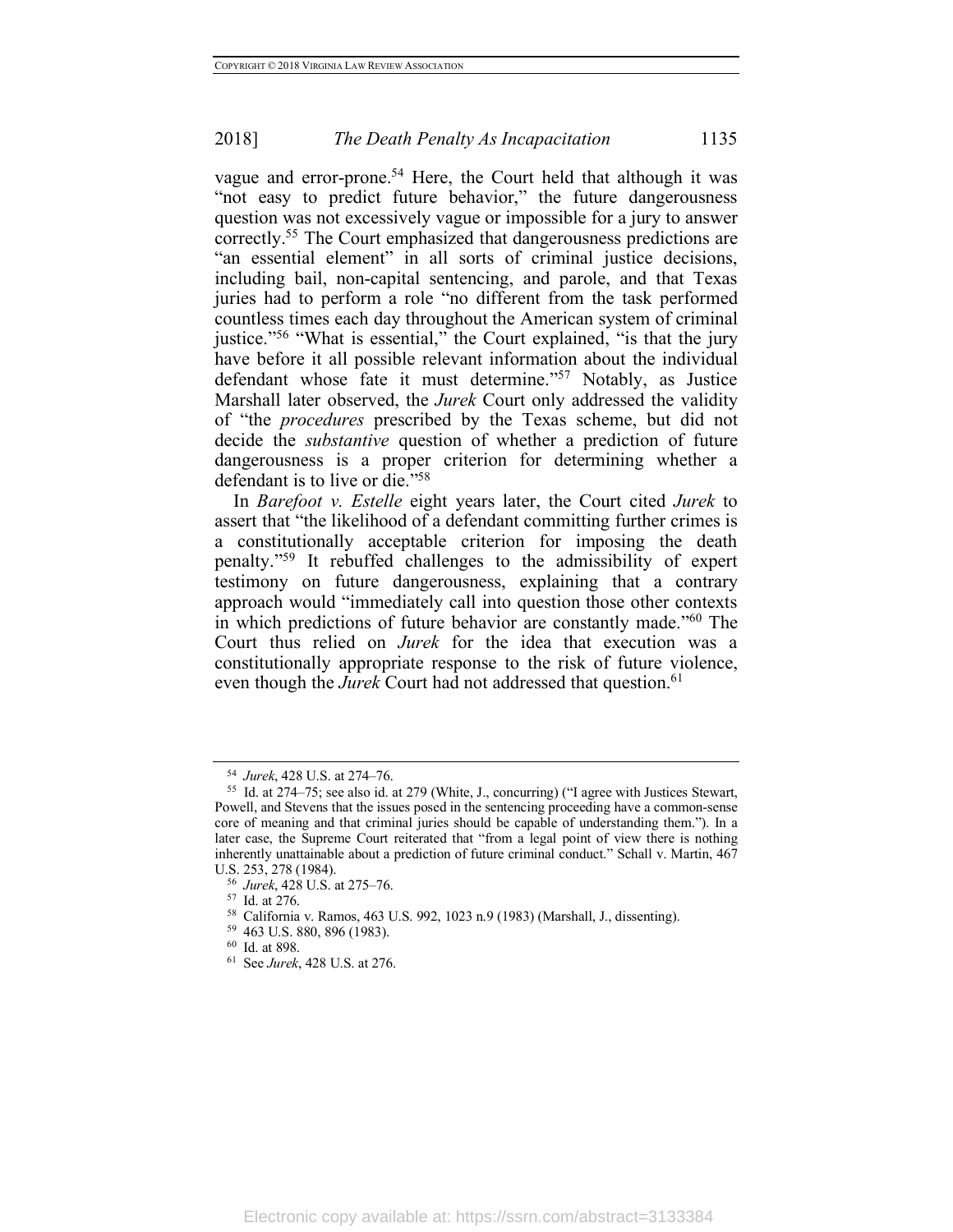vague and error-prone.[54] Here, the Court held that although it was "not easy to predict future behavior," the future dangerousness question was not excessively vague or impossible for a jury to answer correctly.[55] The Court emphasized that dangerousness predictions are "an essential element" in all sorts of criminal justice decisions, including bail, non-capital sentencing, and parole, and that Texas juries had to perform a role "no different from the task performed countless times each day throughout the American system of criminal justice."[56] "What is essential," the Court explained, "is that the jury have before it all possible relevant information about the individual defendant whose fate it must determine."[57] Notably, as Justice Marshall later observed, the *Jurek* Court only addressed the validity of "the *procedures* prescribed by the Texas scheme, but did not decide the *substantive* question of whether a prediction of future dangerousness is a proper criterion for determining whether a defendant is to live or die."[58]

In *Barefoot v. Estelle* eight years later, the Court cited *Jurek* to assert that "the likelihood of a defendant committing further crimes is a constitutionally acceptable criterion for imposing the death penalty."[59] It rebuffed challenges to the admissibility of expert testimony on future dangerousness, explaining that a contrary approach would "immediately call into question those other contexts in which predictions of future behavior are constantly made."[60] The Court thus relied on *Jurek* for the idea that execution was a constitutionally appropriate response to the risk of future violence, even though the *Jurek* Court had not addressed that question.[61]

---

[54] *Jurek*, 428 U.S. at 274–76.

[55] Id. at 274–75; see also id. at 279 (White, J., concurring) ("I agree with Justices Stewart, Powell, and Stevens that the issues posed in the sentencing proceeding have a common-sense core of meaning and that criminal juries should be capable of understanding them."). In a later case, the Supreme Court reiterated that "from a legal point of view there is nothing inherently unattainable about a prediction of future criminal conduct." Schall v. Martin, 467 U.S. 253, 278 (1984).

[56] *Jurek*, 428 U.S. at 275–76.

[57] Id. at 276.

[58] California v. Ramos, 463 U.S. 992, 1023 n.9 (1983) (Marshall, J., dissenting).

[59] 463 U.S. 880, 896 (1983).

[60] Id. at 898.

[61] See *Jurek*, 428 U.S. at 276.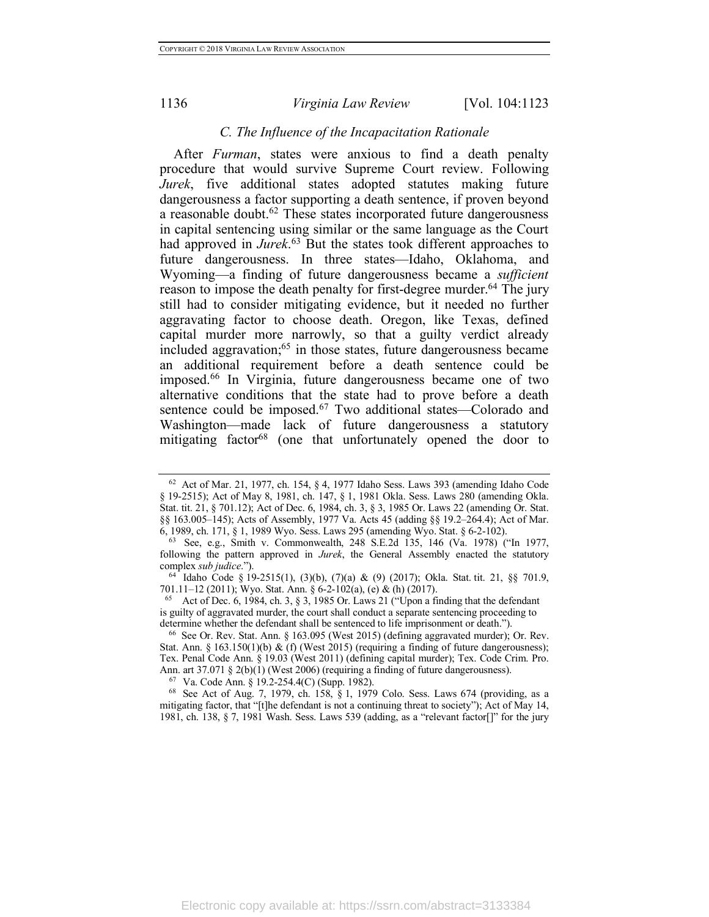### C. The Influence of the Incapacitation Rationale

After *Furman*, states were anxious to find a death penalty procedure that would survive Supreme Court review. Following *Jurek*, five additional states adopted statutes making future dangerousness a factor supporting a death sentence, if proven beyond a reasonable doubt.[62] These states incorporated future dangerousness in capital sentencing using similar or the same language as the Court had approved in *Jurek*.[63] But the states took different approaches to future dangerousness. In three states—Idaho, Oklahoma, and Wyoming—a finding of future dangerousness became a *sufficient* reason to impose the death penalty for first-degree murder.[64] The jury still had to consider mitigating evidence, but it needed no further aggravating factor to choose death. Oregon, like Texas, defined capital murder more narrowly, so that a guilty verdict already included aggravation;[65] in those states, future dangerousness became an additional requirement before a death sentence could be imposed.[66] In Virginia, future dangerousness became one of two alternative conditions that the state had to prove before a death sentence could be imposed.[67] Two additional states—Colorado and Washington—made lack of future dangerousness a statutory mitigating factor[68] (one that unfortunately opened the door to

---

[62] Act of Mar. 21, 1977, ch. 154, § 4, 1977 Idaho Sess. Laws 393 (amending Idaho Code § 19-2515); Act of May 8, 1981, ch. 147, § 1, 1981 Okla. Sess. Laws 280 (amending Okla. Stat. tit. 21, § 701.12); Act of Dec. 6, 1984, ch. 3, § 3, 1985 Or. Laws 22 (amending Or. Stat. §§ 163.005–145); Acts of Assembly, 1977 Va. Acts 45 (adding §§ 19.2–264.4); Act of Mar. 6, 1989, ch. 171, § 1, 1989 Wyo. Sess. Laws 295 (amending Wyo. Stat. § 6-2-102).

[63] See, e.g., Smith v. Commonwealth, 248 S.E.2d 135, 146 (Va. 1978) ("In 1977, following the pattern approved in *Jurek*, the General Assembly enacted the statutory complex *sub judice*.").

[64] Idaho Code § 19-2515(1), (3)(b), (7)(a) & (9) (2017); Okla. Stat. tit. 21, §§ 701.9, 701.11–12 (2011); Wyo. Stat. Ann. § 6-2-102(a), (e) & (h) (2017).

[65] Act of Dec. 6, 1984, ch. 3, § 3, 1985 Or. Laws 21 ("Upon a finding that the defendant is guilty of aggravated murder, the court shall conduct a separate sentencing proceeding to determine whether the defendant shall be sentenced to life imprisonment or death.").

[66] See Or. Rev. Stat. Ann. § 163.095 (West 2015) (defining aggravated murder); Or. Rev. Stat. Ann. § 163.150(1)(b) & (f) (West 2015) (requiring a finding of future dangerousness); Tex. Penal Code Ann. § 19.03 (West 2011) (defining capital murder); Tex. Code Crim. Pro. Ann. art 37.071 § 2(b)(1) (West 2006) (requiring a finding of future dangerousness).

[67] Va. Code Ann. § 19.2-254.4(C) (Supp. 1982).

[68] See Act of Aug. 7, 1979, ch. 158, § 1, 1979 Colo. Sess. Laws 674 (providing, as a mitigating factor, that "[t]he defendant is not a continuing threat to society"); Act of May 14, 1981, ch. 138, § 7, 1981 Wash. Sess. Laws 539 (adding, as a "relevant factor[]" for the jury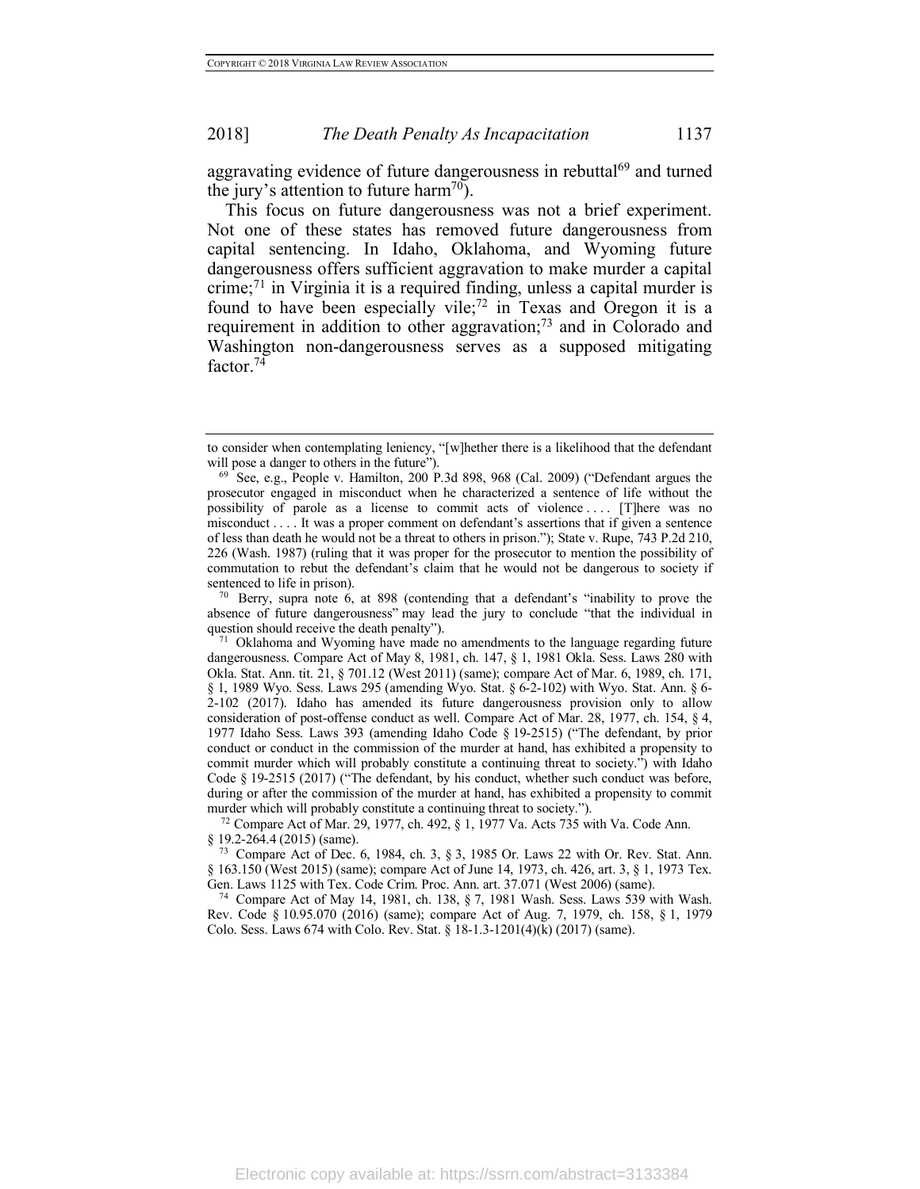aggravating evidence of future dangerousness in rebuttal[69] and turned the jury's attention to future harm[70]).

This focus on future dangerousness was not a brief experiment. Not one of these states has removed future dangerousness from capital sentencing. In Idaho, Oklahoma, and Wyoming future dangerousness offers sufficient aggravation to make murder a capital crime;[71] in Virginia it is a required finding, unless a capital murder is found to have been especially vile;[72] in Texas and Oregon it is a requirement in addition to other aggravation;[73] and in Colorado and Washington non-dangerousness serves as a supposed mitigating factor.[74]

---

to consider when contemplating leniency, "[w]hether there is a likelihood that the defendant will pose a danger to others in the future").

[69] See, e.g., People v. Hamilton, 200 P.3d 898, 968 (Cal. 2009) ("Defendant argues the prosecutor engaged in misconduct when he characterized a sentence of life without the possibility of parole as a license to commit acts of violence . . . . [T]here was no misconduct . . . . It was a proper comment on defendant's assertions that if given a sentence of less than death he would not be a threat to others in prison."); State v. Rupe, 743 P.2d 210, 226 (Wash. 1987) (ruling that it was proper for the prosecutor to mention the possibility of commutation to rebut the defendant's claim that he would not be dangerous to society if sentenced to life in prison).

[70] Berry, supra note 6, at 898 (contending that a defendant's "inability to prove the absence of future dangerousness" may lead the jury to conclude "that the individual in question should receive the death penalty").

[71] Oklahoma and Wyoming have made no amendments to the language regarding future dangerousness. Compare Act of May 8, 1981, ch. 147, § 1, 1981 Okla. Sess. Laws 280 with Okla. Stat. Ann. tit. 21, § 701.12 (West 2011) (same); compare Act of Mar. 6, 1989, ch. 171, § 1, 1989 Wyo. Sess. Laws 295 (amending Wyo. Stat. § 6-2-102) with Wyo. Stat. Ann. § 6-2-102 (2017). Idaho has amended its future dangerousness provision only to allow consideration of post-offense conduct as well. Compare Act of Mar. 28, 1977, ch. 154, § 4, 1977 Idaho Sess. Laws 393 (amending Idaho Code § 19-2515) ("The defendant, by prior conduct or conduct in the commission of the murder at hand, has exhibited a propensity to commit murder which will probably constitute a continuing threat to society.") with Idaho Code § 19-2515 (2017) ("The defendant, by his conduct, whether such conduct was before, during or after the commission of the murder at hand, has exhibited a propensity to commit murder which will probably constitute a continuing threat to society.").

[72] Compare Act of Mar. 29, 1977, ch. 492, § 1, 1977 Va. Acts 735 with Va. Code Ann. § 19.2-264.4 (2015) (same).

[73] Compare Act of Dec. 6, 1984, ch. 3, § 3, 1985 Or. Laws 22 with Or. Rev. Stat. Ann. § 163.150 (West 2015) (same); compare Act of June 14, 1973, ch. 426, art. 3, § 1, 1973 Tex. Gen. Laws 1125 with Tex. Code Crim. Proc. Ann. art. 37.071 (West 2006) (same).

[74] Compare Act of May 14, 1981, ch. 138, § 7, 1981 Wash. Sess. Laws 539 with Wash. Rev. Code § 10.95.070 (2016) (same); compare Act of Aug. 7, 1979, ch. 158, § 1, 1979 Colo. Sess. Laws 674 with Colo. Rev. Stat. § 18-1.3-1201(4)(k) (2017) (same).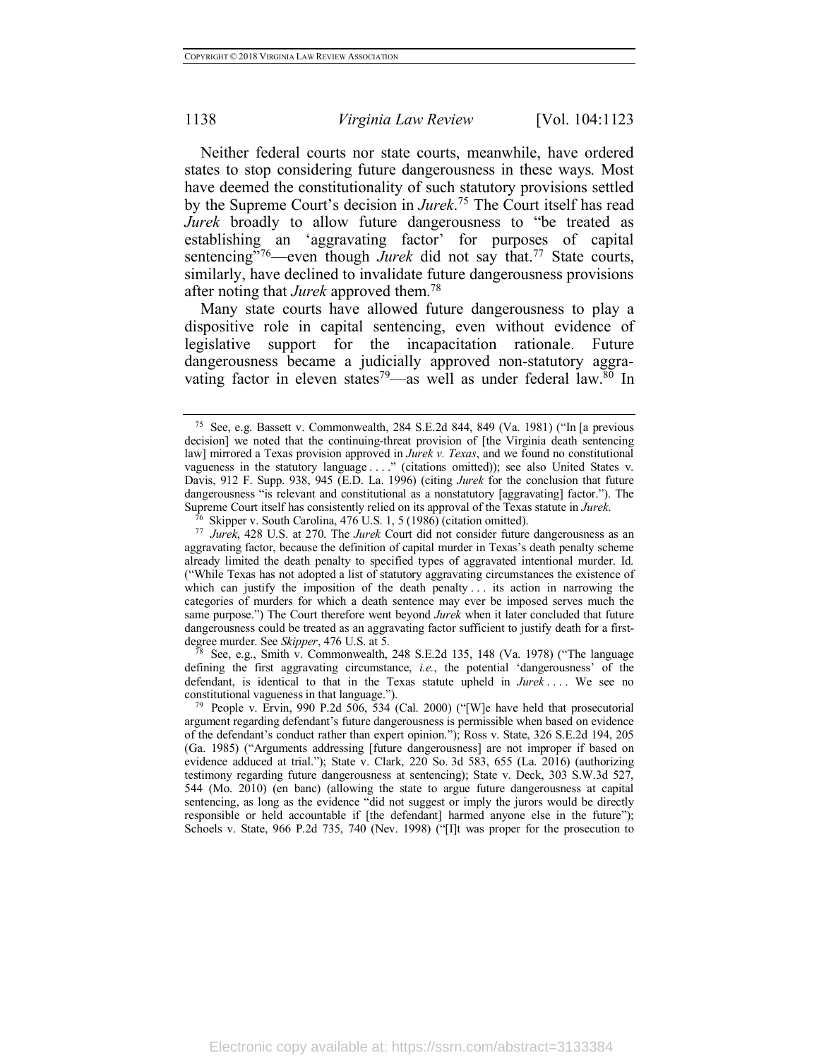Neither federal courts nor state courts, meanwhile, have ordered states to stop considering future dangerousness in these ways. Most have deemed the constitutionality of such statutory provisions settled by the Supreme Court's decision in *Jurek*.[75] The Court itself has read *Jurek* broadly to allow future dangerousness to "be treated as establishing an 'aggravating factor' for purposes of capital sentencing"[76]—even though *Jurek* did not say that.[77] State courts, similarly, have declined to invalidate future dangerousness provisions after noting that *Jurek* approved them.[78]

Many state courts have allowed future dangerousness to play a dispositive role in capital sentencing, even without evidence of legislative support for the incapacitation rationale. Future dangerousness became a judicially approved non-statutory aggravating factor in eleven states[79]—as well as under federal law.[80] In

---

[75] See, e.g. Bassett v. Commonwealth, 284 S.E.2d 844, 849 (Va. 1981) ("In [a previous decision] we noted that the continuing-threat provision of [the Virginia death sentencing law] mirrored a Texas provision approved in *Jurek v. Texas*, and we found no constitutional vagueness in the statutory language . . . ." (citations omitted)); see also United States v. Davis, 912 F. Supp. 938, 945 (E.D. La. 1996) (citing *Jurek* for the conclusion that future dangerousness "is relevant and constitutional as a nonstatutory [aggravating] factor."). The Supreme Court itself has consistently relied on its approval of the Texas statute in *Jurek*.

[76] Skipper v. South Carolina, 476 U.S. 1, 5 (1986) (citation omitted).

[77] *Jurek*, 428 U.S. at 270. The *Jurek* Court did not consider future dangerousness as an aggravating factor, because the definition of capital murder in Texas's death penalty scheme already limited the death penalty to specified types of aggravated intentional murder. Id. ("While Texas has not adopted a list of statutory aggravating circumstances the existence of which can justify the imposition of the death penalty . . . its action in narrowing the categories of murders for which a death sentence may ever be imposed serves much the same purpose.") The Court therefore went beyond *Jurek* when it later concluded that future dangerousness could be treated as an aggravating factor sufficient to justify death for a first-degree murder. See *Skipper*, 476 U.S. at 5.

[78] See, e.g., Smith v. Commonwealth, 248 S.E.2d 135, 148 (Va. 1978) ("The language defining the first aggravating circumstance, *i.e.*, the potential 'dangerousness' of the defendant, is identical to that in the Texas statute upheld in *Jurek* . . . . We see no constitutional vagueness in that language.").

[79] People v. Ervin, 990 P.2d 506, 534 (Cal. 2000) ("[W]e have held that prosecutorial argument regarding defendant's future dangerousness is permissible when based on evidence of the defendant's conduct rather than expert opinion."); Ross v. State, 326 S.E.2d 194, 205 (Ga. 1985) ("Arguments addressing [future dangerousness] are not improper if based on evidence adduced at trial."); State v. Clark, 220 So. 3d 583, 655 (La. 2016) (authorizing testimony regarding future dangerousness at sentencing); State v. Deck, 303 S.W.3d 527, 544 (Mo. 2010) (en banc) (allowing the state to argue future dangerousness at capital sentencing, as long as the evidence "did not suggest or imply the jurors would be directly responsible or held accountable if [the defendant] harmed anyone else in the future"); Schoels v. State, 966 P.2d 735, 740 (Nev. 1998) ("[I]t was proper for the prosecution to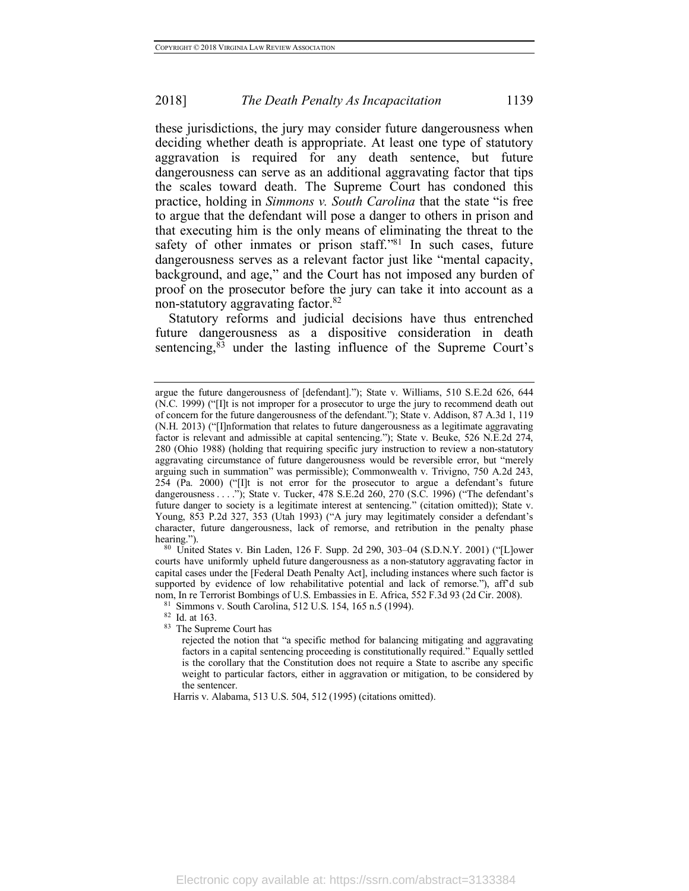these jurisdictions, the jury may consider future dangerousness when deciding whether death is appropriate. At least one type of statutory aggravation is required for any death sentence, but future dangerousness can serve as an additional aggravating factor that tips the scales toward death. The Supreme Court has condoned this practice, holding in *Simmons v. South Carolina* that the state "is free to argue that the defendant will pose a danger to others in prison and that executing him is the only means of eliminating the threat to the safety of other inmates or prison staff."[81] In such cases, future dangerousness serves as a relevant factor just like "mental capacity, background, and age," and the Court has not imposed any burden of proof on the prosecutor before the jury can take it into account as a non-statutory aggravating factor.[82]

Statutory reforms and judicial decisions have thus entrenched future dangerousness as a dispositive consideration in death sentencing,[83] under the lasting influence of the Supreme Court's

---

argue the future dangerousness of [defendant]."); State v. Williams, 510 S.E.2d 626, 644 (N.C. 1999) ("[I]t is not improper for a prosecutor to urge the jury to recommend death out of concern for the future dangerousness of the defendant."); State v. Addison, 87 A.3d 1, 119 (N.H. 2013) ("[I]nformation that relates to future dangerousness as a legitimate aggravating factor is relevant and admissible at capital sentencing."); State v. Beuke, 526 N.E.2d 274, 280 (Ohio 1988) (holding that requiring specific jury instruction to review a non-statutory aggravating circumstance of future dangerousness would be reversible error, but "merely arguing such in summation" was permissible); Commonwealth v. Trivigno, 750 A.2d 243, 254 (Pa. 2000) ("[I]t is not error for the prosecutor to argue a defendant's future dangerousness . . . ."); State v. Tucker, 478 S.E.2d 260, 270 (S.C. 1996) ("The defendant's future danger to society is a legitimate interest at sentencing." (citation omitted)); State v. Young, 853 P.2d 327, 353 (Utah 1993) ("A jury may legitimately consider a defendant's character, future dangerousness, lack of remorse, and retribution in the penalty phase hearing.").

[80] United States v. Bin Laden, 126 F. Supp. 2d 290, 303–04 (S.D.N.Y. 2001) ("[L]ower courts have uniformly upheld future dangerousness as a non-statutory aggravating factor in capital cases under the [Federal Death Penalty Act], including instances where such factor is supported by evidence of low rehabilitative potential and lack of remorse."), aff'd sub nom, In re Terrorist Bombings of U.S. Embassies in E. Africa, 552 F.3d 93 (2d Cir. 2008).

[81] Simmons v. South Carolina, 512 U.S. 154, 165 n.5 (1994).

[82] Id. at 163.

[83] The Supreme Court has

> rejected the notion that "a specific method for balancing mitigating and aggravating factors in a capital sentencing proceeding is constitutionally required." Equally settled is the corollary that the Constitution does not require a State to ascribe any specific weight to particular factors, either in aggravation or mitigation, to be considered by the sentencer.

Harris v. Alabama, 513 U.S. 504, 512 (1995) (citations omitted).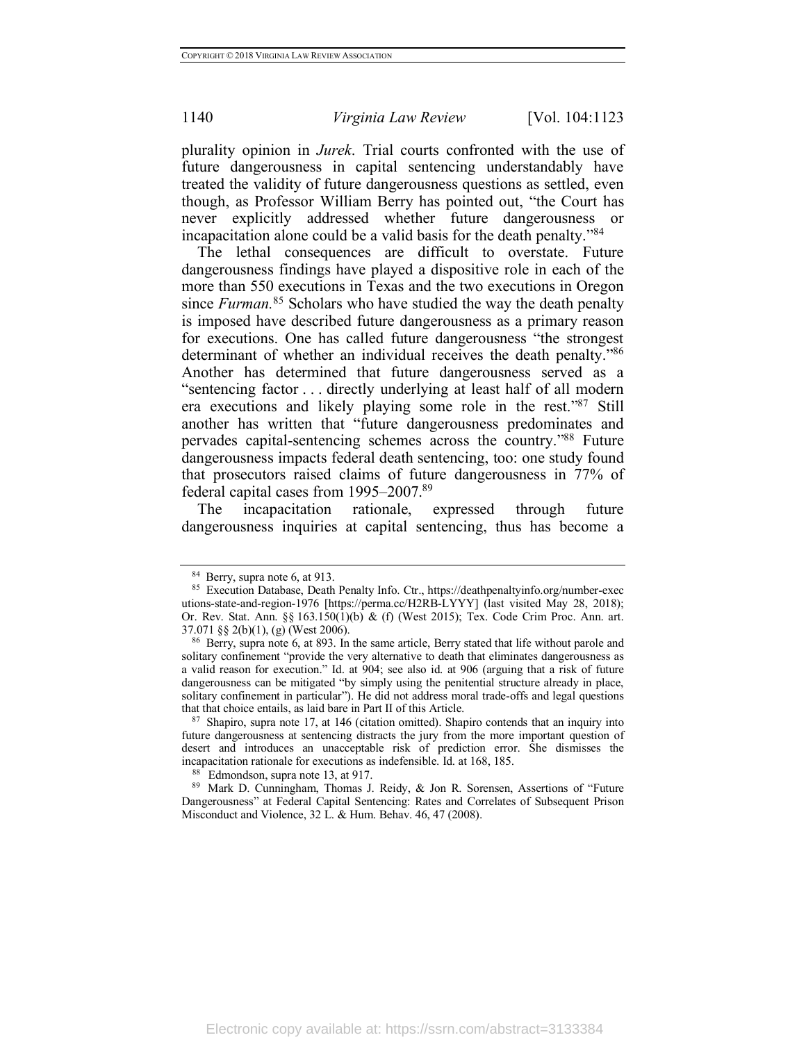plurality opinion in *Jurek*. Trial courts confronted with the use of future dangerousness in capital sentencing understandably have treated the validity of future dangerousness questions as settled, even though, as Professor William Berry has pointed out, "the Court has never explicitly addressed whether future dangerousness or incapacitation alone could be a valid basis for the death penalty."[84]

The lethal consequences are difficult to overstate. Future dangerousness findings have played a dispositive role in each of the more than 550 executions in Texas and the two executions in Oregon since *Furman*.[85] Scholars who have studied the way the death penalty is imposed have described future dangerousness as a primary reason for executions. One has called future dangerousness "the strongest determinant of whether an individual receives the death penalty."[86] Another has determined that future dangerousness served as a "sentencing factor . . . directly underlying at least half of all modern era executions and likely playing some role in the rest."[87] Still another has written that "future dangerousness predominates and pervades capital-sentencing schemes across the country."[88] Future dangerousness impacts federal death sentencing, too: one study found that prosecutors raised claims of future dangerousness in 77% of federal capital cases from 1995–2007.[89]

The incapacitation rationale, expressed through future dangerousness inquiries at capital sentencing, thus has become a

---

[84] Berry, supra note 6, at 913.

[85] Execution Database, Death Penalty Info. Ctr., https://deathpenaltyinfo.org/number-executions-state-and-region-1976 [https://perma.cc/H2RB-LYYY] (last visited May 28, 2018); Or. Rev. Stat. Ann. §§ 163.150(1)(b) & (f) (West 2015); Tex. Code Crim Proc. Ann. art. 37.071 §§ 2(b)(1), (g) (West 2006).

[86] Berry, supra note 6, at 893. In the same article, Berry stated that life without parole and solitary confinement "provide the very alternative to death that eliminates dangerousness as a valid reason for execution." Id. at 904; see also id. at 906 (arguing that a risk of future dangerousness can be mitigated "by simply using the penitential structure already in place, solitary confinement in particular"). He did not address moral trade-offs and legal questions that that choice entails, as laid bare in Part II of this Article.

[87] Shapiro, supra note 17, at 146 (citation omitted). Shapiro contends that an inquiry into future dangerousness at sentencing distracts the jury from the more important question of desert and introduces an unacceptable risk of prediction error. She dismisses the incapacitation rationale for executions as indefensible. Id. at 168, 185.

[88] Edmondson, supra note 13, at 917.

[89] Mark D. Cunningham, Thomas J. Reidy, & Jon R. Sorensen, Assertions of "Future Dangerousness" at Federal Capital Sentencing: Rates and Correlates of Subsequent Prison Misconduct and Violence, 32 L. & Hum. Behav. 46, 47 (2008).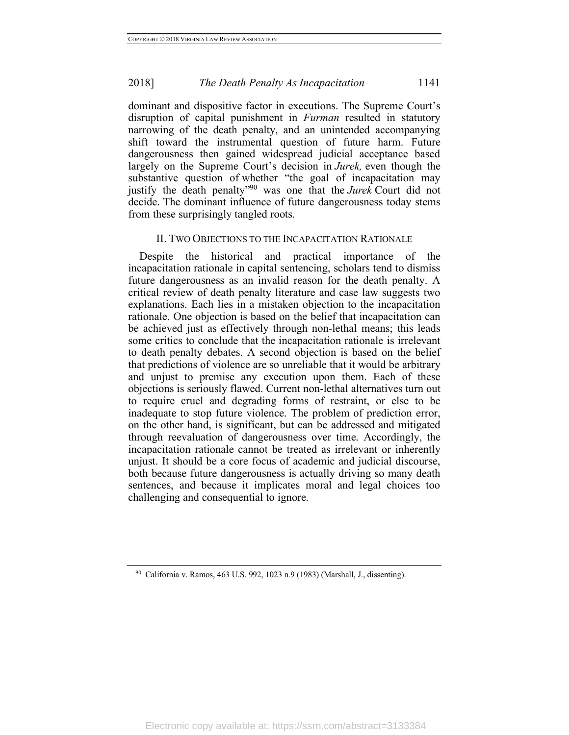dominant and dispositive factor in executions. The Supreme Court's disruption of capital punishment in *Furman* resulted in statutory narrowing of the death penalty, and an unintended accompanying shift toward the instrumental question of future harm. Future dangerousness then gained widespread judicial acceptance based largely on the Supreme Court's decision in *Jurek,* even though the substantive question of whether "the goal of incapacitation may justify the death penalty"[90] was one that the *Jurek* Court did not decide. The dominant influence of future dangerousness today stems from these surprisingly tangled roots.

## II. TWO OBJECTIONS TO THE INCAPACITATION RATIONALE

Despite the historical and practical importance of the incapacitation rationale in capital sentencing, scholars tend to dismiss future dangerousness as an invalid reason for the death penalty. A critical review of death penalty literature and case law suggests two explanations. Each lies in a mistaken objection to the incapacitation rationale. One objection is based on the belief that incapacitation can be achieved just as effectively through non-lethal means; this leads some critics to conclude that the incapacitation rationale is irrelevant to death penalty debates. A second objection is based on the belief that predictions of violence are so unreliable that it would be arbitrary and unjust to premise any execution upon them. Each of these objections is seriously flawed. Current non-lethal alternatives turn out to require cruel and degrading forms of restraint, or else to be inadequate to stop future violence. The problem of prediction error, on the other hand, is significant, but can be addressed and mitigated through reevaluation of dangerousness over time. Accordingly, the incapacitation rationale cannot be treated as irrelevant or inherently unjust. It should be a core focus of academic and judicial discourse, both because future dangerousness is actually driving so many death sentences, and because it implicates moral and legal choices too challenging and consequential to ignore.

[90] California v. Ramos, 463 U.S. 992, 1023 n.9 (1983) (Marshall, J., dissenting).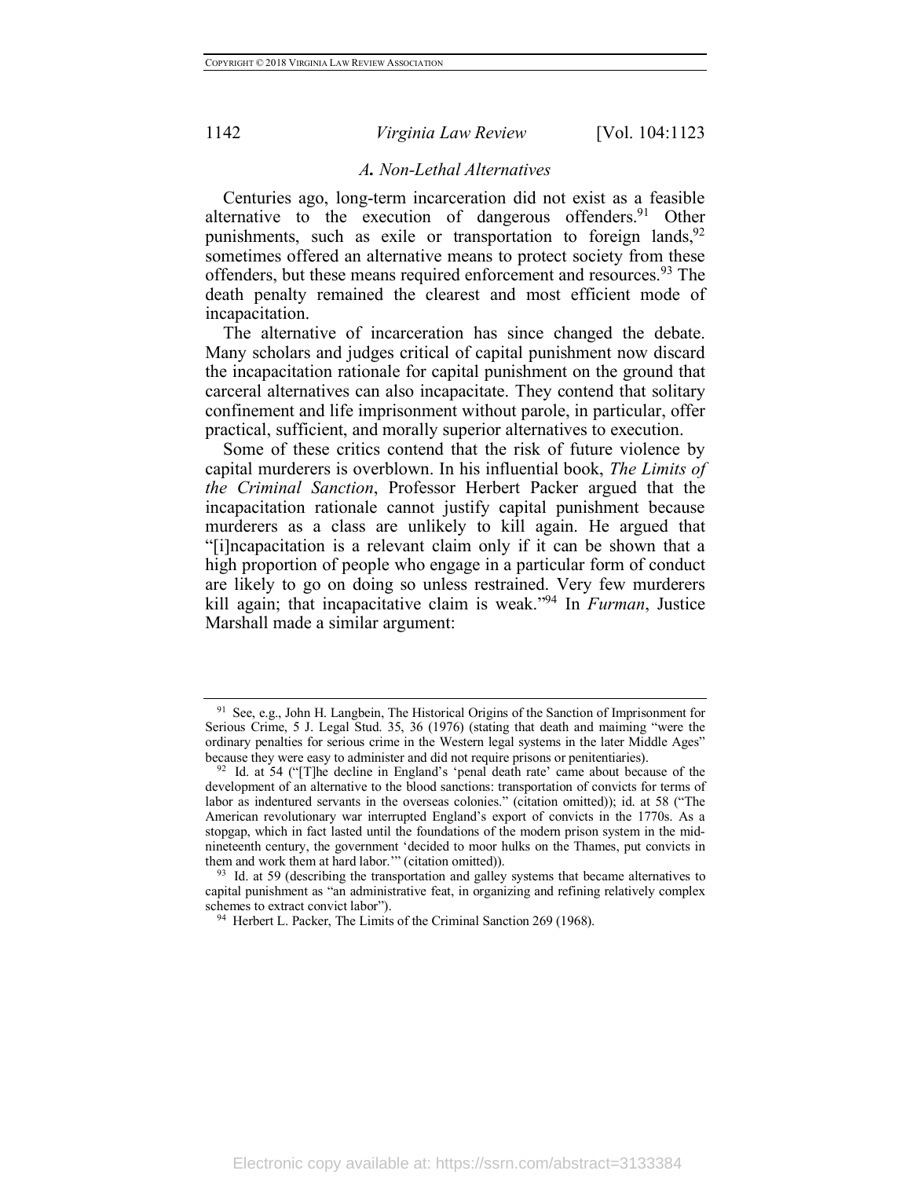### *A. Non-Lethal Alternatives*

Centuries ago, long-term incarceration did not exist as a feasible alternative to the execution of dangerous offenders.[91] Other punishments, such as exile or transportation to foreign lands,[92] sometimes offered an alternative means to protect society from these offenders, but these means required enforcement and resources.[93] The death penalty remained the clearest and most efficient mode of incapacitation.

The alternative of incarceration has since changed the debate. Many scholars and judges critical of capital punishment now discard the incapacitation rationale for capital punishment on the ground that carceral alternatives can also incapacitate. They contend that solitary confinement and life imprisonment without parole, in particular, offer practical, sufficient, and morally superior alternatives to execution.

Some of these critics contend that the risk of future violence by capital murderers is overblown. In his influential book, *The Limits of the Criminal Sanction*, Professor Herbert Packer argued that the incapacitation rationale cannot justify capital punishment because murderers as a class are unlikely to kill again. He argued that "[i]ncapacitation is a relevant claim only if it can be shown that a high proportion of people who engage in a particular form of conduct are likely to go on doing so unless restrained. Very few murderers kill again; that incapacitative claim is weak."[94] In *Furman*, Justice Marshall made a similar argument:

---

[91] See, e.g., John H. Langbein, The Historical Origins of the Sanction of Imprisonment for Serious Crime, 5 J. Legal Stud. 35, 36 (1976) (stating that death and maiming "were the ordinary penalties for serious crime in the Western legal systems in the later Middle Ages" because they were easy to administer and did not require prisons or penitentiaries).

[92] Id. at 54 ("[T]he decline in England's 'penal death rate' came about because of the development of an alternative to the blood sanctions: transportation of convicts for terms of labor as indentured servants in the overseas colonies." (citation omitted)); id. at 58 ("The American revolutionary war interrupted England's export of convicts in the 1770s. As a stopgap, which in fact lasted until the foundations of the modern prison system in the mid-nineteenth century, the government 'decided to moor hulks on the Thames, put convicts in them and work them at hard labor.'" (citation omitted)).

[93] Id. at 59 (describing the transportation and galley systems that became alternatives to capital punishment as "an administrative feat, in organizing and refining relatively complex schemes to extract convict labor").

[94] Herbert L. Packer, The Limits of the Criminal Sanction 269 (1968).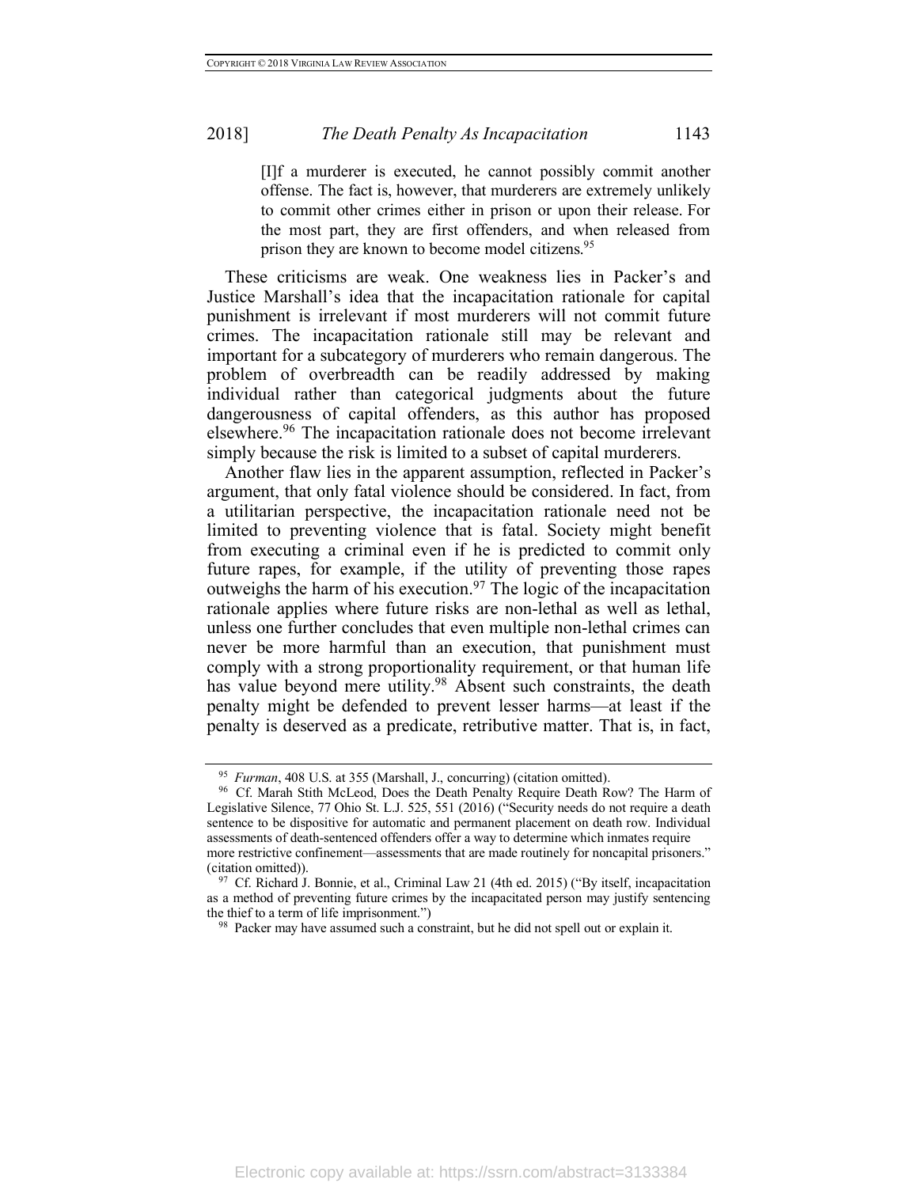> [I]f a murderer is executed, he cannot possibly commit another offense. The fact is, however, that murderers are extremely unlikely to commit other crimes either in prison or upon their release. For the most part, they are first offenders, and when released from prison they are known to become model citizens.[95]

These criticisms are weak. One weakness lies in Packer's and Justice Marshall's idea that the incapacitation rationale for capital punishment is irrelevant if most murderers will not commit future crimes. The incapacitation rationale still may be relevant and important for a subcategory of murderers who remain dangerous. The problem of overbreadth can be readily addressed by making individual rather than categorical judgments about the future dangerousness of capital offenders, as this author has proposed elsewhere.[96] The incapacitation rationale does not become irrelevant simply because the risk is limited to a subset of capital murderers.

Another flaw lies in the apparent assumption, reflected in Packer's argument, that only fatal violence should be considered. In fact, from a utilitarian perspective, the incapacitation rationale need not be limited to preventing violence that is fatal. Society might benefit from executing a criminal even if he is predicted to commit only future rapes, for example, if the utility of preventing those rapes outweighs the harm of his execution.[97] The logic of the incapacitation rationale applies where future risks are non-lethal as well as lethal, unless one further concludes that even multiple non-lethal crimes can never be more harmful than an execution, that punishment must comply with a strong proportionality requirement, or that human life has value beyond mere utility.[98] Absent such constraints, the death penalty might be defended to prevent lesser harms—at least if the penalty is deserved as a predicate, retributive matter. That is, in fact,

---

[95] *Furman*, 408 U.S. at 355 (Marshall, J., concurring) (citation omitted).

[96] Cf. Marah Stith McLeod, Does the Death Penalty Require Death Row? The Harm of Legislative Silence, 77 Ohio St. L.J. 525, 551 (2016) ("Security needs do not require a death sentence to be dispositive for automatic and permanent placement on death row. Individual assessments of death-sentenced offenders offer a way to determine which inmates require more restrictive confinement—assessments that are made routinely for noncapital prisoners." (citation omitted)).

[97] Cf. Richard J. Bonnie, et al., Criminal Law 21 (4th ed. 2015) ("By itself, incapacitation as a method of preventing future crimes by the incapacitated person may justify sentencing the thief to a term of life imprisonment.")

[98] Packer may have assumed such a constraint, but he did not spell out or explain it.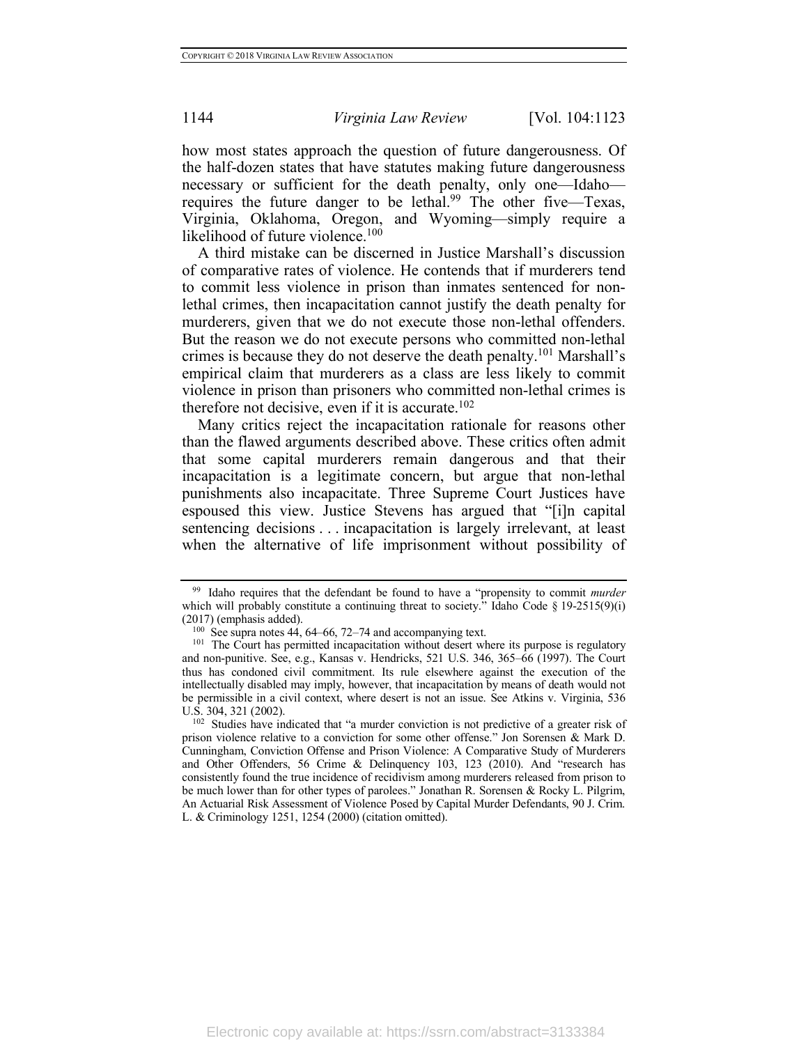how most states approach the question of future dangerousness. Of the half-dozen states that have statutes making future dangerousness necessary or sufficient for the death penalty, only one—Idaho—requires the future danger to be lethal.[99] The other five—Texas, Virginia, Oklahoma, Oregon, and Wyoming—simply require a likelihood of future violence.[100]

A third mistake can be discerned in Justice Marshall's discussion of comparative rates of violence. He contends that if murderers tend to commit less violence in prison than inmates sentenced for non-lethal crimes, then incapacitation cannot justify the death penalty for murderers, given that we do not execute those non-lethal offenders. But the reason we do not execute persons who committed non-lethal crimes is because they do not deserve the death penalty.[101] Marshall's empirical claim that murderers as a class are less likely to commit violence in prison than prisoners who committed non-lethal crimes is therefore not decisive, even if it is accurate.[102]

Many critics reject the incapacitation rationale for reasons other than the flawed arguments described above. These critics often admit that some capital murderers remain dangerous and that their incapacitation is a legitimate concern, but argue that non-lethal punishments also incapacitate. Three Supreme Court Justices have espoused this view. Justice Stevens has argued that "[i]n capital sentencing decisions . . . incapacitation is largely irrelevant, at least when the alternative of life imprisonment without possibility of

---

[99] Idaho requires that the defendant be found to have a "propensity to commit *murder* which will probably constitute a continuing threat to society." Idaho Code § 19-2515(9)(i) (2017) (emphasis added).

[100] See supra notes 44, 64–66, 72–74 and accompanying text.

[101] The Court has permitted incapacitation without desert where its purpose is regulatory and non-punitive. See, e.g., Kansas v. Hendricks, 521 U.S. 346, 365–66 (1997). The Court thus has condoned civil commitment. Its rule elsewhere against the execution of the intellectually disabled may imply, however, that incapacitation by means of death would not be permissible in a civil context, where desert is not an issue. See Atkins v. Virginia, 536 U.S. 304, 321 (2002).

[102] Studies have indicated that "a murder conviction is not predictive of a greater risk of prison violence relative to a conviction for some other offense." Jon Sorensen & Mark D. Cunningham, Conviction Offense and Prison Violence: A Comparative Study of Murderers and Other Offenders, 56 Crime & Delinquency 103, 123 (2010). And "research has consistently found the true incidence of recidivism among murderers released from prison to be much lower than for other types of parolees." Jonathan R. Sorensen & Rocky L. Pilgrim, An Actuarial Risk Assessment of Violence Posed by Capital Murder Defendants, 90 J. Crim. L. & Criminology 1251, 1254 (2000) (citation omitted).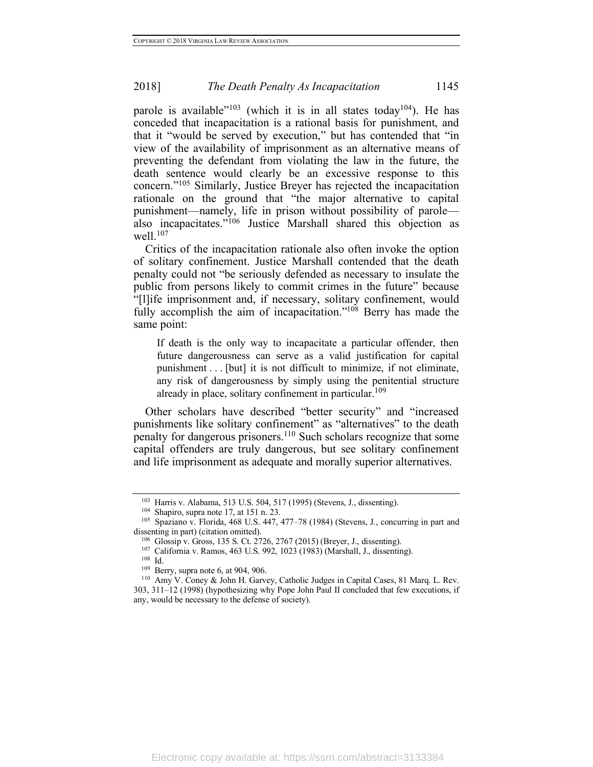parole is available"[103] (which it is in all states today[104]). He has conceded that incapacitation is a rational basis for punishment, and that it "would be served by execution," but has contended that "in view of the availability of imprisonment as an alternative means of preventing the defendant from violating the law in the future, the death sentence would clearly be an excessive response to this concern."[105] Similarly, Justice Breyer has rejected the incapacitation rationale on the ground that "the major alternative to capital punishment—namely, life in prison without possibility of parole—also incapacitates."[106] Justice Marshall shared this objection as well.[107]

Critics of the incapacitation rationale also often invoke the option of solitary confinement. Justice Marshall contended that the death penalty could not "be seriously defended as necessary to insulate the public from persons likely to commit crimes in the future" because "[l]ife imprisonment and, if necessary, solitary confinement, would fully accomplish the aim of incapacitation."[108] Berry has made the same point:

> If death is the only way to incapacitate a particular offender, then future dangerousness can serve as a valid justification for capital punishment . . . [but] it is not difficult to minimize, if not eliminate, any risk of dangerousness by simply using the penitential structure already in place, solitary confinement in particular.[109]

Other scholars have described "better security" and "increased punishments like solitary confinement" as "alternatives" to the death penalty for dangerous prisoners.[110] Such scholars recognize that some capital offenders are truly dangerous, but see solitary confinement and life imprisonment as adequate and morally superior alternatives.

---

[103] Harris v. Alabama, 513 U.S. 504, 517 (1995) (Stevens, J., dissenting).

[104] Shapiro, supra note 17, at 151 n. 23.

[105] Spaziano v. Florida, 468 U.S. 447, 477–78 (1984) (Stevens, J., concurring in part and dissenting in part) (citation omitted).

[106] Glossip v. Gross, 135 S. Ct. 2726, 2767 (2015) (Breyer, J., dissenting).

[107] California v. Ramos, 463 U.S. 992, 1023 (1983) (Marshall, J., dissenting).

[108] Id.

[109] Berry, supra note 6, at 904, 906.

[110] Amy V. Coney & John H. Garvey, Catholic Judges in Capital Cases, 81 Marq. L. Rev. 303, 311–12 (1998) (hypothesizing why Pope John Paul II concluded that few executions, if any, would be necessary to the defense of society).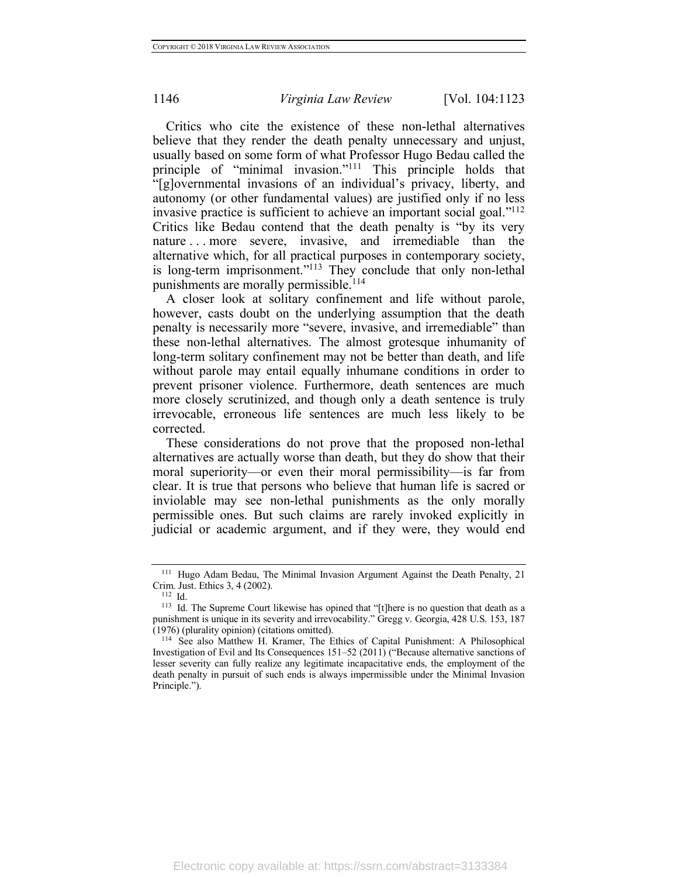Critics who cite the existence of these non-lethal alternatives believe that they render the death penalty unnecessary and unjust, usually based on some form of what Professor Hugo Bedau called the principle of "minimal invasion."[111] This principle holds that "[g]overnmental invasions of an individual's privacy, liberty, and autonomy (or other fundamental values) are justified only if no less invasive practice is sufficient to achieve an important social goal."[112] Critics like Bedau contend that the death penalty is "by its very nature . . . more severe, invasive, and irremediable than the alternative which, for all practical purposes in contemporary society, is long-term imprisonment."[113] They conclude that only non-lethal punishments are morally permissible.[114]

A closer look at solitary confinement and life without parole, however, casts doubt on the underlying assumption that the death penalty is necessarily more "severe, invasive, and irremediable" than these non-lethal alternatives. The almost grotesque inhumanity of long-term solitary confinement may not be better than death, and life without parole may entail equally inhumane conditions in order to prevent prisoner violence. Furthermore, death sentences are much more closely scrutinized, and though only a death sentence is truly irrevocable, erroneous life sentences are much less likely to be corrected.

These considerations do not prove that the proposed non-lethal alternatives are actually worse than death, but they do show that their moral superiority—or even their moral permissibility—is far from clear. It is true that persons who believe that human life is sacred or inviolable may see non-lethal punishments as the only morally permissible ones. But such claims are rarely invoked explicitly in judicial or academic argument, and if they were, they would end

---

[111] Hugo Adam Bedau, The Minimal Invasion Argument Against the Death Penalty, 21 Crim. Just. Ethics 3, 4 (2002).

[112] Id.

[113] Id. The Supreme Court likewise has opined that "[t]here is no question that death as a punishment is unique in its severity and irrevocability." Gregg v. Georgia, 428 U.S. 153, 187 (1976) (plurality opinion) (citations omitted).

[114] See also Matthew H. Kramer, The Ethics of Capital Punishment: A Philosophical Investigation of Evil and Its Consequences 151–52 (2011) ("Because alternative sanctions of lesser severity can fully realize any legitimate incapacitative ends, the employment of the death penalty in pursuit of such ends is always impermissible under the Minimal Invasion Principle.").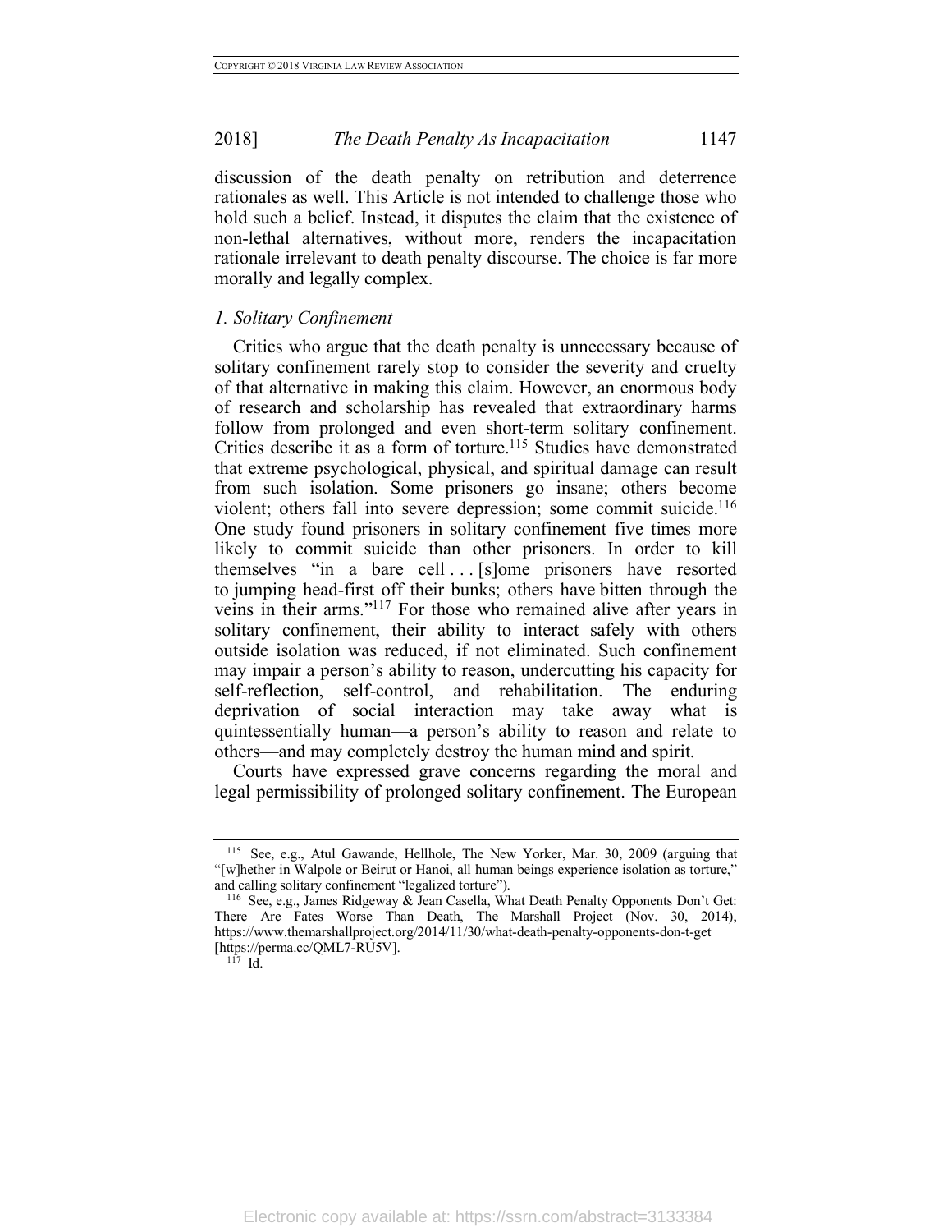discussion of the death penalty on retribution and deterrence rationales as well. This Article is not intended to challenge those who hold such a belief. Instead, it disputes the claim that the existence of non-lethal alternatives, without more, renders the incapacitation rationale irrelevant to death penalty discourse. The choice is far more morally and legally complex.

### *1. Solitary Confinement*

Critics who argue that the death penalty is unnecessary because of solitary confinement rarely stop to consider the severity and cruelty of that alternative in making this claim. However, an enormous body of research and scholarship has revealed that extraordinary harms follow from prolonged and even short-term solitary confinement. Critics describe it as a form of torture.[115] Studies have demonstrated that extreme psychological, physical, and spiritual damage can result from such isolation. Some prisoners go insane; others become violent; others fall into severe depression; some commit suicide.[116] One study found prisoners in solitary confinement five times more likely to commit suicide than other prisoners. In order to kill themselves "in a bare cell . . . [s]ome prisoners have resorted to jumping head-first off their bunks; others have bitten through the veins in their arms."[117] For those who remained alive after years in solitary confinement, their ability to interact safely with others outside isolation was reduced, if not eliminated. Such confinement may impair a person's ability to reason, undercutting his capacity for self-reflection, self-control, and rehabilitation. The enduring deprivation of social interaction may take away what is quintessentially human—a person's ability to reason and relate to others—and may completely destroy the human mind and spirit.

Courts have expressed grave concerns regarding the moral and legal permissibility of prolonged solitary confinement. The European

---

[115] See, e.g., Atul Gawande, Hellhole, The New Yorker, Mar. 30, 2009 (arguing that "[w]hether in Walpole or Beirut or Hanoi, all human beings experience isolation as torture," and calling solitary confinement "legalized torture").

[116] See, e.g., James Ridgeway & Jean Casella, What Death Penalty Opponents Don't Get: There Are Fates Worse Than Death, The Marshall Project (Nov. 30, 2014), https://www.themarshallproject.org/2014/11/30/what-death-penalty-opponents-don-t-get [https://perma.cc/QML7-RU5V].

[117] Id.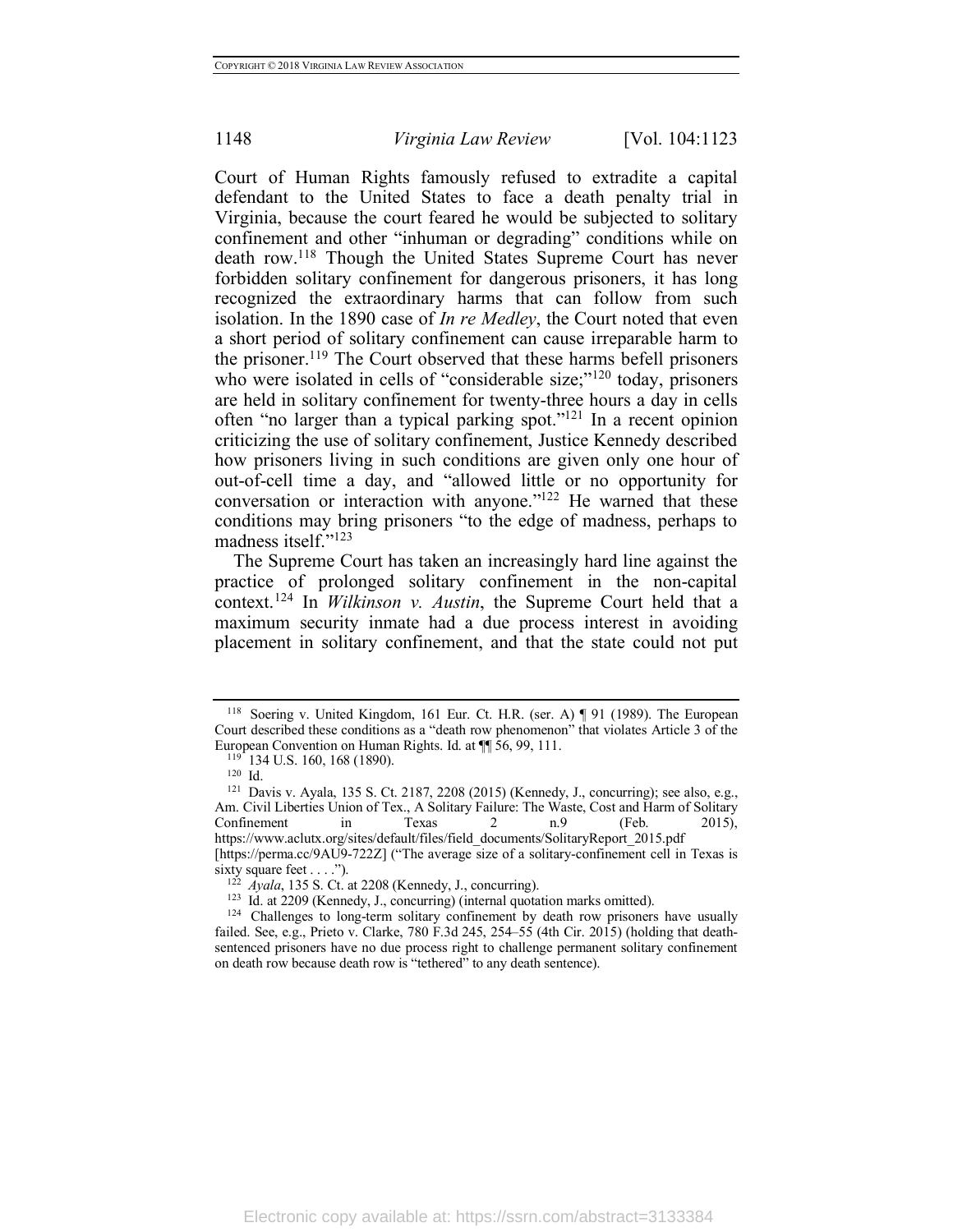Court of Human Rights famously refused to extradite a capital defendant to the United States to face a death penalty trial in Virginia, because the court feared he would be subjected to solitary confinement and other "inhuman or degrading" conditions while on death row.[118] Though the United States Supreme Court has never forbidden solitary confinement for dangerous prisoners, it has long recognized the extraordinary harms that can follow from such isolation. In the 1890 case of *In re Medley*, the Court noted that even a short period of solitary confinement can cause irreparable harm to the prisoner.[119] The Court observed that these harms befell prisoners who were isolated in cells of "considerable size;"[120] today, prisoners are held in solitary confinement for twenty-three hours a day in cells often "no larger than a typical parking spot."[121] In a recent opinion criticizing the use of solitary confinement, Justice Kennedy described how prisoners living in such conditions are given only one hour of out-of-cell time a day, and "allowed little or no opportunity for conversation or interaction with anyone."[122] He warned that these conditions may bring prisoners "to the edge of madness, perhaps to madness itself."[123]

The Supreme Court has taken an increasingly hard line against the practice of prolonged solitary confinement in the non-capital context.[124] In *Wilkinson v. Austin*, the Supreme Court held that a maximum security inmate had a due process interest in avoiding placement in solitary confinement, and that the state could not put

---

[118] Soering v. United Kingdom, 161 Eur. Ct. H.R. (ser. A) ¶ 91 (1989). The European Court described these conditions as a "death row phenomenon" that violates Article 3 of the European Convention on Human Rights. Id. at ¶¶ 56, 99, 111.

[119] 134 U.S. 160, 168 (1890).

[120] Id.

[121] Davis v. Ayala, 135 S. Ct. 2187, 2208 (2015) (Kennedy, J., concurring); see also, e.g., Am. Civil Liberties Union of Tex., A Solitary Failure: The Waste, Cost and Harm of Solitary Confinement in Texas 2 n.9 (Feb. 2015), https://www.aclutx.org/sites/default/files/field_documents/SolitaryReport_2015.pdf [https://perma.cc/9AU9-722Z] ("The average size of a solitary-confinement cell in Texas is sixty square feet . . . .").

[122] *Ayala*, 135 S. Ct. at 2208 (Kennedy, J., concurring).

[123] Id. at 2209 (Kennedy, J., concurring) (internal quotation marks omitted).

[124] Challenges to long-term solitary confinement by death row prisoners have usually failed. See, e.g., Prieto v. Clarke, 780 F.3d 245, 254–55 (4th Cir. 2015) (holding that death-sentenced prisoners have no due process right to challenge permanent solitary confinement on death row because death row is "tethered" to any death sentence).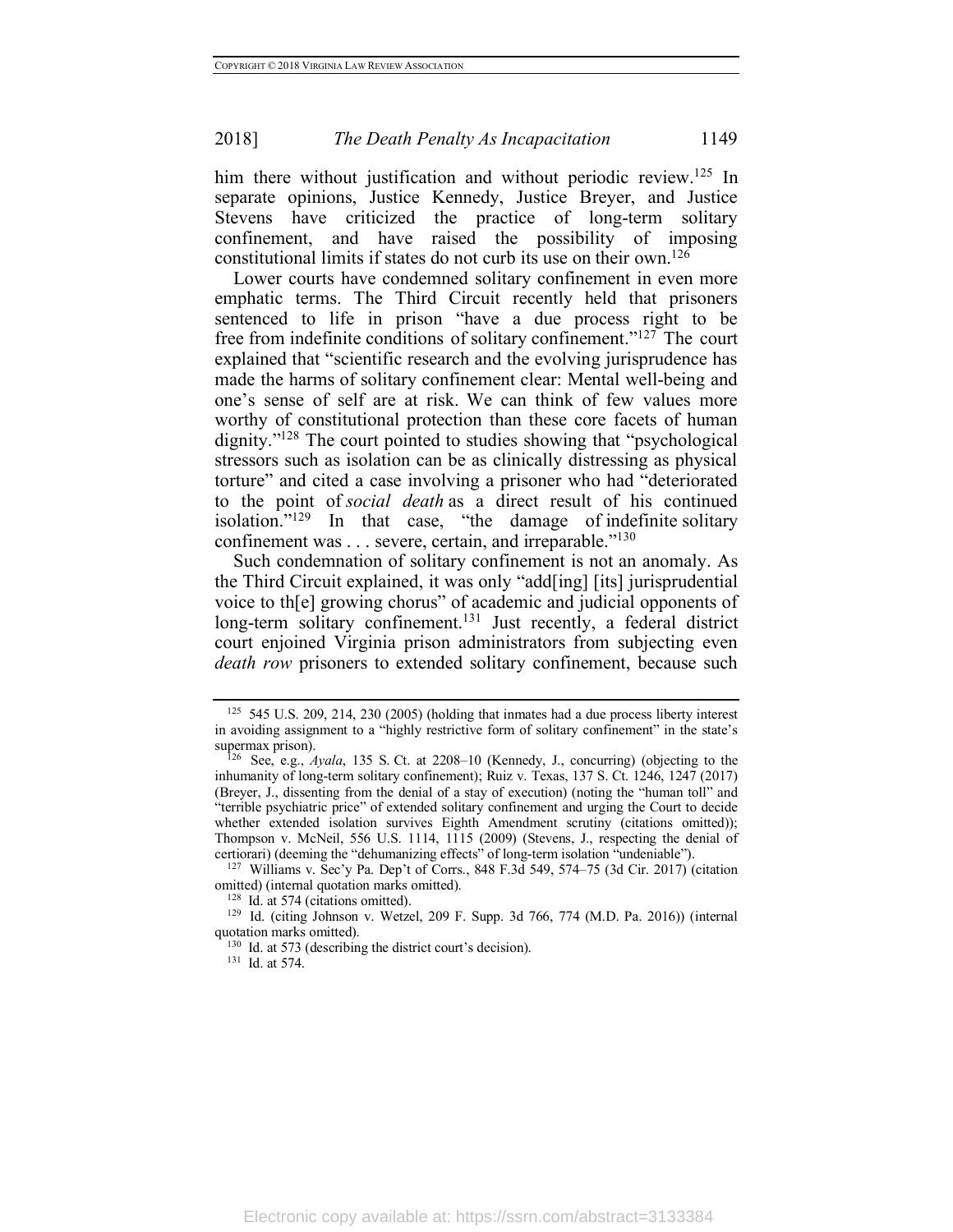him there without justification and without periodic review.[125] In separate opinions, Justice Kennedy, Justice Breyer, and Justice Stevens have criticized the practice of long-term solitary confinement, and have raised the possibility of imposing constitutional limits if states do not curb its use on their own.[126]

Lower courts have condemned solitary confinement in even more emphatic terms. The Third Circuit recently held that prisoners sentenced to life in prison "have a due process right to be free from indefinite conditions of solitary confinement."[127] The court explained that "scientific research and the evolving jurisprudence has made the harms of solitary confinement clear: Mental well-being and one's sense of self are at risk. We can think of few values more worthy of constitutional protection than these core facets of human dignity."[128] The court pointed to studies showing that "psychological stressors such as isolation can be as clinically distressing as physical torture" and cited a case involving a prisoner who had "deteriorated to the point of *social death* as a direct result of his continued isolation."[129] In that case, "the damage of indefinite solitary confinement was . . . severe, certain, and irreparable."[130]

Such condemnation of solitary confinement is not an anomaly. As the Third Circuit explained, it was only "add[ing] [its] jurisprudential voice to th[e] growing chorus" of academic and judicial opponents of long-term solitary confinement.[131] Just recently, a federal district court enjoined Virginia prison administrators from subjecting even *death row* prisoners to extended solitary confinement, because such

---

[125] 545 U.S. 209, 214, 230 (2005) (holding that inmates had a due process liberty interest in avoiding assignment to a "highly restrictive form of solitary confinement" in the state's supermax prison).

[126] See, e.g., *Ayala*, 135 S. Ct. at 2208–10 (Kennedy, J., concurring) (objecting to the inhumanity of long-term solitary confinement); Ruiz v. Texas, 137 S. Ct. 1246, 1247 (2017) (Breyer, J., dissenting from the denial of a stay of execution) (noting the "human toll" and "terrible psychiatric price" of extended solitary confinement and urging the Court to decide whether extended isolation survives Eighth Amendment scrutiny (citations omitted)); Thompson v. McNeil, 556 U.S. 1114, 1115 (2009) (Stevens, J., respecting the denial of certiorari) (deeming the "dehumanizing effects" of long-term isolation "undeniable").

[127] Williams v. Sec'y Pa. Dep't of Corrs., 848 F.3d 549, 574–75 (3d Cir. 2017) (citation omitted) (internal quotation marks omitted).

[128] Id. at 574 (citations omitted).

[129] Id. (citing Johnson v. Wetzel, 209 F. Supp. 3d 766, 774 (M.D. Pa. 2016)) (internal quotation marks omitted).

[130] Id. at 573 (describing the district court's decision).

[131] Id. at 574.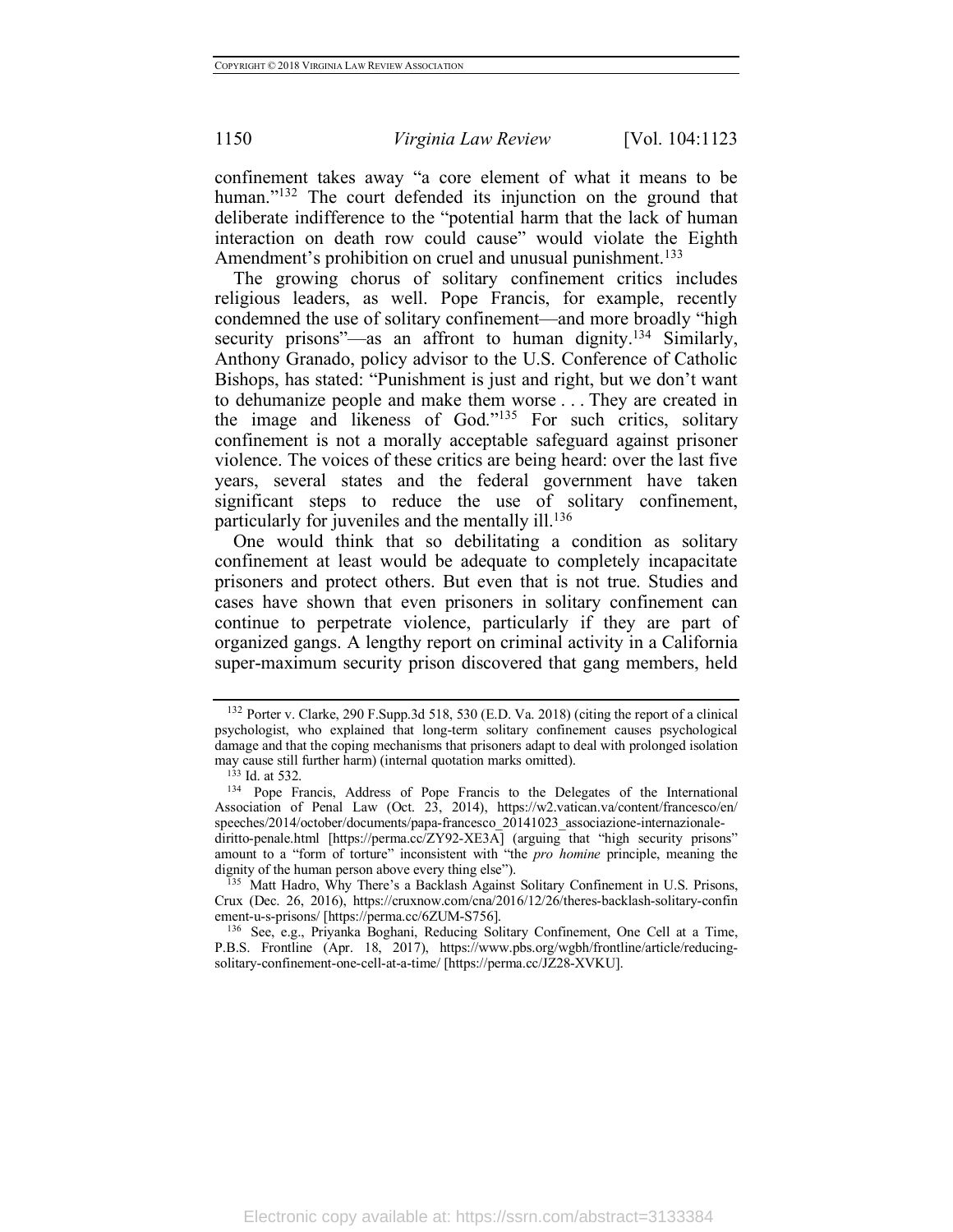confinement takes away "a core element of what it means to be human."[132] The court defended its injunction on the ground that deliberate indifference to the "potential harm that the lack of human interaction on death row could cause" would violate the Eighth Amendment's prohibition on cruel and unusual punishment.[133]

The growing chorus of solitary confinement critics includes religious leaders, as well. Pope Francis, for example, recently condemned the use of solitary confinement—and more broadly "high security prisons"—as an affront to human dignity.[134] Similarly, Anthony Granado, policy advisor to the U.S. Conference of Catholic Bishops, has stated: "Punishment is just and right, but we don't want to dehumanize people and make them worse . . . They are created in the image and likeness of God."[135] For such critics, solitary confinement is not a morally acceptable safeguard against prisoner violence. The voices of these critics are being heard: over the last five years, several states and the federal government have taken significant steps to reduce the use of solitary confinement, particularly for juveniles and the mentally ill.[136]

One would think that so debilitating a condition as solitary confinement at least would be adequate to completely incapacitate prisoners and protect others. But even that is not true. Studies and cases have shown that even prisoners in solitary confinement can continue to perpetrate violence, particularly if they are part of organized gangs. A lengthy report on criminal activity in a California super-maximum security prison discovered that gang members, held

---

[132] Porter v. Clarke, 290 F.Supp.3d 518, 530 (E.D. Va. 2018) (citing the report of a clinical psychologist, who explained that long-term solitary confinement causes psychological damage and that the coping mechanisms that prisoners adapt to deal with prolonged isolation may cause still further harm) (internal quotation marks omitted).

[133] Id. at 532.

[134] Pope Francis, Address of Pope Francis to the Delegates of the International Association of Penal Law (Oct. 23, 2014), https://w2.vatican.va/content/francesco/en/speeches/2014/october/documents/papa-francesco_20141023_associazione-internazionale-diritto-penale.html [https://perma.cc/ZY92-XE3A] (arguing that "high security prisons" amount to a "form of torture" inconsistent with "the *pro homine* principle, meaning the dignity of the human person above every thing else").

[135] Matt Hadro, Why There's a Backlash Against Solitary Confinement in U.S. Prisons, Crux (Dec. 26, 2016), https://cruxnow.com/cna/2016/12/26/theres-backlash-solitary-confinement-u-s-prisons/ [https://perma.cc/6ZUM-S756].

[136] See, e.g., Priyanka Boghani, Reducing Solitary Confinement, One Cell at a Time, P.B.S. Frontline (Apr. 18, 2017), https://www.pbs.org/wgbh/frontline/article/reducing-solitary-confinement-one-cell-at-a-time/ [https://perma.cc/JZ28-XVKU].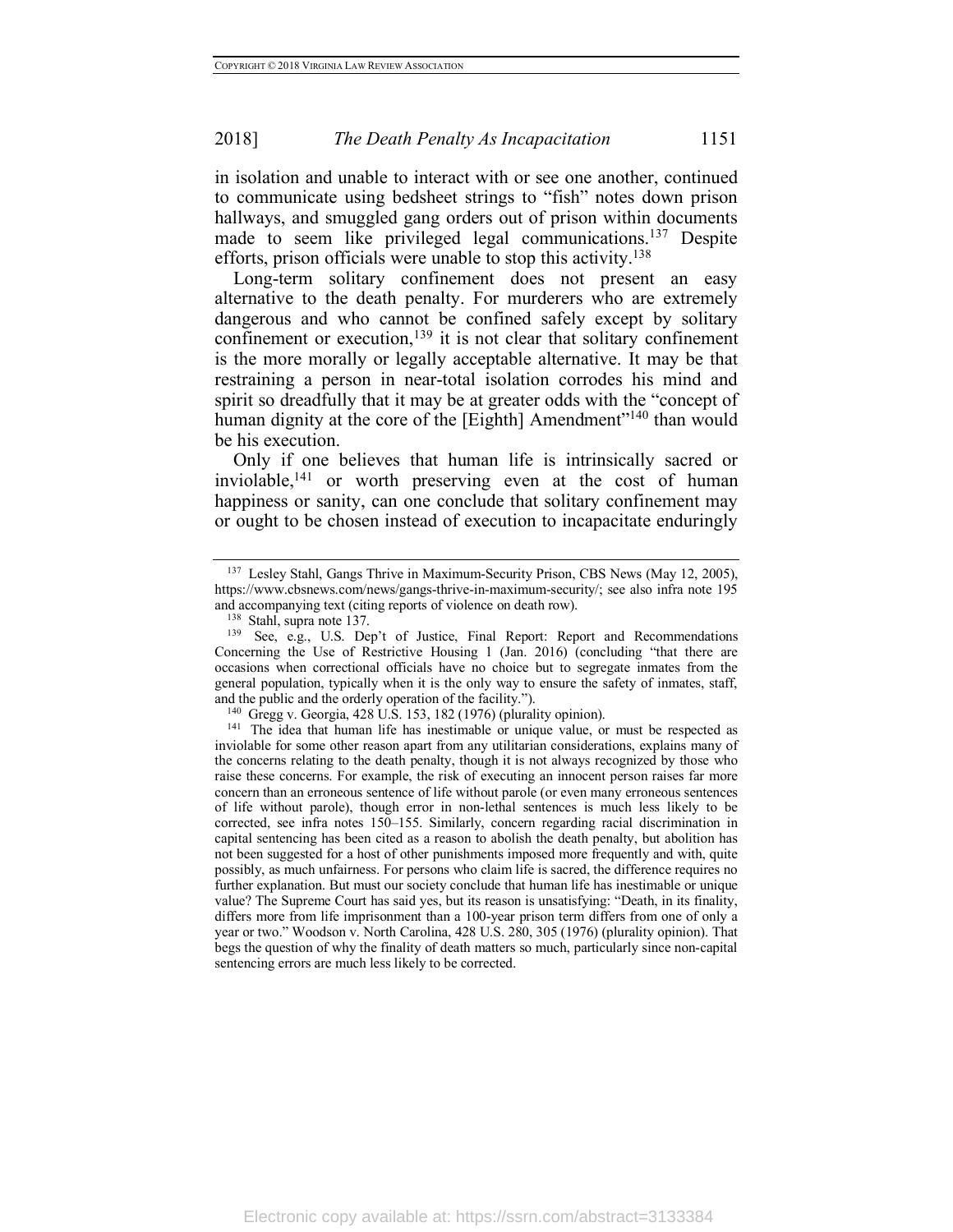in isolation and unable to interact with or see one another, continued to communicate using bedsheet strings to "fish" notes down prison hallways, and smuggled gang orders out of prison within documents made to seem like privileged legal communications.[137] Despite efforts, prison officials were unable to stop this activity.[138]

Long-term solitary confinement does not present an easy alternative to the death penalty. For murderers who are extremely dangerous and who cannot be confined safely except by solitary confinement or execution,[139] it is not clear that solitary confinement is the more morally or legally acceptable alternative. It may be that restraining a person in near-total isolation corrodes his mind and spirit so dreadfully that it may be at greater odds with the "concept of human dignity at the core of the [Eighth] Amendment"[140] than would be his execution.

Only if one believes that human life is intrinsically sacred or inviolable,[141] or worth preserving even at the cost of human happiness or sanity, can one conclude that solitary confinement may or ought to be chosen instead of execution to incapacitate enduringly

---

[137] Lesley Stahl, Gangs Thrive in Maximum-Security Prison, CBS News (May 12, 2005), https://www.cbsnews.com/news/gangs-thrive-in-maximum-security/; see also infra note 195 and accompanying text (citing reports of violence on death row).

[138] Stahl, supra note 137.

[139] See, e.g., U.S. Dep't of Justice, Final Report: Report and Recommendations Concerning the Use of Restrictive Housing 1 (Jan. 2016) (concluding "that there are occasions when correctional officials have no choice but to segregate inmates from the general population, typically when it is the only way to ensure the safety of inmates, staff, and the public and the orderly operation of the facility.").

[140] Gregg v. Georgia, 428 U.S. 153, 182 (1976) (plurality opinion).

[141] The idea that human life has inestimable or unique value, or must be respected as inviolable for some other reason apart from any utilitarian considerations, explains many of the concerns relating to the death penalty, though it is not always recognized by those who raise these concerns. For example, the risk of executing an innocent person raises far more concern than an erroneous sentence of life without parole (or even many erroneous sentences of life without parole), though error in non-lethal sentences is much less likely to be corrected, see infra notes 150–155. Similarly, concern regarding racial discrimination in capital sentencing has been cited as a reason to abolish the death penalty, but abolition has not been suggested for a host of other punishments imposed more frequently and with, quite possibly, as much unfairness. For persons who claim life is sacred, the difference requires no further explanation. But must our society conclude that human life has inestimable or unique value? The Supreme Court has said yes, but its reason is unsatisfying: "Death, in its finality, differs more from life imprisonment than a 100-year prison term differs from one of only a year or two." Woodson v. North Carolina, 428 U.S. 280, 305 (1976) (plurality opinion). That begs the question of why the finality of death matters so much, particularly since non-capital sentencing errors are much less likely to be corrected.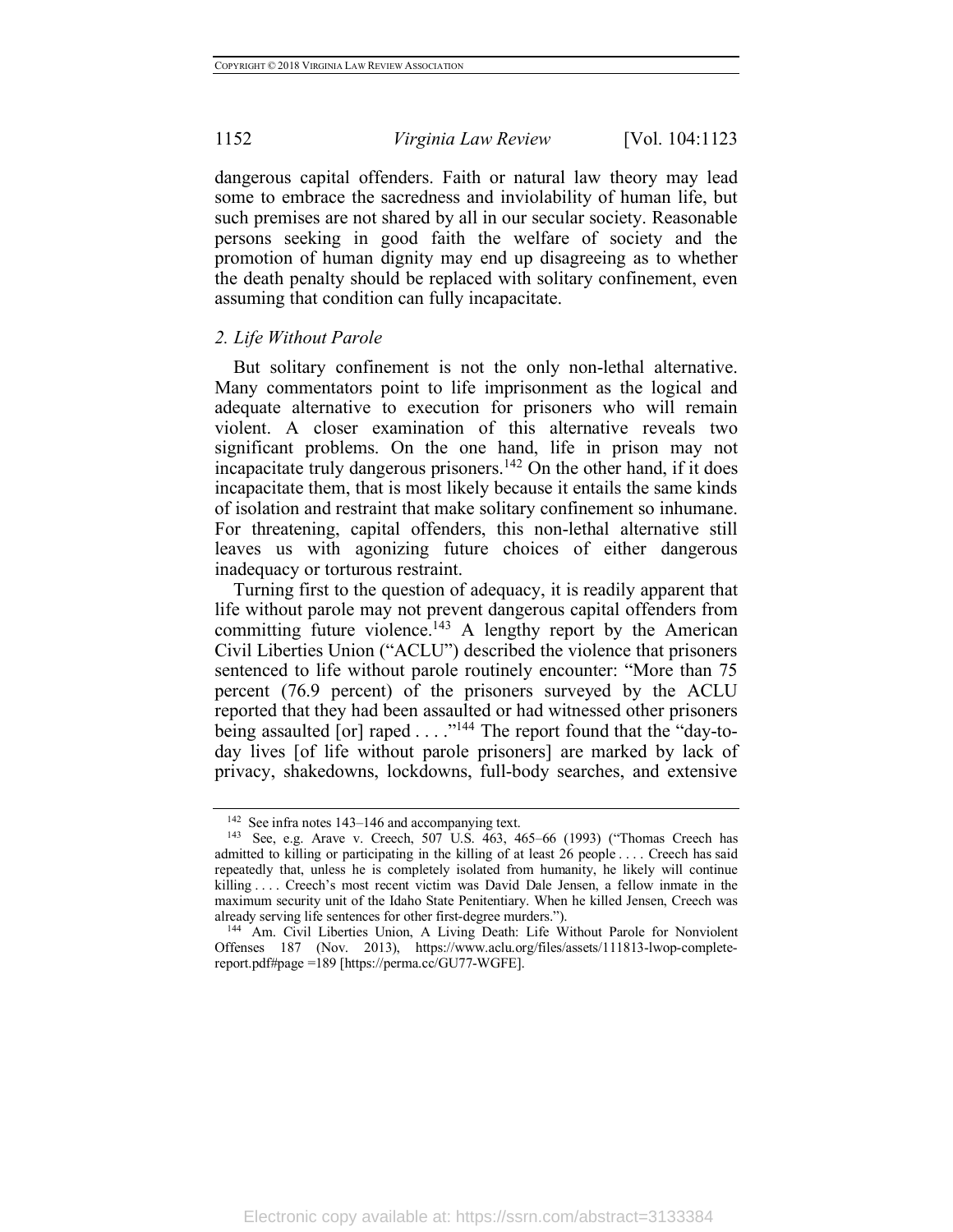dangerous capital offenders. Faith or natural law theory may lead some to embrace the sacredness and inviolability of human life, but such premises are not shared by all in our secular society. Reasonable persons seeking in good faith the welfare of society and the promotion of human dignity may end up disagreeing as to whether the death penalty should be replaced with solitary confinement, even assuming that condition can fully incapacitate.

### *2. Life Without Parole*

But solitary confinement is not the only non-lethal alternative. Many commentators point to life imprisonment as the logical and adequate alternative to execution for prisoners who will remain violent. A closer examination of this alternative reveals two significant problems. On the one hand, life in prison may not incapacitate truly dangerous prisoners.[142] On the other hand, if it does incapacitate them, that is most likely because it entails the same kinds of isolation and restraint that make solitary confinement so inhumane. For threatening, capital offenders, this non-lethal alternative still leaves us with agonizing future choices of either dangerous inadequacy or torturous restraint.

Turning first to the question of adequacy, it is readily apparent that life without parole may not prevent dangerous capital offenders from committing future violence.[143] A lengthy report by the American Civil Liberties Union ("ACLU") described the violence that prisoners sentenced to life without parole routinely encounter: "More than 75 percent (76.9 percent) of the prisoners surveyed by the ACLU reported that they had been assaulted or had witnessed other prisoners being assaulted [or] raped . . . ."[144] The report found that the "day-to-day lives [of life without parole prisoners] are marked by lack of privacy, shakedowns, lockdowns, full-body searches, and extensive

---

[142] See infra notes 143–146 and accompanying text.

[143] See, e.g. Arave v. Creech, 507 U.S. 463, 465–66 (1993) ("Thomas Creech has admitted to killing or participating in the killing of at least 26 people . . . . Creech has said repeatedly that, unless he is completely isolated from humanity, he likely will continue killing . . . . Creech's most recent victim was David Dale Jensen, a fellow inmate in the maximum security unit of the Idaho State Penitentiary. When he killed Jensen, Creech was already serving life sentences for other first-degree murders.").

[144] Am. Civil Liberties Union, A Living Death: Life Without Parole for Nonviolent Offenses 187 (Nov. 2013), https://www.aclu.org/files/assets/111813-lwop-complete-report.pdf#page =189 [https://perma.cc/GU77-WGFE].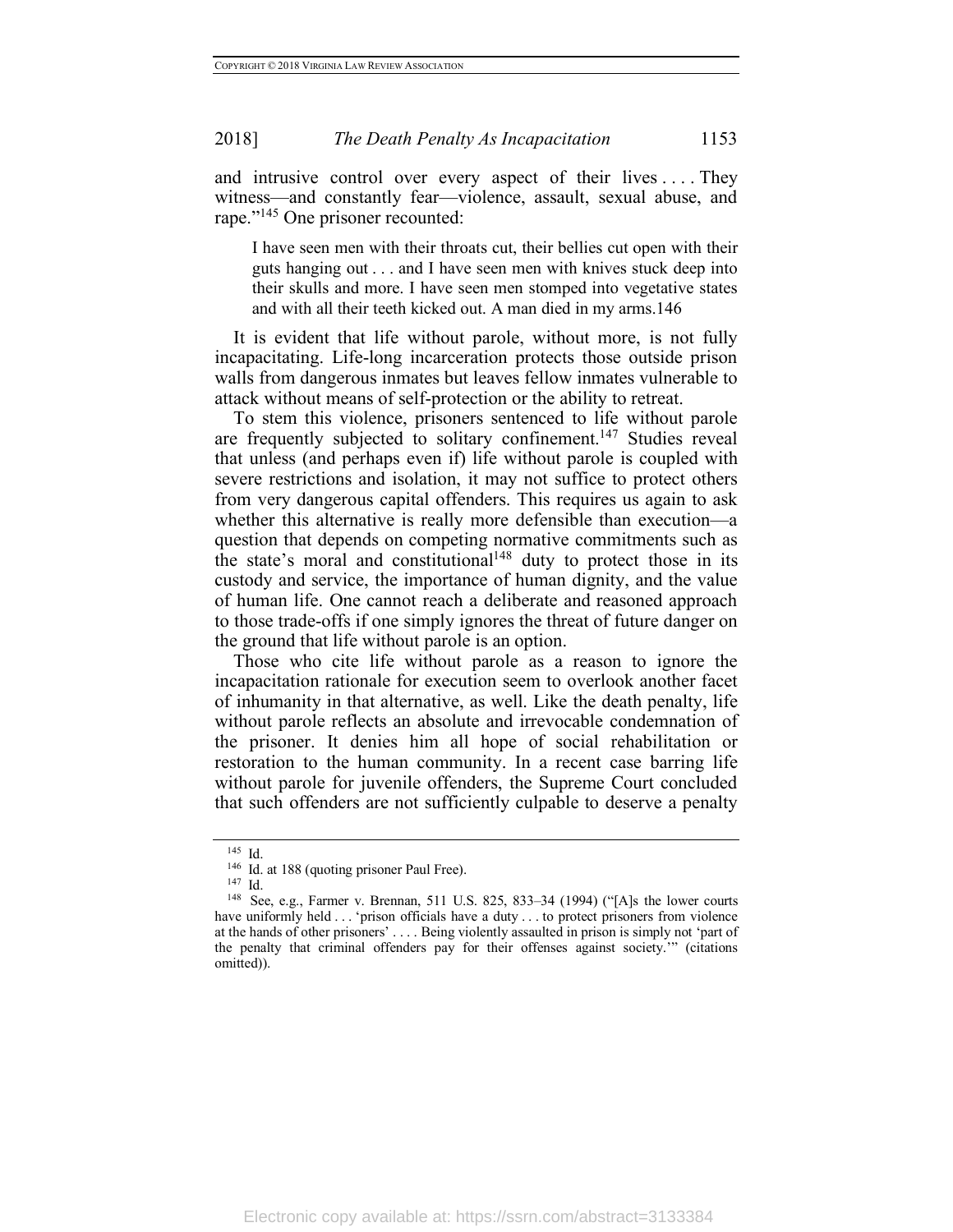and intrusive control over every aspect of their lives . . . . They witness—and constantly fear—violence, assault, sexual abuse, and rape."[145] One prisoner recounted:

> I have seen men with their throats cut, their bellies cut open with their guts hanging out . . . and I have seen men with knives stuck deep into their skulls and more. I have seen men stomped into vegetative states and with all their teeth kicked out. A man died in my arms.146

It is evident that life without parole, without more, is not fully incapacitating. Life-long incarceration protects those outside prison walls from dangerous inmates but leaves fellow inmates vulnerable to attack without means of self-protection or the ability to retreat.

To stem this violence, prisoners sentenced to life without parole are frequently subjected to solitary confinement.[147] Studies reveal that unless (and perhaps even if) life without parole is coupled with severe restrictions and isolation, it may not suffice to protect others from very dangerous capital offenders. This requires us again to ask whether this alternative is really more defensible than execution—a question that depends on competing normative commitments such as the state's moral and constitutional[148] duty to protect those in its custody and service, the importance of human dignity, and the value of human life. One cannot reach a deliberate and reasoned approach to those trade-offs if one simply ignores the threat of future danger on the ground that life without parole is an option.

Those who cite life without parole as a reason to ignore the incapacitation rationale for execution seem to overlook another facet of inhumanity in that alternative, as well. Like the death penalty, life without parole reflects an absolute and irrevocable condemnation of the prisoner. It denies him all hope of social rehabilitation or restoration to the human community. In a recent case barring life without parole for juvenile offenders, the Supreme Court concluded that such offenders are not sufficiently culpable to deserve a penalty

---

[145] Id.

[146] Id. at 188 (quoting prisoner Paul Free).

[147] Id.

[148] See, e.g., Farmer v. Brennan, 511 U.S. 825, 833–34 (1994) ("[A]s the lower courts have uniformly held . . . 'prison officials have a duty . . . to protect prisoners from violence at the hands of other prisoners' . . . . Being violently assaulted in prison is simply not 'part of the penalty that criminal offenders pay for their offenses against society.'" (citations omitted)).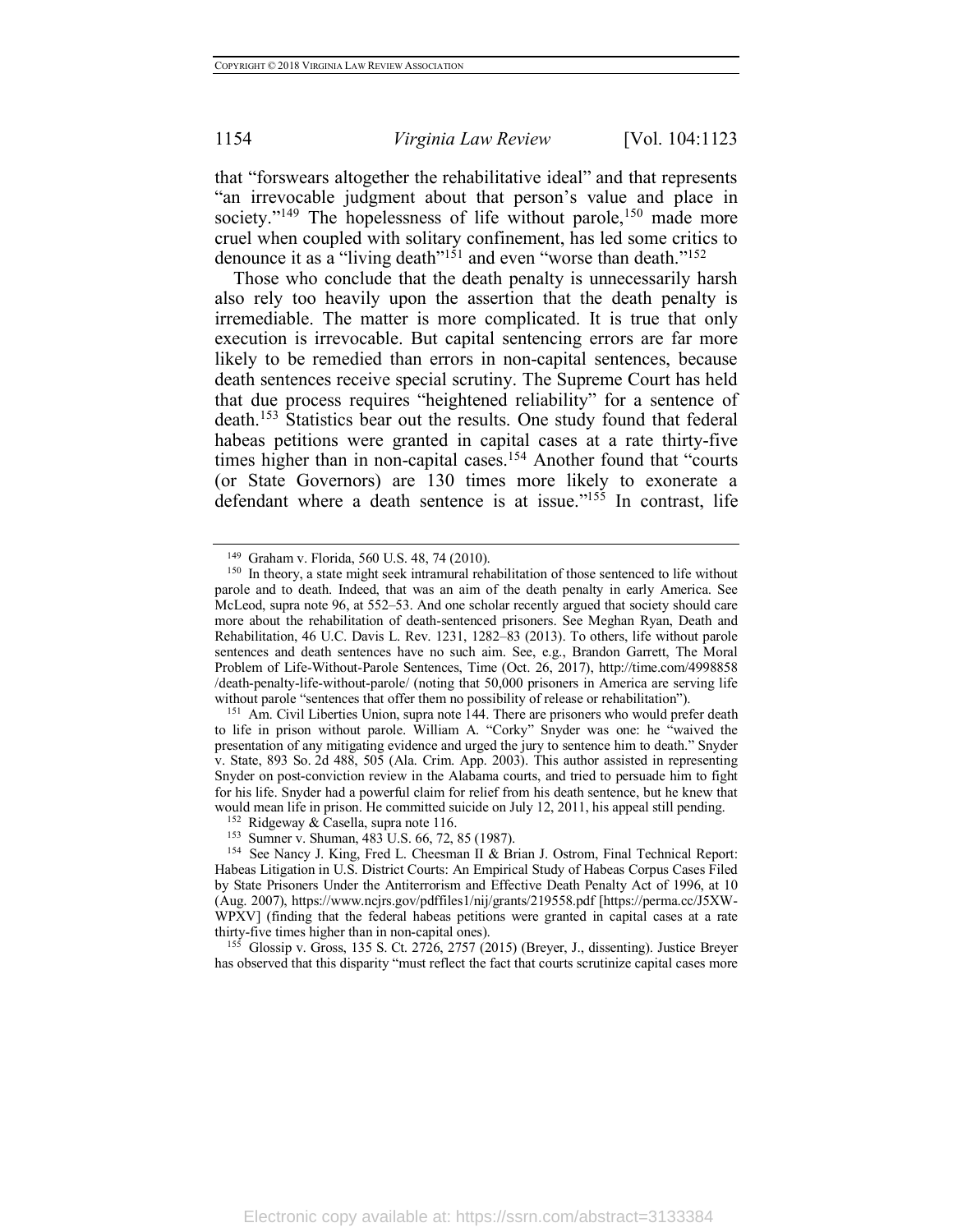that "forswears altogether the rehabilitative ideal" and that represents "an irrevocable judgment about that person's value and place in society."[149] The hopelessness of life without parole,[150] made more cruel when coupled with solitary confinement, has led some critics to denounce it as a "living death"[151] and even "worse than death."[152]

Those who conclude that the death penalty is unnecessarily harsh also rely too heavily upon the assertion that the death penalty is irremediable. The matter is more complicated. It is true that only execution is irrevocable. But capital sentencing errors are far more likely to be remedied than errors in non-capital sentences, because death sentences receive special scrutiny. The Supreme Court has held that due process requires "heightened reliability" for a sentence of death.[153] Statistics bear out the results. One study found that federal habeas petitions were granted in capital cases at a rate thirty-five times higher than in non-capital cases.[154] Another found that "courts (or State Governors) are 130 times more likely to exonerate a defendant where a death sentence is at issue."[155] In contrast, life

---

[149] Graham v. Florida, 560 U.S. 48, 74 (2010).

[150] In theory, a state might seek intramural rehabilitation of those sentenced to life without parole and to death. Indeed, that was an aim of the death penalty in early America. See McLeod, supra note 96, at 552–53. And one scholar recently argued that society should care more about the rehabilitation of death-sentenced prisoners. See Meghan Ryan, Death and Rehabilitation, 46 U.C. Davis L. Rev. 1231, 1282–83 (2013). To others, life without parole sentences and death sentences have no such aim. See, e.g., Brandon Garrett, The Moral Problem of Life-Without-Parole Sentences, Time (Oct. 26, 2017), http://time.com/4998858/death-penalty-life-without-parole/ (noting that 50,000 prisoners in America are serving life without parole "sentences that offer them no possibility of release or rehabilitation").

[151] Am. Civil Liberties Union, supra note 144. There are prisoners who would prefer death to life in prison without parole. William A. "Corky" Snyder was one: he "waived the presentation of any mitigating evidence and urged the jury to sentence him to death." Snyder v. State, 893 So. 2d 488, 505 (Ala. Crim. App. 2003). This author assisted in representing Snyder on post-conviction review in the Alabama courts, and tried to persuade him to fight for his life. Snyder had a powerful claim for relief from his death sentence, but he knew that would mean life in prison. He committed suicide on July 12, 2011, his appeal still pending.

[152] Ridgeway & Casella, supra note 116.

[153] Sumner v. Shuman, 483 U.S. 66, 72, 85 (1987).

[154] See Nancy J. King, Fred L. Cheesman II & Brian J. Ostrom, Final Technical Report: Habeas Litigation in U.S. District Courts: An Empirical Study of Habeas Corpus Cases Filed by State Prisoners Under the Antiterrorism and Effective Death Penalty Act of 1996, at 10 (Aug. 2007), https://www.ncjrs.gov/pdffiles1/nij/grants/219558.pdf [https://perma.cc/J5XW-WPXV] (finding that the federal habeas petitions were granted in capital cases at a rate thirty-five times higher than in non-capital ones).

[155] Glossip v. Gross, 135 S. Ct. 2726, 2757 (2015) (Breyer, J., dissenting). Justice Breyer has observed that this disparity "must reflect the fact that courts scrutinize capital cases more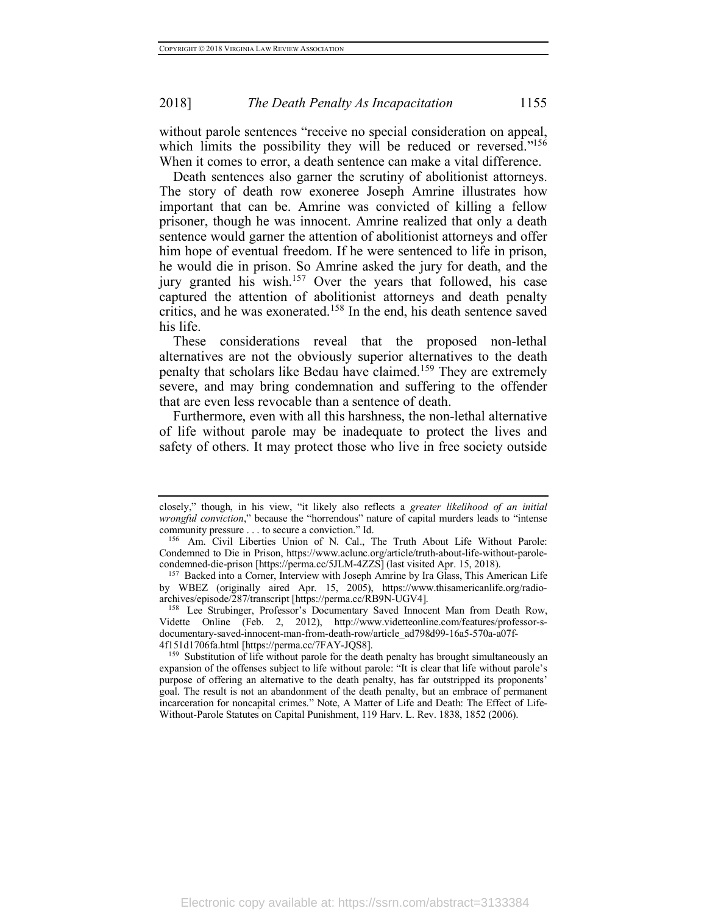without parole sentences "receive no special consideration on appeal, which limits the possibility they will be reduced or reversed."[156] When it comes to error, a death sentence can make a vital difference.

Death sentences also garner the scrutiny of abolitionist attorneys. The story of death row exoneree Joseph Amrine illustrates how important that can be. Amrine was convicted of killing a fellow prisoner, though he was innocent. Amrine realized that only a death sentence would garner the attention of abolitionist attorneys and offer him hope of eventual freedom. If he were sentenced to life in prison, he would die in prison. So Amrine asked the jury for death, and the jury granted his wish.[157] Over the years that followed, his case captured the attention of abolitionist attorneys and death penalty critics, and he was exonerated.[158] In the end, his death sentence saved his life.

These considerations reveal that the proposed non-lethal alternatives are not the obviously superior alternatives to the death penalty that scholars like Bedau have claimed.[159] They are extremely severe, and may bring condemnation and suffering to the offender that are even less revocable than a sentence of death.

Furthermore, even with all this harshness, the non-lethal alternative of life without parole may be inadequate to protect the lives and safety of others. It may protect those who live in free society outside

---

closely," though, in his view, "it likely also reflects a *greater likelihood of an initial wrongful conviction*," because the "horrendous" nature of capital murders leads to "intense community pressure . . . to secure a conviction." Id.

[156] Am. Civil Liberties Union of N. Cal., The Truth About Life Without Parole: Condemned to Die in Prison, https://www.aclunc.org/article/truth-about-life-without-parole-condemned-die-prison [https://perma.cc/5JLM-4ZZS] (last visited Apr. 15, 2018).

[157] Backed into a Corner, Interview with Joseph Amrine by Ira Glass, This American Life by WBEZ (originally aired Apr. 15, 2005), https://www.thisamericanlife.org/radio-archives/episode/287/transcript [https://perma.cc/RB9N-UGV4].

[158] Lee Strubinger, Professor's Documentary Saved Innocent Man from Death Row, Vidette Online (Feb. 2, 2012), http://www.videtteonline.com/features/professor-s-documentary-saved-innocent-man-from-death-row/article_ad798d99-16a5-570a-a07f-4f151d1706fa.html [https://perma.cc/7FAY-JQS8].

[159] Substitution of life without parole for the death penalty has brought simultaneously an expansion of the offenses subject to life without parole: "It is clear that life without parole's purpose of offering an alternative to the death penalty, has far outstripped its proponents' goal. The result is not an abandonment of the death penalty, but an embrace of permanent incarceration for noncapital crimes." Note, A Matter of Life and Death: The Effect of Life-Without-Parole Statutes on Capital Punishment, 119 Harv. L. Rev. 1838, 1852 (2006).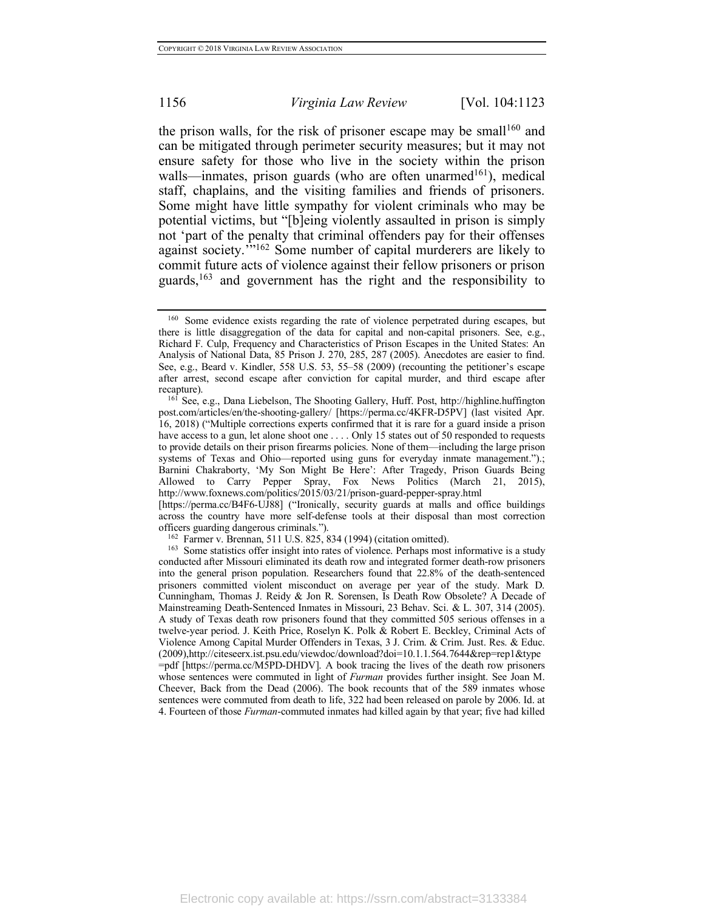the prison walls, for the risk of prisoner escape may be small[160] and can be mitigated through perimeter security measures; but it may not ensure safety for those who live in the society within the prison walls—inmates, prison guards (who are often unarmed[161]), medical staff, chaplains, and the visiting families and friends of prisoners. Some might have little sympathy for violent criminals who may be potential victims, but "[b]eing violently assaulted in prison is simply not 'part of the penalty that criminal offenders pay for their offenses against society.'"[162] Some number of capital murderers are likely to commit future acts of violence against their fellow prisoners or prison guards,[163] and government has the right and the responsibility to

---

[160] Some evidence exists regarding the rate of violence perpetrated during escapes, but there is little disaggregation of the data for capital and non-capital prisoners. See, e.g., Richard F. Culp, Frequency and Characteristics of Prison Escapes in the United States: An Analysis of National Data, 85 Prison J. 270, 285, 287 (2005). Anecdotes are easier to find. See, e.g., Beard v. Kindler, 558 U.S. 53, 55–58 (2009) (recounting the petitioner's escape after arrest, second escape after conviction for capital murder, and third escape after recapture).

[161] See, e.g., Dana Liebelson, The Shooting Gallery, Huff. Post, http://highline.huffingtonpost.com/articles/en/the-shooting-gallery/ [https://perma.cc/4KFR-D5PV] (last visited Apr. 16, 2018) ("Multiple corrections experts confirmed that it is rare for a guard inside a prison have access to a gun, let alone shoot one . . . . Only 15 states out of 50 responded to requests to provide details on their prison firearms policies. None of them—including the large prison systems of Texas and Ohio—reported using guns for everyday inmate management.").; Barnini Chakraborty, 'My Son Might Be Here': After Tragedy, Prison Guards Being Allowed to Carry Pepper Spray, Fox News Politics (March 21, 2015), http://www.foxnews.com/politics/2015/03/21/prison-guard-pepper-spray.html [https://perma.cc/B4F6-UJ88] ("Ironically, security guards at malls and office buildings across the country have more self-defense tools at their disposal than most correction officers guarding dangerous criminals.").

[162] Farmer v. Brennan, 511 U.S. 825, 834 (1994) (citation omitted).

[163] Some statistics offer insight into rates of violence. Perhaps most informative is a study conducted after Missouri eliminated its death row and integrated former death-row prisoners into the general prison population. Researchers found that 22.8% of the death-sentenced prisoners committed violent misconduct on average per year of the study. Mark D. Cunningham, Thomas J. Reidy & Jon R. Sorensen, Is Death Row Obsolete? A Decade of Mainstreaming Death-Sentenced Inmates in Missouri, 23 Behav. Sci. & L. 307, 314 (2005). A study of Texas death row prisoners found that they committed 505 serious offenses in a twelve-year period. J. Keith Price, Roselyn K. Polk & Robert E. Beckley, Criminal Acts of Violence Among Capital Murder Offenders in Texas, 3 J. Crim. & Crim. Just. Res. & Educ. (2009),http://citeseerx.ist.psu.edu/viewdoc/download?doi=10.1.1.564.7644&rep=rep1&type=pdf [https://perma.cc/M5PD-DHDV]. A book tracing the lives of the death row prisoners whose sentences were commuted in light of *Furman* provides further insight. See Joan M. Cheever, Back from the Dead (2006). The book recounts that of the 589 inmates whose sentences were commuted from death to life, 322 had been released on parole by 2006. Id. at 4. Fourteen of those *Furman*-commuted inmates had killed again by that year; five had killed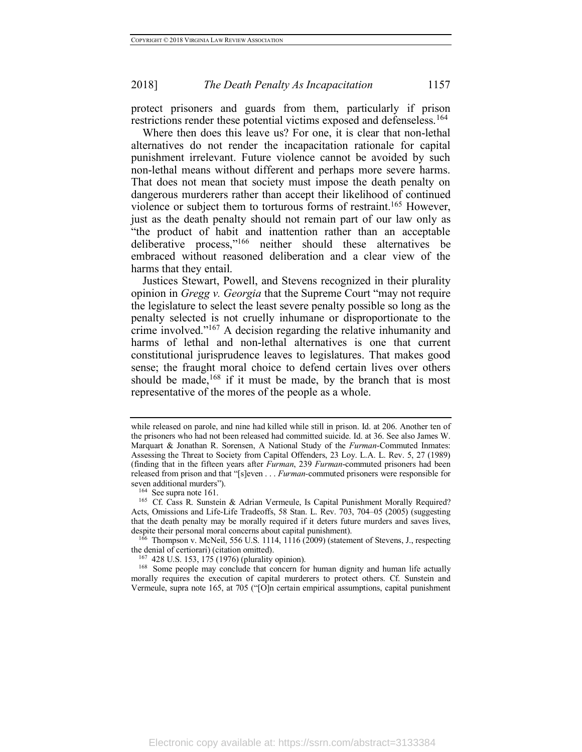protect prisoners and guards from them, particularly if prison restrictions render these potential victims exposed and defenseless.[164]

Where then does this leave us? For one, it is clear that non-lethal alternatives do not render the incapacitation rationale for capital punishment irrelevant. Future violence cannot be avoided by such non-lethal means without different and perhaps more severe harms. That does not mean that society must impose the death penalty on dangerous murderers rather than accept their likelihood of continued violence or subject them to torturous forms of restraint.[165] However, just as the death penalty should not remain part of our law only as "the product of habit and inattention rather than an acceptable deliberative process,"[166] neither should these alternatives be embraced without reasoned deliberation and a clear view of the harms that they entail.

Justices Stewart, Powell, and Stevens recognized in their plurality opinion in *Gregg v. Georgia* that the Supreme Court "may not require the legislature to select the least severe penalty possible so long as the penalty selected is not cruelly inhumane or disproportionate to the crime involved."[167] A decision regarding the relative inhumanity and harms of lethal and non-lethal alternatives is one that current constitutional jurisprudence leaves to legislatures. That makes good sense; the fraught moral choice to defend certain lives over others should be made,[168] if it must be made, by the branch that is most representative of the mores of the people as a whole.

---

while released on parole, and nine had killed while still in prison. Id. at 206. Another ten of the prisoners who had not been released had committed suicide. Id. at 36. See also James W. Marquart & Jonathan R. Sorensen, A National Study of the *Furman*-Commuted Inmates: Assessing the Threat to Society from Capital Offenders, 23 Loy. L.A. L. Rev. 5, 27 (1989) (finding that in the fifteen years after *Furman*, 239 *Furman*-commuted prisoners had been released from prison and that "[s]even . . . *Furman*-commuted prisoners were responsible for seven additional murders").

[164] See supra note 161.

[165] Cf. Cass R. Sunstein & Adrian Vermeule, Is Capital Punishment Morally Required? Acts, Omissions and Life-Life Tradeoffs, 58 Stan. L. Rev. 703, 704–05 (2005) (suggesting that the death penalty may be morally required if it deters future murders and saves lives, despite their personal moral concerns about capital punishment).

[166] Thompson v. McNeil, 556 U.S. 1114, 1116 (2009) (statement of Stevens, J., respecting the denial of certiorari) (citation omitted).

[167] 428 U.S. 153, 175 (1976) (plurality opinion).

[168] Some people may conclude that concern for human dignity and human life actually morally requires the execution of capital murderers to protect others. Cf. Sunstein and Vermeule, supra note 165, at 705 ("[O]n certain empirical assumptions, capital punishment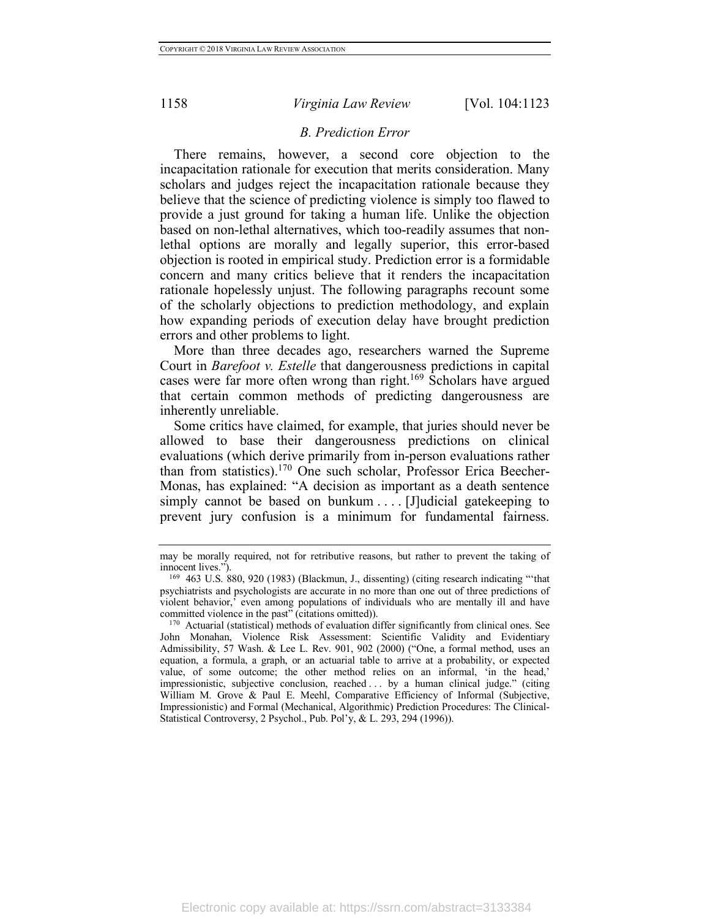### *B. Prediction Error*

There remains, however, a second core objection to the incapacitation rationale for execution that merits consideration. Many scholars and judges reject the incapacitation rationale because they believe that the science of predicting violence is simply too flawed to provide a just ground for taking a human life. Unlike the objection based on non-lethal alternatives, which too-readily assumes that non-lethal options are morally and legally superior, this error-based objection is rooted in empirical study. Prediction error is a formidable concern and many critics believe that it renders the incapacitation rationale hopelessly unjust. The following paragraphs recount some of the scholarly objections to prediction methodology, and explain how expanding periods of execution delay have brought prediction errors and other problems to light.

More than three decades ago, researchers warned the Supreme Court in *Barefoot v. Estelle* that dangerousness predictions in capital cases were far more often wrong than right.[169] Scholars have argued that certain common methods of predicting dangerousness are inherently unreliable.

Some critics have claimed, for example, that juries should never be allowed to base their dangerousness predictions on clinical evaluations (which derive primarily from in-person evaluations rather than from statistics).[170] One such scholar, Professor Erica Beecher-Monas, has explained: "A decision as important as a death sentence simply cannot be based on bunkum . . . . [J]udicial gatekeeping to prevent jury confusion is a minimum for fundamental fairness.

---

may be morally required, not for retributive reasons, but rather to prevent the taking of innocent lives.").

[169] 463 U.S. 880, 920 (1983) (Blackmun, J., dissenting) (citing research indicating "'that psychiatrists and psychologists are accurate in no more than one out of three predictions of violent behavior,' even among populations of individuals who are mentally ill and have committed violence in the past" (citations omitted)).

[170] Actuarial (statistical) methods of evaluation differ significantly from clinical ones. See John Monahan, Violence Risk Assessment: Scientific Validity and Evidentiary Admissibility, 57 Wash. & Lee L. Rev. 901, 902 (2000) ("One, a formal method, uses an equation, a formula, a graph, or an actuarial table to arrive at a probability, or expected value, of some outcome; the other method relies on an informal, 'in the head,' impressionistic, subjective conclusion, reached . . . by a human clinical judge." (citing William M. Grove & Paul E. Meehl, Comparative Efficiency of Informal (Subjective, Impressionistic) and Formal (Mechanical, Algorithmic) Prediction Procedures: The Clinical-Statistical Controversy, 2 Psychol., Pub. Pol'y, & L. 293, 294 (1996)).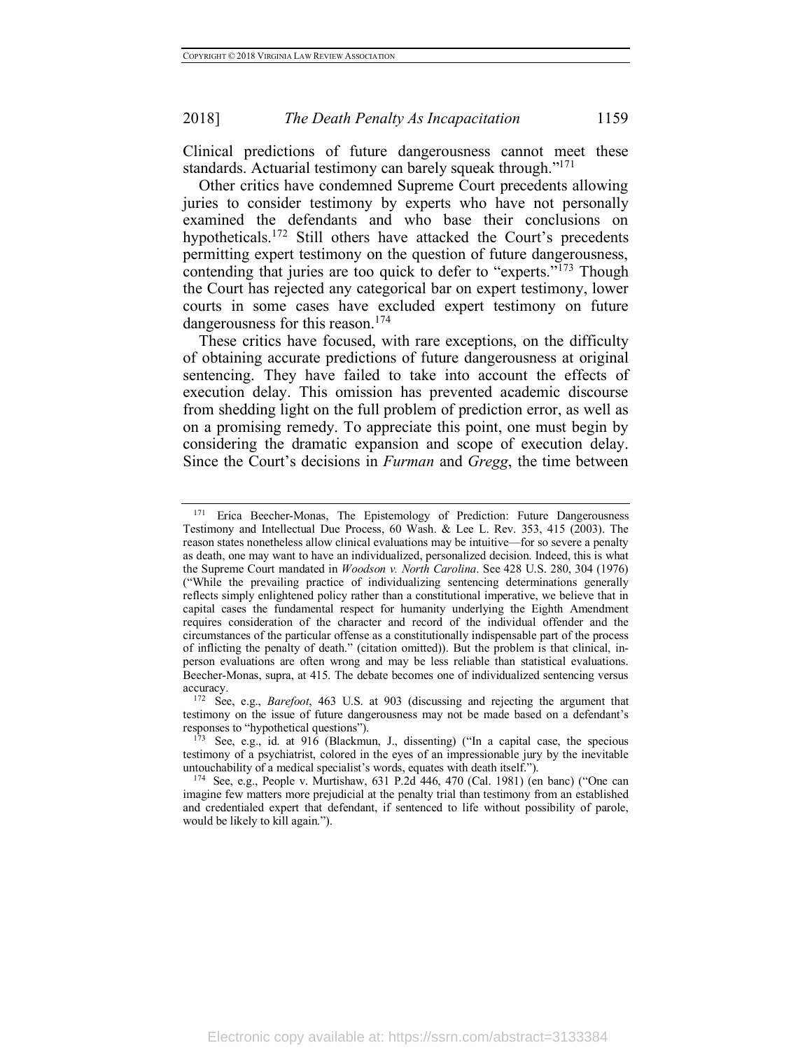Clinical predictions of future dangerousness cannot meet these standards. Actuarial testimony can barely squeak through."[171]

Other critics have condemned Supreme Court precedents allowing juries to consider testimony by experts who have not personally examined the defendants and who base their conclusions on hypotheticals.[172] Still others have attacked the Court's precedents permitting expert testimony on the question of future dangerousness, contending that juries are too quick to defer to "experts."[173] Though the Court has rejected any categorical bar on expert testimony, lower courts in some cases have excluded expert testimony on future dangerousness for this reason.[174]

These critics have focused, with rare exceptions, on the difficulty of obtaining accurate predictions of future dangerousness at original sentencing. They have failed to take into account the effects of execution delay. This omission has prevented academic discourse from shedding light on the full problem of prediction error, as well as on a promising remedy. To appreciate this point, one must begin by considering the dramatic expansion and scope of execution delay. Since the Court's decisions in *Furman* and *Gregg*, the time between

---

[171] Erica Beecher-Monas, The Epistemology of Prediction: Future Dangerousness Testimony and Intellectual Due Process, 60 Wash. & Lee L. Rev. 353, 415 (2003). The reason states nonetheless allow clinical evaluations may be intuitive—for so severe a penalty as death, one may want to have an individualized, personalized decision. Indeed, this is what the Supreme Court mandated in *Woodson v. North Carolina*. See 428 U.S. 280, 304 (1976) ("While the prevailing practice of individualizing sentencing determinations generally reflects simply enlightened policy rather than a constitutional imperative, we believe that in capital cases the fundamental respect for humanity underlying the Eighth Amendment requires consideration of the character and record of the individual offender and the circumstances of the particular offense as a constitutionally indispensable part of the process of inflicting the penalty of death." (citation omitted)). But the problem is that clinical, in-person evaluations are often wrong and may be less reliable than statistical evaluations. Beecher-Monas, supra, at 415. The debate becomes one of individualized sentencing versus accuracy.

[172] See, e.g., *Barefoot*, 463 U.S. at 903 (discussing and rejecting the argument that testimony on the issue of future dangerousness may not be made based on a defendant's responses to "hypothetical questions").

[173] See, e.g., id. at 916 (Blackmun, J., dissenting) ("In a capital case, the specious testimony of a psychiatrist, colored in the eyes of an impressionable jury by the inevitable untouchability of a medical specialist's words, equates with death itself.").

[174] See, e.g., People v. Murtishaw, 631 P.2d 446, 470 (Cal. 1981) (en banc) ("One can imagine few matters more prejudicial at the penalty trial than testimony from an established and credentialed expert that defendant, if sentenced to life without possibility of parole, would be likely to kill again.").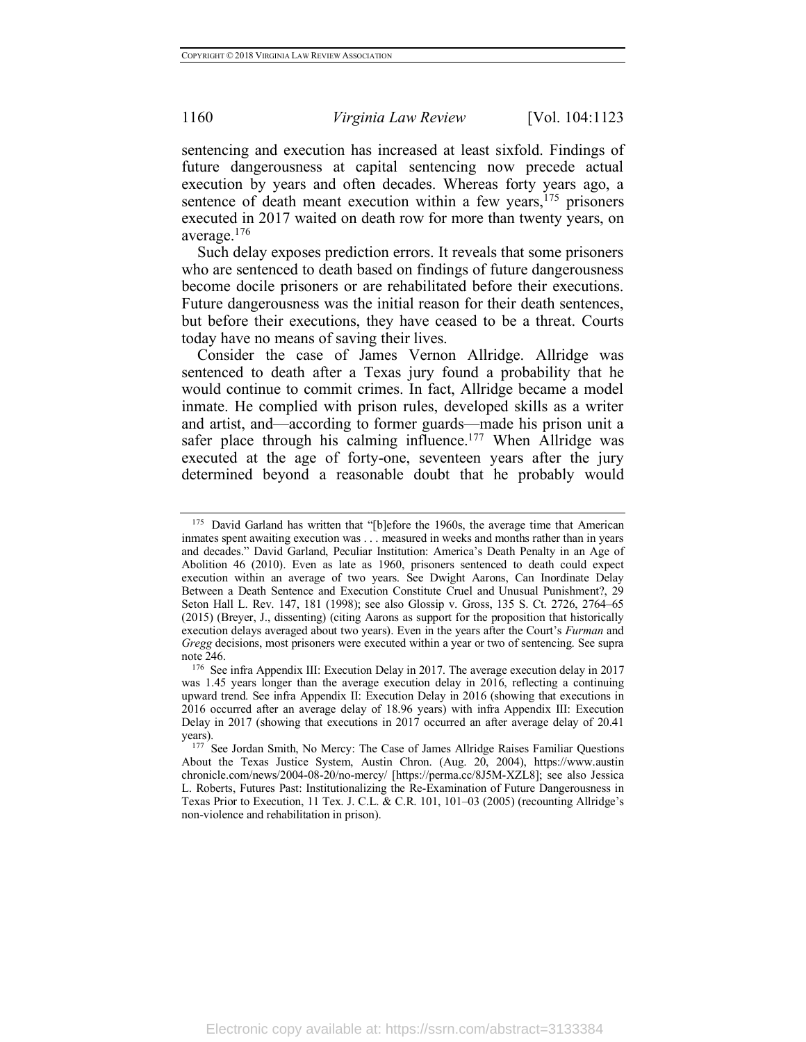sentencing and execution has increased at least sixfold. Findings of future dangerousness at capital sentencing now precede actual execution by years and often decades. Whereas forty years ago, a sentence of death meant execution within a few years,[175] prisoners executed in 2017 waited on death row for more than twenty years, on average.[176]

Such delay exposes prediction errors. It reveals that some prisoners who are sentenced to death based on findings of future dangerousness become docile prisoners or are rehabilitated before their executions. Future dangerousness was the initial reason for their death sentences, but before their executions, they have ceased to be a threat. Courts today have no means of saving their lives.

Consider the case of James Vernon Allridge. Allridge was sentenced to death after a Texas jury found a probability that he would continue to commit crimes. In fact, Allridge became a model inmate. He complied with prison rules, developed skills as a writer and artist, and—according to former guards—made his prison unit a safer place through his calming influence.[177] When Allridge was executed at the age of forty-one, seventeen years after the jury determined beyond a reasonable doubt that he probably would

---

[175] David Garland has written that "[b]efore the 1960s, the average time that American inmates spent awaiting execution was . . . measured in weeks and months rather than in years and decades." David Garland, Peculiar Institution: America's Death Penalty in an Age of Abolition 46 (2010). Even as late as 1960, prisoners sentenced to death could expect execution within an average of two years. See Dwight Aarons, Can Inordinate Delay Between a Death Sentence and Execution Constitute Cruel and Unusual Punishment?, 29 Seton Hall L. Rev. 147, 181 (1998); see also Glossip v. Gross, 135 S. Ct. 2726, 2764–65 (2015) (Breyer, J., dissenting) (citing Aarons as support for the proposition that historically execution delays averaged about two years). Even in the years after the Court's *Furman* and *Gregg* decisions, most prisoners were executed within a year or two of sentencing. See supra note 246.

[176] See infra Appendix III: Execution Delay in 2017. The average execution delay in 2017 was 1.45 years longer than the average execution delay in 2016, reflecting a continuing upward trend. See infra Appendix II: Execution Delay in 2016 (showing that executions in 2016 occurred after an average delay of 18.96 years) with infra Appendix III: Execution Delay in 2017 (showing that executions in 2017 occurred an after average delay of 20.41 years).

[177] See Jordan Smith, No Mercy: The Case of James Allridge Raises Familiar Questions About the Texas Justice System, Austin Chron. (Aug. 20, 2004), https://www.austinchronicle.com/news/2004-08-20/no-mercy/ [https://perma.cc/8J5M-XZL8]; see also Jessica L. Roberts, Futures Past: Institutionalizing the Re-Examination of Future Dangerousness in Texas Prior to Execution, 11 Tex. J. C.L. & C.R. 101, 101–03 (2005) (recounting Allridge's non-violence and rehabilitation in prison).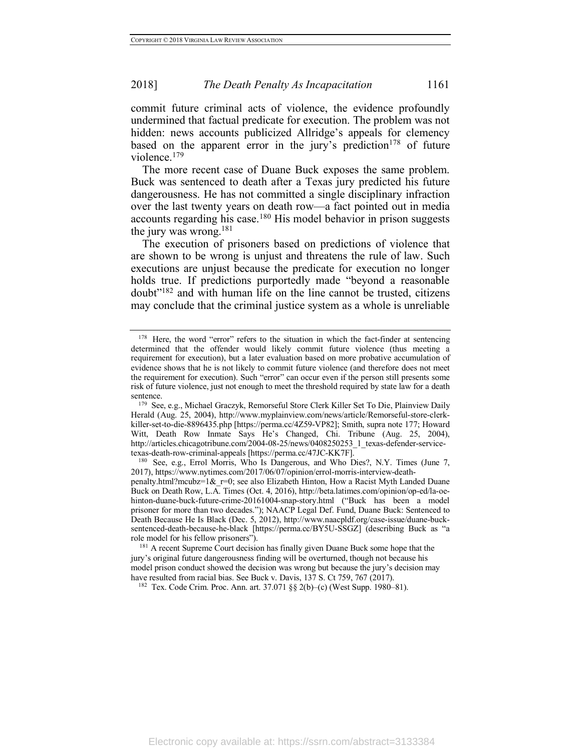commit future criminal acts of violence, the evidence profoundly undermined that factual predicate for execution. The problem was not hidden: news accounts publicized Allridge's appeals for clemency based on the apparent error in the jury's prediction[178] of future violence.[179]

The more recent case of Duane Buck exposes the same problem. Buck was sentenced to death after a Texas jury predicted his future dangerousness. He has not committed a single disciplinary infraction over the last twenty years on death row—a fact pointed out in media accounts regarding his case.[180] His model behavior in prison suggests the jury was wrong.[181]

The execution of prisoners based on predictions of violence that are shown to be wrong is unjust and threatens the rule of law. Such executions are unjust because the predicate for execution no longer holds true. If predictions purportedly made "beyond a reasonable doubt"[182] and with human life on the line cannot be trusted, citizens may conclude that the criminal justice system as a whole is unreliable

---

[178] Here, the word "error" refers to the situation in which the fact-finder at sentencing determined that the offender would likely commit future violence (thus meeting a requirement for execution), but a later evaluation based on more probative accumulation of evidence shows that he is not likely to commit future violence (and therefore does not meet the requirement for execution). Such "error" can occur even if the person still presents some risk of future violence, just not enough to meet the threshold required by state law for a death sentence.

[179] See, e.g., Michael Graczyk, Remorseful Store Clerk Killer Set To Die, Plainview Daily Herald (Aug. 25, 2004), http://www.myplainview.com/news/article/Remorseful-store-clerk-killer-set-to-die-8896435.php [https://perma.cc/4Z59-VP82]; Smith, supra note 177; Howard Witt, Death Row Inmate Says He's Changed, Chi. Tribune (Aug. 25, 2004), http://articles.chicagotribune.com/2004-08-25/news/0408250253_1_texas-defender-service-texas-death-row-criminal-appeals [https://perma.cc/47JC-KK7F].

[180] See, e.g., Errol Morris, Who Is Dangerous, and Who Dies?, N.Y. Times (June 7, 2017), https://www.nytimes.com/2017/06/07/opinion/errol-morris-interview-death-penalty.html?mcubz=1&_r=0; see also Elizabeth Hinton, How a Racist Myth Landed Duane Buck on Death Row, L.A. Times (Oct. 4, 2016), http://beta.latimes.com/opinion/op-ed/la-oe-hinton-duane-buck-future-crime-20161004-snap-story.html ("Buck has been a model prisoner for more than two decades."); NAACP Legal Def. Fund, Duane Buck: Sentenced to Death Because He Is Black (Dec. 5, 2012), http://www.naacpldf.org/case-issue/duane-buck-sentenced-death-because-he-black [https://perma.cc/BY5U-SSGZ] (describing Buck as "a role model for his fellow prisoners").

[181] A recent Supreme Court decision has finally given Duane Buck some hope that the jury's original future dangerousness finding will be overturned, though not because his model prison conduct showed the decision was wrong but because the jury's decision may have resulted from racial bias. See Buck v. Davis, 137 S. Ct 759, 767 (2017).

[182] Tex. Code Crim. Proc. Ann. art. 37.071 §§ 2(b)–(c) (West Supp. 1980–81).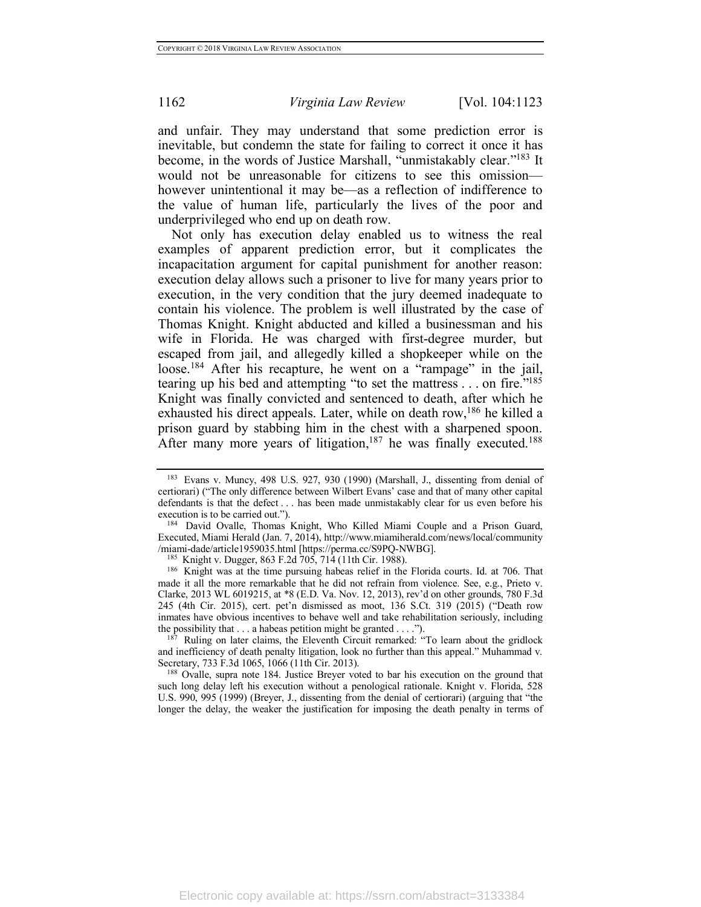and unfair. They may understand that some prediction error is inevitable, but condemn the state for failing to correct it once it has become, in the words of Justice Marshall, "unmistakably clear."[183] It would not be unreasonable for citizens to see this omission—however unintentional it may be—as a reflection of indifference to the value of human life, particularly the lives of the poor and underprivileged who end up on death row.

Not only has execution delay enabled us to witness the real examples of apparent prediction error, but it complicates the incapacitation argument for capital punishment for another reason: execution delay allows such a prisoner to live for many years prior to execution, in the very condition that the jury deemed inadequate to contain his violence. The problem is well illustrated by the case of Thomas Knight. Knight abducted and killed a businessman and his wife in Florida. He was charged with first-degree murder, but escaped from jail, and allegedly killed a shopkeeper while on the loose.[184] After his recapture, he went on a "rampage" in the jail, tearing up his bed and attempting "to set the mattress . . . on fire."[185] Knight was finally convicted and sentenced to death, after which he exhausted his direct appeals. Later, while on death row,[186] he killed a prison guard by stabbing him in the chest with a sharpened spoon. After many more years of litigation,[187] he was finally executed.[188]

---

[183] Evans v. Muncy, 498 U.S. 927, 930 (1990) (Marshall, J., dissenting from denial of certiorari) ("The only difference between Wilbert Evans' case and that of many other capital defendants is that the defect . . . has been made unmistakably clear for us even before his execution is to be carried out.").

[184] David Ovalle, Thomas Knight, Who Killed Miami Couple and a Prison Guard, Executed, Miami Herald (Jan. 7, 2014), http://www.miamiherald.com/news/local/community/miami-dade/article1959035.html [https://perma.cc/S9PQ-NWBG].

[185] Knight v. Dugger, 863 F.2d 705, 714 (11th Cir. 1988).

[186] Knight was at the time pursuing habeas relief in the Florida courts. Id. at 706. That made it all the more remarkable that he did not refrain from violence. See, e.g., Prieto v. Clarke, 2013 WL 6019215, at *8 (E.D. Va. Nov. 12, 2013), rev'd on other grounds, 780 F.3d 245 (4th Cir. 2015), cert. pet'n dismissed as moot, 136 S.Ct. 319 (2015) ("Death row inmates have obvious incentives to behave well and take rehabilitation seriously, including the possibility that . . . a habeas petition might be granted . . . .").

[187] Ruling on later claims, the Eleventh Circuit remarked: "To learn about the gridlock and inefficiency of death penalty litigation, look no further than this appeal." Muhammad v. Secretary, 733 F.3d 1065, 1066 (11th Cir. 2013).

[188] Ovalle, supra note 184. Justice Breyer voted to bar his execution on the ground that such long delay left his execution without a penological rationale. Knight v. Florida, 528 U.S. 990, 995 (1999) (Breyer, J., dissenting from the denial of certiorari) (arguing that "the longer the delay, the weaker the justification for imposing the death penalty in terms of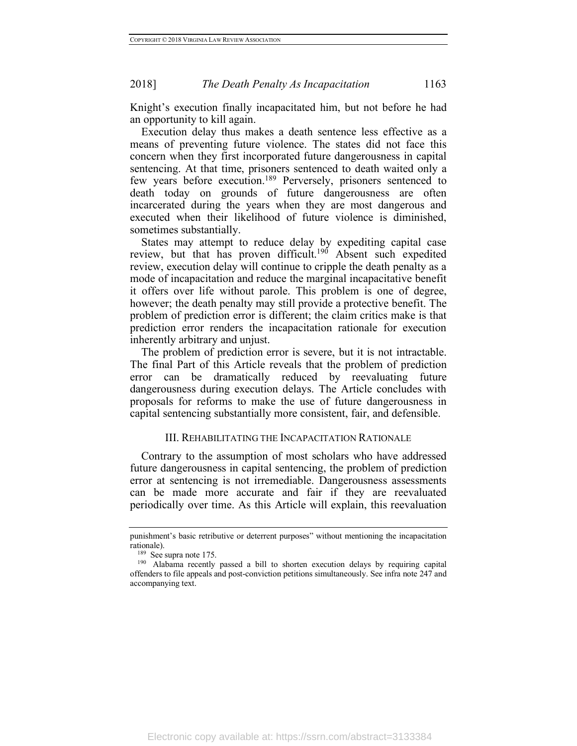Knight's execution finally incapacitated him, but not before he had an opportunity to kill again.

Execution delay thus makes a death sentence less effective as a means of preventing future violence. The states did not face this concern when they first incorporated future dangerousness in capital sentencing. At that time, prisoners sentenced to death waited only a few years before execution.[189] Perversely, prisoners sentenced to death today on grounds of future dangerousness are often incarcerated during the years when they are most dangerous and executed when their likelihood of future violence is diminished, sometimes substantially.

States may attempt to reduce delay by expediting capital case review, but that has proven difficult.[190] Absent such expedited review, execution delay will continue to cripple the death penalty as a mode of incapacitation and reduce the marginal incapacitative benefit it offers over life without parole. This problem is one of degree, however; the death penalty may still provide a protective benefit. The problem of prediction error is different; the claim critics make is that prediction error renders the incapacitation rationale for execution inherently arbitrary and unjust.

The problem of prediction error is severe, but it is not intractable. The final Part of this Article reveals that the problem of prediction error can be dramatically reduced by reevaluating future dangerousness during execution delays. The Article concludes with proposals for reforms to make the use of future dangerousness in capital sentencing substantially more consistent, fair, and defensible.

## III. REHABILITATING THE INCAPACITATION RATIONALE

Contrary to the assumption of most scholars who have addressed future dangerousness in capital sentencing, the problem of prediction error at sentencing is not irremediable. Dangerousness assessments can be made more accurate and fair if they are reevaluated periodically over time. As this Article will explain, this reevaluation

---

punishment's basic retributive or deterrent purposes" without mentioning the incapacitation rationale).

[189] See supra note 175.

[190] Alabama recently passed a bill to shorten execution delays by requiring capital offenders to file appeals and post-conviction petitions simultaneously. See infra note 247 and accompanying text.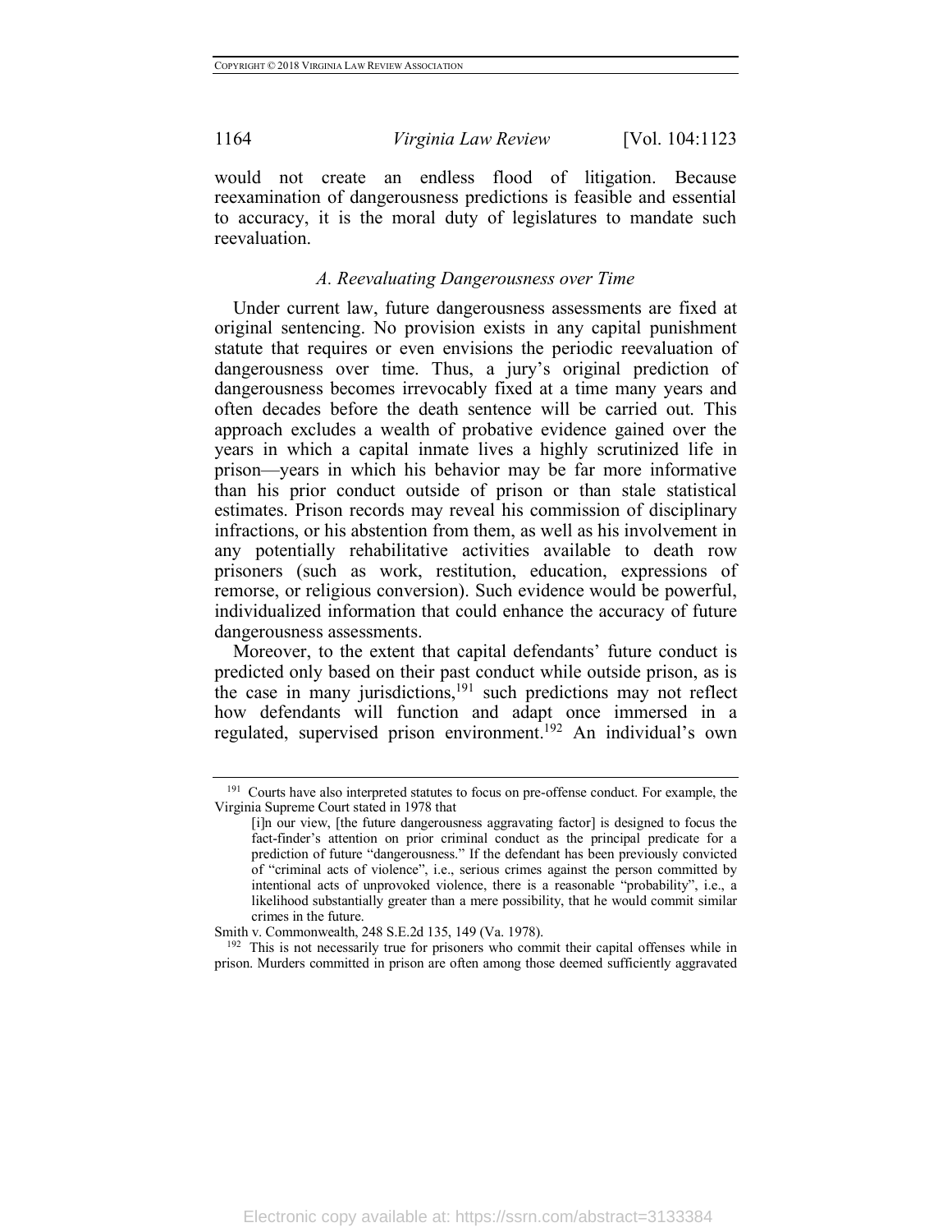would not create an endless flood of litigation. Because reexamination of dangerousness predictions is feasible and essential to accuracy, it is the moral duty of legislatures to mandate such reevaluation.

### *A. Reevaluating Dangerousness over Time*

Under current law, future dangerousness assessments are fixed at original sentencing. No provision exists in any capital punishment statute that requires or even envisions the periodic reevaluation of dangerousness over time. Thus, a jury's original prediction of dangerousness becomes irrevocably fixed at a time many years and often decades before the death sentence will be carried out. This approach excludes a wealth of probative evidence gained over the years in which a capital inmate lives a highly scrutinized life in prison—years in which his behavior may be far more informative than his prior conduct outside of prison or than stale statistical estimates. Prison records may reveal his commission of disciplinary infractions, or his abstention from them, as well as his involvement in any potentially rehabilitative activities available to death row prisoners (such as work, restitution, education, expressions of remorse, or religious conversion). Such evidence would be powerful, individualized information that could enhance the accuracy of future dangerousness assessments.

Moreover, to the extent that capital defendants' future conduct is predicted only based on their past conduct while outside prison, as is the case in many jurisdictions,[191] such predictions may not reflect how defendants will function and adapt once immersed in a regulated, supervised prison environment.[192] An individual's own

---

[191] Courts have also interpreted statutes to focus on pre-offense conduct. For example, the Virginia Supreme Court stated in 1978 that

> [i]n our view, [the future dangerousness aggravating factor] is designed to focus the fact-finder's attention on prior criminal conduct as the principal predicate for a prediction of future "dangerousness." If the defendant has been previously convicted of "criminal acts of violence", i.e., serious crimes against the person committed by intentional acts of unprovoked violence, there is a reasonable "probability", i.e., a likelihood substantially greater than a mere possibility, that he would commit similar crimes in the future.

Smith v. Commonwealth, 248 S.E.2d 135, 149 (Va. 1978).

[192] This is not necessarily true for prisoners who commit their capital offenses while in prison. Murders committed in prison are often among those deemed sufficiently aggravated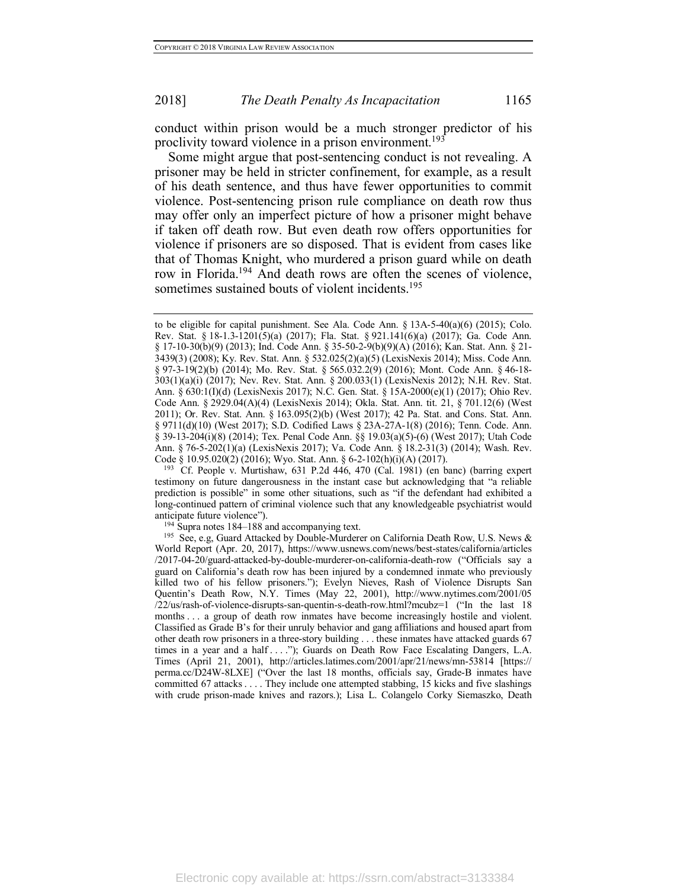conduct within prison would be a much stronger predictor of his proclivity toward violence in a prison environment.[193]

Some might argue that post-sentencing conduct is not revealing. A prisoner may be held in stricter confinement, for example, as a result of his death sentence, and thus have fewer opportunities to commit violence. Post-sentencing prison rule compliance on death row thus may offer only an imperfect picture of how a prisoner might behave if taken off death row. But even death row offers opportunities for violence if prisoners are so disposed. That is evident from cases like that of Thomas Knight, who murdered a prison guard while on death row in Florida.[194] And death rows are often the scenes of violence, sometimes sustained bouts of violent incidents.[195]

---

to be eligible for capital punishment. See Ala. Code Ann. § 13A-5-40(a)(6) (2015); Colo. Rev. Stat. § 18-1.3-1201(5)(a) (2017); Fla. Stat. § 921.141(6)(a) (2017); Ga. Code Ann. § 17-10-30(b)(9) (2013); Ind. Code Ann. § 35-50-2-9(b)(9)(A) (2016); Kan. Stat. Ann. § 21-3439(3) (2008); Ky. Rev. Stat. Ann. § 532.025(2)(a)(5) (LexisNexis 2014); Miss. Code Ann. § 97-3-19(2)(b) (2014); Mo. Rev. Stat. § 565.032.2(9) (2016); Mont. Code Ann. § 46-18-303(1)(a)(i) (2017); Nev. Rev. Stat. Ann. § 200.033(1) (LexisNexis 2012); N.H. Rev. Stat. Ann. § 630:1(I)(d) (LexisNexis 2017); N.C. Gen. Stat. § 15A-2000(e)(1) (2017); Ohio Rev. Code Ann. § 2929.04(A)(4) (LexisNexis 2014); Okla. Stat. Ann. tit. 21, § 701.12(6) (West 2011); Or. Rev. Stat. Ann. § 163.095(2)(b) (West 2017); 42 Pa. Stat. and Cons. Stat. Ann. § 9711(d)(10) (West 2017); S.D. Codified Laws § 23A-27A-1(8) (2016); Tenn. Code. Ann. § 39-13-204(i)(8) (2014); Tex. Penal Code Ann. §§ 19.03(a)(5)-(6) (West 2017); Utah Code Ann. § 76-5-202(1)(a) (LexisNexis 2017); Va. Code Ann. § 18.2-31(3) (2014); Wash. Rev. Code § 10.95.020(2) (2016); Wyo. Stat. Ann. § 6-2-102(h)(i)(A) (2017).

[193] Cf. People v. Murtishaw, 631 P.2d 446, 470 (Cal. 1981) (en banc) (barring expert testimony on future dangerousness in the instant case but acknowledging that "a reliable prediction is possible" in some other situations, such as "if the defendant had exhibited a long-continued pattern of criminal violence such that any knowledgeable psychiatrist would anticipate future violence").

[194] Supra notes 184–188 and accompanying text.

[195] See, e.g, Guard Attacked by Double-Murderer on California Death Row, U.S. News & World Report (Apr. 20, 2017), https://www.usnews.com/news/best-states/california/articles/2017-04-20/guard-attacked-by-double-murderer-on-california-death-row ("Officials say a guard on California's death row has been injured by a condemned inmate who previously killed two of his fellow prisoners."); Evelyn Nieves, Rash of Violence Disrupts San Quentin's Death Row, N.Y. Times (May 22, 2001), http://www.nytimes.com/2001/05/22/us/rash-of-violence-disrupts-san-quentin-s-death-row.html?mcubz=1 ("In the last 18 months . . . a group of death row inmates have become increasingly hostile and violent. Classified as Grade B's for their unruly behavior and gang affiliations and housed apart from other death row prisoners in a three-story building . . . these inmates have attacked guards 67 times in a year and a half . . . ."); Guards on Death Row Face Escalating Dangers, L.A. Times (April 21, 2001), http://articles.latimes.com/2001/apr/21/news/mn-53814 [https://perma.cc/D24W-8LXE] ("Over the last 18 months, officials say, Grade-B inmates have committed 67 attacks . . . . They include one attempted stabbing, 15 kicks and five slashings with crude prison-made knives and razors.); Lisa L. Colangelo Corky Siemaszko, Death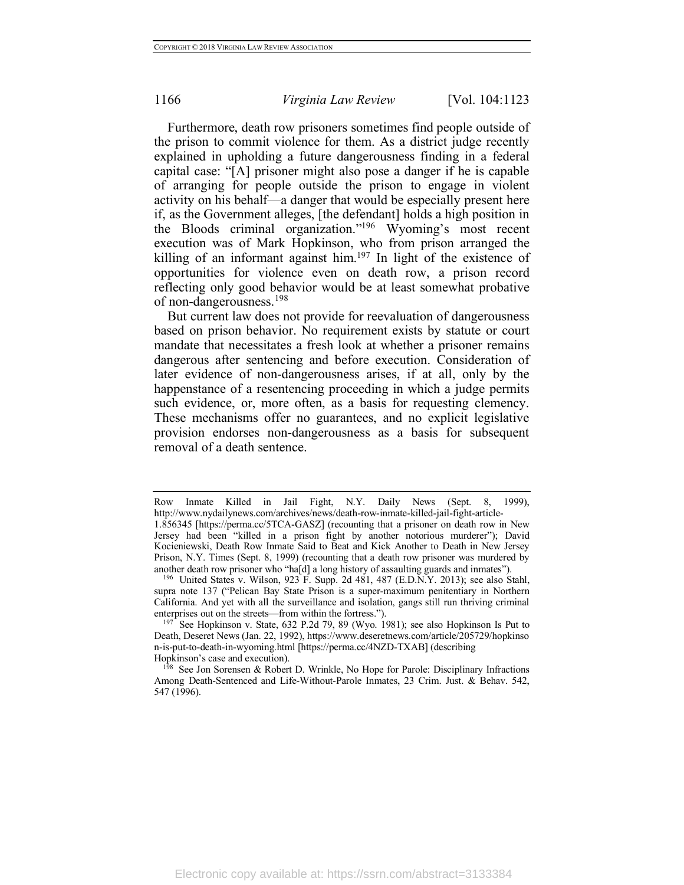Furthermore, death row prisoners sometimes find people outside of the prison to commit violence for them. As a district judge recently explained in upholding a future dangerousness finding in a federal capital case: "[A] prisoner might also pose a danger if he is capable of arranging for people outside the prison to engage in violent activity on his behalf—a danger that would be especially present here if, as the Government alleges, [the defendant] holds a high position in the Bloods criminal organization."[196] Wyoming's most recent execution was of Mark Hopkinson, who from prison arranged the killing of an informant against him.[197] In light of the existence of opportunities for violence even on death row, a prison record reflecting only good behavior would be at least somewhat probative of non-dangerousness.[198]

But current law does not provide for reevaluation of dangerousness based on prison behavior. No requirement exists by statute or court mandate that necessitates a fresh look at whether a prisoner remains dangerous after sentencing and before execution. Consideration of later evidence of non-dangerousness arises, if at all, only by the happenstance of a resentencing proceeding in which a judge permits such evidence, or, more often, as a basis for requesting clemency. These mechanisms offer no guarantees, and no explicit legislative provision endorses non-dangerousness as a basis for subsequent removal of a death sentence.

---

Row Inmate Killed in Jail Fight, N.Y. Daily News (Sept. 8, 1999), http://www.nydailynews.com/archives/news/death-row-inmate-killed-jail-fight-article-1.856345 [https://perma.cc/5TCA-GASZ] (recounting that a prisoner on death row in New Jersey had been "killed in a prison fight by another notorious murderer"); David Kocieniewski, Death Row Inmate Said to Beat and Kick Another to Death in New Jersey Prison, N.Y. Times (Sept. 8, 1999) (recounting that a death row prisoner was murdered by another death row prisoner who "ha[d] a long history of assaulting guards and inmates").

[196] United States v. Wilson, 923 F. Supp. 2d 481, 487 (E.D.N.Y. 2013); see also Stahl, supra note 137 ("Pelican Bay State Prison is a super-maximum penitentiary in Northern California. And yet with all the surveillance and isolation, gangs still run thriving criminal enterprises out on the streets—from within the fortress.").

[197] See Hopkinson v. State, 632 P.2d 79, 89 (Wyo. 1981); see also Hopkinson Is Put to Death, Deseret News (Jan. 22, 1992), https://www.deseretnews.com/article/205729/hopkinson-is-put-to-death-in-wyoming.html [https://perma.cc/4NZD-TXAB] (describing Hopkinson's case and execution).

[198] See Jon Sorensen & Robert D. Wrinkle, No Hope for Parole: Disciplinary Infractions Among Death-Sentenced and Life-Without-Parole Inmates, 23 Crim. Just. & Behav. 542, 547 (1996).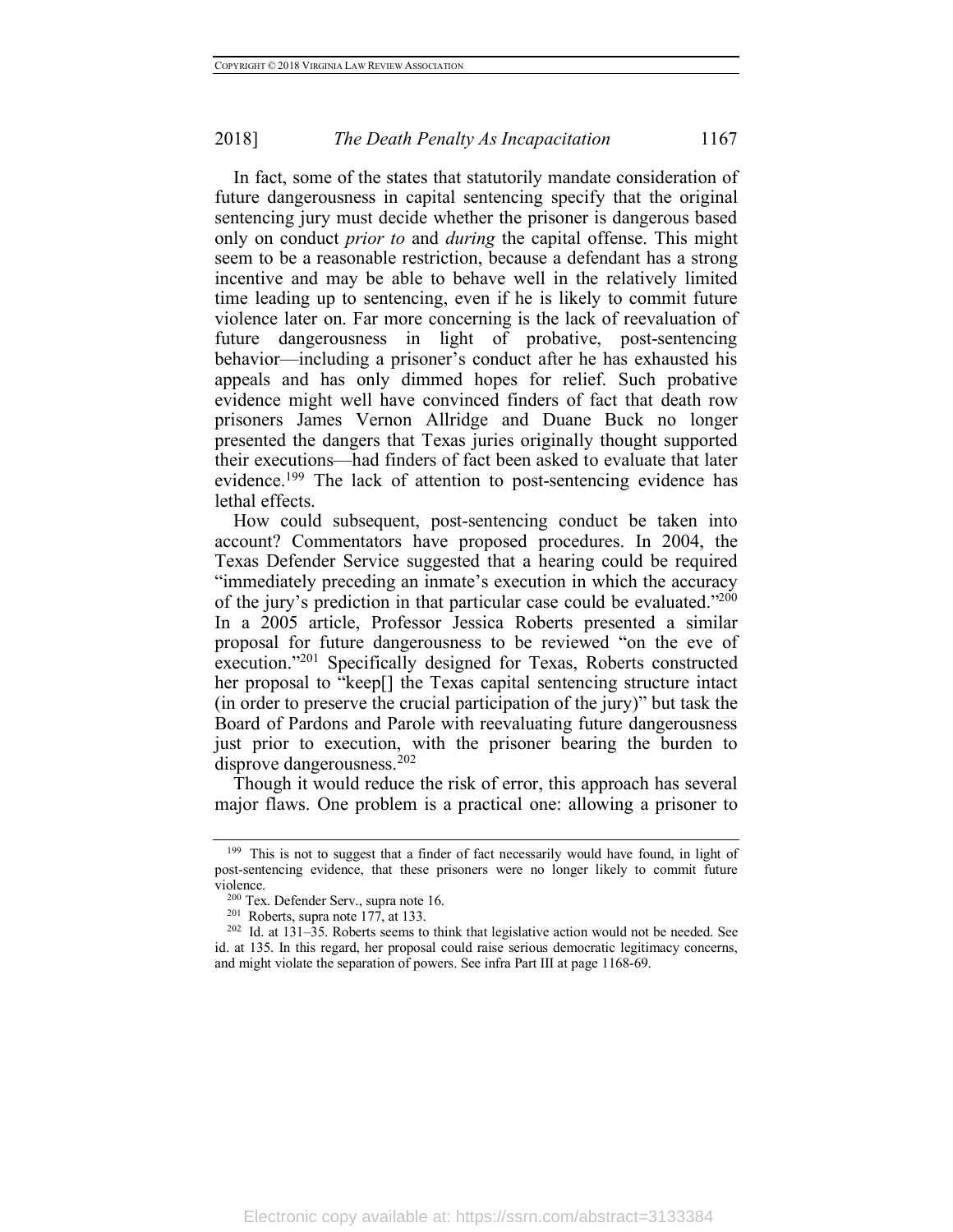In fact, some of the states that statutorily mandate consideration of future dangerousness in capital sentencing specify that the original sentencing jury must decide whether the prisoner is dangerous based only on conduct *prior to* and *during* the capital offense. This might seem to be a reasonable restriction, because a defendant has a strong incentive and may be able to behave well in the relatively limited time leading up to sentencing, even if he is likely to commit future violence later on. Far more concerning is the lack of reevaluation of future dangerousness in light of probative, post-sentencing behavior—including a prisoner's conduct after he has exhausted his appeals and has only dimmed hopes for relief. Such probative evidence might well have convinced finders of fact that death row prisoners James Vernon Allridge and Duane Buck no longer presented the dangers that Texas juries originally thought supported their executions—had finders of fact been asked to evaluate that later evidence.[199] The lack of attention to post-sentencing evidence has lethal effects.

How could subsequent, post-sentencing conduct be taken into account? Commentators have proposed procedures. In 2004, the Texas Defender Service suggested that a hearing could be required "immediately preceding an inmate's execution in which the accuracy of the jury's prediction in that particular case could be evaluated."[200] In a 2005 article, Professor Jessica Roberts presented a similar proposal for future dangerousness to be reviewed "on the eve of execution."[201] Specifically designed for Texas, Roberts constructed her proposal to "keep[] the Texas capital sentencing structure intact (in order to preserve the crucial participation of the jury)" but task the Board of Pardons and Parole with reevaluating future dangerousness just prior to execution, with the prisoner bearing the burden to disprove dangerousness.[202]

Though it would reduce the risk of error, this approach has several major flaws. One problem is a practical one: allowing a prisoner to

---

[199] This is not to suggest that a finder of fact necessarily would have found, in light of post-sentencing evidence, that these prisoners were no longer likely to commit future violence.

[200] Tex. Defender Serv., supra note 16.

[201] Roberts, supra note 177, at 133.

[202] Id. at 131–35. Roberts seems to think that legislative action would not be needed. See id. at 135. In this regard, her proposal could raise serious democratic legitimacy concerns, and might violate the separation of powers. See infra Part III at page 1168-69.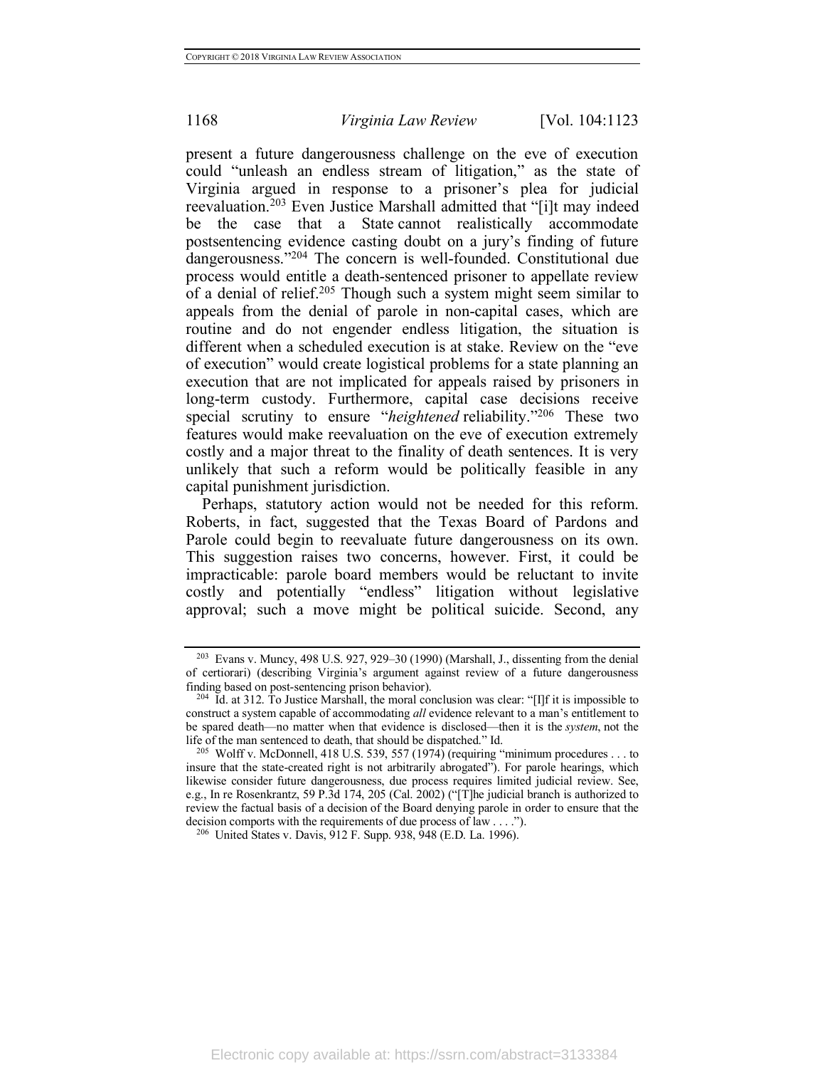present a future dangerousness challenge on the eve of execution could "unleash an endless stream of litigation," as the state of Virginia argued in response to a prisoner's plea for judicial reevaluation.[203] Even Justice Marshall admitted that "[i]t may indeed be the case that a State cannot realistically accommodate postsentencing evidence casting doubt on a jury's finding of future dangerousness."[204] The concern is well-founded. Constitutional due process would entitle a death-sentenced prisoner to appellate review of a denial of relief.[205] Though such a system might seem similar to appeals from the denial of parole in non-capital cases, which are routine and do not engender endless litigation, the situation is different when a scheduled execution is at stake. Review on the "eve of execution" would create logistical problems for a state planning an execution that are not implicated for appeals raised by prisoners in long-term custody. Furthermore, capital case decisions receive special scrutiny to ensure "*heightened* reliability."[206] These two features would make reevaluation on the eve of execution extremely costly and a major threat to the finality of death sentences. It is very unlikely that such a reform would be politically feasible in any capital punishment jurisdiction.

Perhaps, statutory action would not be needed for this reform. Roberts, in fact, suggested that the Texas Board of Pardons and Parole could begin to reevaluate future dangerousness on its own. This suggestion raises two concerns, however. First, it could be impracticable: parole board members would be reluctant to invite costly and potentially "endless" litigation without legislative approval; such a move might be political suicide. Second, any

---

[203] Evans v. Muncy, 498 U.S. 927, 929–30 (1990) (Marshall, J., dissenting from the denial of certiorari) (describing Virginia's argument against review of a future dangerousness finding based on post-sentencing prison behavior).

[204] Id. at 312. To Justice Marshall, the moral conclusion was clear: "[I]f it is impossible to construct a system capable of accommodating *all* evidence relevant to a man's entitlement to be spared death—no matter when that evidence is disclosed—then it is the *system*, not the life of the man sentenced to death, that should be dispatched." Id.

[205] Wolff v. McDonnell, 418 U.S. 539, 557 (1974) (requiring "minimum procedures . . . to insure that the state-created right is not arbitrarily abrogated"). For parole hearings, which likewise consider future dangerousness, due process requires limited judicial review. See, e.g., In re Rosenkrantz, 59 P.3d 174, 205 (Cal. 2002) ("[T]he judicial branch is authorized to review the factual basis of a decision of the Board denying parole in order to ensure that the decision comports with the requirements of due process of law . . . .").

[206] United States v. Davis, 912 F. Supp. 938, 948 (E.D. La. 1996).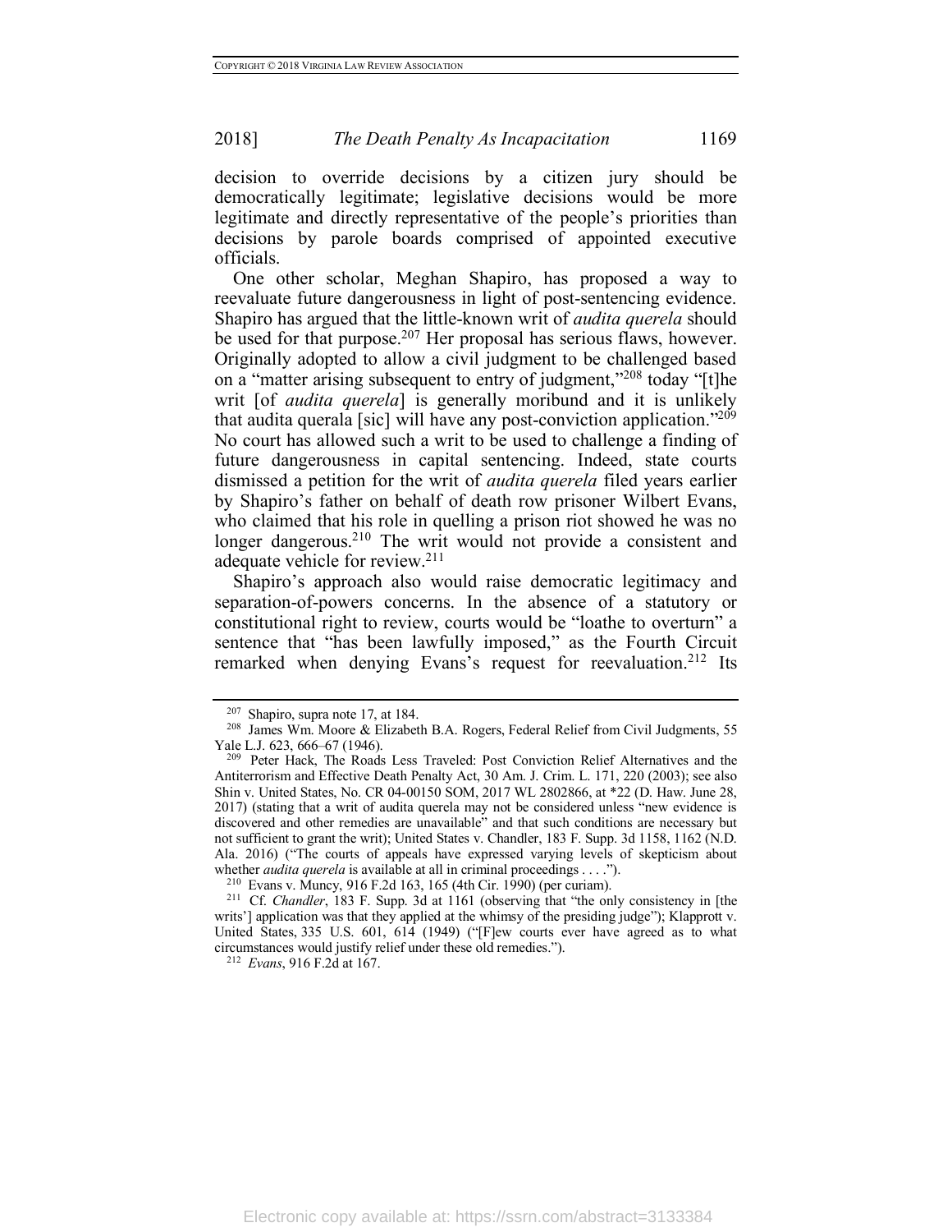decision to override decisions by a citizen jury should be democratically legitimate; legislative decisions would be more legitimate and directly representative of the people's priorities than decisions by parole boards comprised of appointed executive officials.

One other scholar, Meghan Shapiro, has proposed a way to reevaluate future dangerousness in light of post-sentencing evidence. Shapiro has argued that the little-known writ of *audita querela* should be used for that purpose.[207] Her proposal has serious flaws, however. Originally adopted to allow a civil judgment to be challenged based on a "matter arising subsequent to entry of judgment,"[208] today "[t]he writ [of *audita querela*] is generally moribund and it is unlikely that audita querala [sic] will have any post-conviction application."[209] No court has allowed such a writ to be used to challenge a finding of future dangerousness in capital sentencing. Indeed, state courts dismissed a petition for the writ of *audita querela* filed years earlier by Shapiro's father on behalf of death row prisoner Wilbert Evans, who claimed that his role in quelling a prison riot showed he was no longer dangerous.[210] The writ would not provide a consistent and adequate vehicle for review.[211]

Shapiro's approach also would raise democratic legitimacy and separation-of-powers concerns. In the absence of a statutory or constitutional right to review, courts would be "loathe to overturn" a sentence that "has been lawfully imposed," as the Fourth Circuit remarked when denying Evans's request for reevaluation.[212] Its

---

[207] Shapiro, supra note 17, at 184.

[208] James Wm. Moore & Elizabeth B.A. Rogers, Federal Relief from Civil Judgments, 55 Yale L.J. 623, 666–67 (1946).

[209] Peter Hack, The Roads Less Traveled: Post Conviction Relief Alternatives and the Antiterrorism and Effective Death Penalty Act, 30 Am. J. Crim. L. 171, 220 (2003); see also Shin v. United States, No. CR 04-00150 SOM, 2017 WL 2802866, at *22 (D. Haw. June 28, 2017) (stating that a writ of audita querela may not be considered unless "new evidence is discovered and other remedies are unavailable" and that such conditions are necessary but not sufficient to grant the writ); United States v. Chandler, 183 F. Supp. 3d 1158, 1162 (N.D. Ala. 2016) ("The courts of appeals have expressed varying levels of skepticism about whether *audita querela* is available at all in criminal proceedings . . . .").

[210] Evans v. Muncy, 916 F.2d 163, 165 (4th Cir. 1990) (per curiam).

[211] Cf. *Chandler*, 183 F. Supp. 3d at 1161 (observing that "the only consistency in [the writs'] application was that they applied at the whimsy of the presiding judge"); Klapprott v. United States, 335 U.S. 601, 614 (1949) ("[F]ew courts ever have agreed as to what circumstances would justify relief under these old remedies.").

[212] *Evans*, 916 F.2d at 167.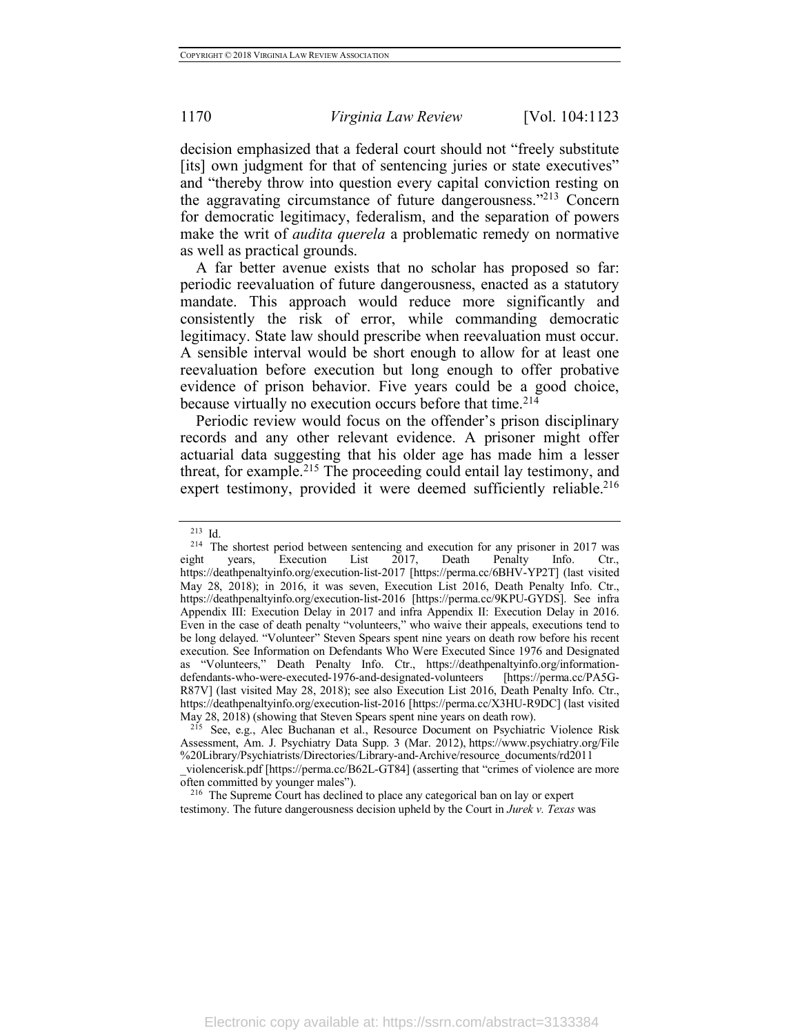decision emphasized that a federal court should not "freely substitute [its] own judgment for that of sentencing juries or state executives" and "thereby throw into question every capital conviction resting on the aggravating circumstance of future dangerousness."[213] Concern for democratic legitimacy, federalism, and the separation of powers make the writ of *audita querela* a problematic remedy on normative as well as practical grounds.

A far better avenue exists that no scholar has proposed so far: periodic reevaluation of future dangerousness, enacted as a statutory mandate. This approach would reduce more significantly and consistently the risk of error, while commanding democratic legitimacy. State law should prescribe when reevaluation must occur. A sensible interval would be short enough to allow for at least one reevaluation before execution but long enough to offer probative evidence of prison behavior. Five years could be a good choice, because virtually no execution occurs before that time.[214]

Periodic review would focus on the offender's prison disciplinary records and any other relevant evidence. A prisoner might offer actuarial data suggesting that his older age has made him a lesser threat, for example.[215] The proceeding could entail lay testimony, and expert testimony, provided it were deemed sufficiently reliable.[216]

---

[213] Id.

[214] The shortest period between sentencing and execution for any prisoner in 2017 was eight years, Execution List 2017, Death Penalty Info. Ctr., https://deathpenaltyinfo.org/execution-list-2017 [https://perma.cc/6BHV-YP2T] (last visited May 28, 2018); in 2016, it was seven, Execution List 2016, Death Penalty Info. Ctr., https://deathpenaltyinfo.org/execution-list-2016 [https://perma.cc/9KPU-GYDS]. See infra Appendix III: Execution Delay in 2017 and infra Appendix II: Execution Delay in 2016. Even in the case of death penalty "volunteers," who waive their appeals, executions tend to be long delayed. "Volunteer" Steven Spears spent nine years on death row before his recent execution. See Information on Defendants Who Were Executed Since 1976 and Designated as "Volunteers," Death Penalty Info. Ctr., https://deathpenaltyinfo.org/information-defendants-who-were-executed-1976-and-designated-volunteers [https://perma.cc/PA5G-R87V] (last visited May 28, 2018); see also Execution List 2016, Death Penalty Info. Ctr., https://deathpenaltyinfo.org/execution-list-2016 [https://perma.cc/X3HU-R9DC] (last visited May 28, 2018) (showing that Steven Spears spent nine years on death row).

[215] See, e.g., Alec Buchanan et al., Resource Document on Psychiatric Violence Risk Assessment, Am. J. Psychiatry Data Supp. 3 (Mar. 2012), https://www.psychiatry.org/File%20Library/Psychiatrists/Directories/Library-and-Archive/resource_documents/rd2011_violencerisk.pdf [https://perma.cc/B62L-GT84] (asserting that "crimes of violence are more often committed by younger males").

[216] The Supreme Court has declined to place any categorical ban on lay or expert testimony. The future dangerousness decision upheld by the Court in *Jurek v. Texas* was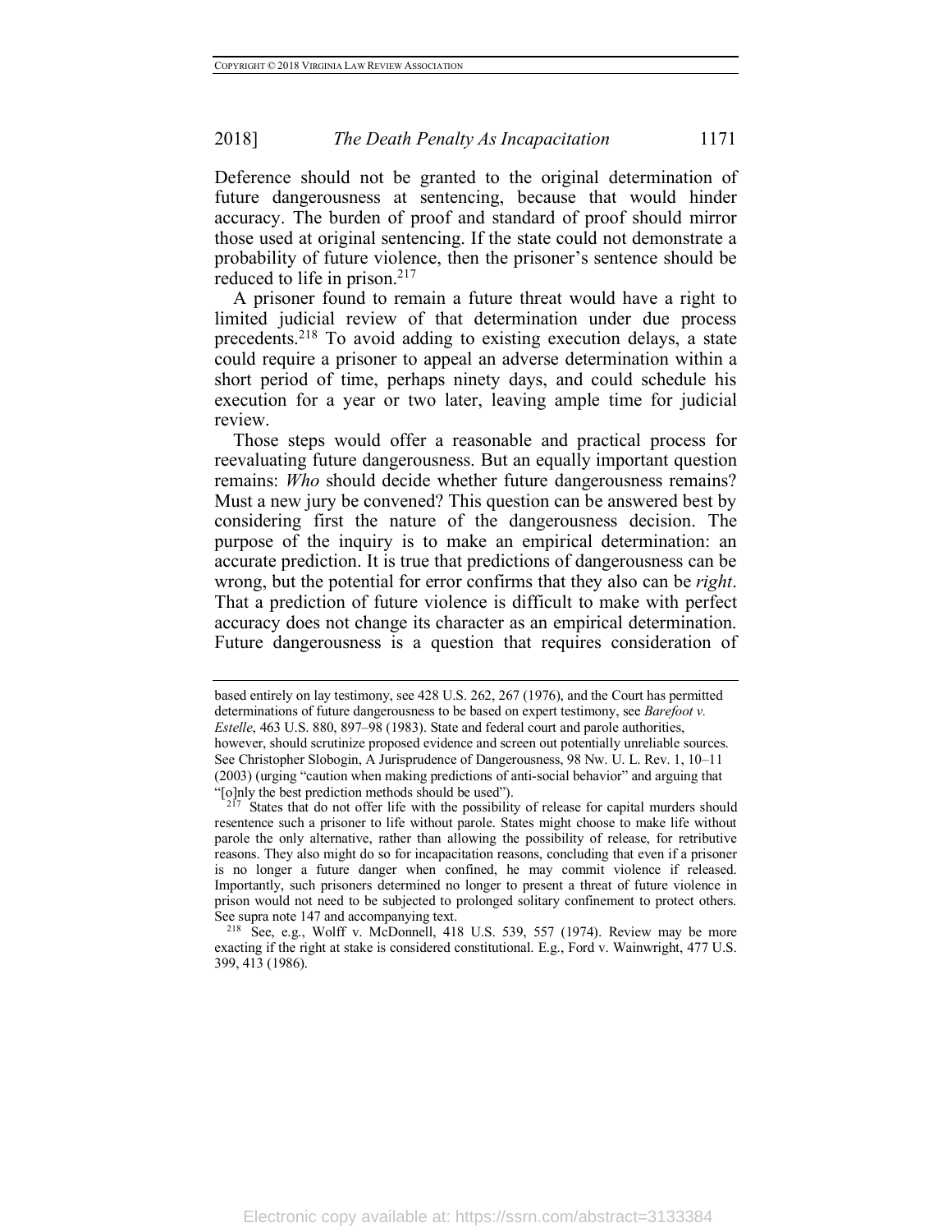Deference should not be granted to the original determination of future dangerousness at sentencing, because that would hinder accuracy. The burden of proof and standard of proof should mirror those used at original sentencing. If the state could not demonstrate a probability of future violence, then the prisoner's sentence should be reduced to life in prison.[217]

A prisoner found to remain a future threat would have a right to limited judicial review of that determination under due process precedents.[218] To avoid adding to existing execution delays, a state could require a prisoner to appeal an adverse determination within a short period of time, perhaps ninety days, and could schedule his execution for a year or two later, leaving ample time for judicial review.

Those steps would offer a reasonable and practical process for reevaluating future dangerousness. But an equally important question remains: *Who* should decide whether future dangerousness remains? Must a new jury be convened? This question can be answered best by considering first the nature of the dangerousness decision. The purpose of the inquiry is to make an empirical determination: an accurate prediction. It is true that predictions of dangerousness can be wrong, but the potential for error confirms that they also can be *right*. That a prediction of future violence is difficult to make with perfect accuracy does not change its character as an empirical determination. Future dangerousness is a question that requires consideration of

---

based entirely on lay testimony, see 428 U.S. 262, 267 (1976), and the Court has permitted determinations of future dangerousness to be based on expert testimony, see *Barefoot v. Estelle*, 463 U.S. 880, 897–98 (1983). State and federal court and parole authorities, however, should scrutinize proposed evidence and screen out potentially unreliable sources. See Christopher Slobogin, A Jurisprudence of Dangerousness, 98 Nw. U. L. Rev. 1, 10–11 (2003) (urging "caution when making predictions of anti-social behavior" and arguing that "[o]nly the best prediction methods should be used").

[217] States that do not offer life with the possibility of release for capital murders should resentence such a prisoner to life without parole. States might choose to make life without parole the only alternative, rather than allowing the possibility of release, for retributive reasons. They also might do so for incapacitation reasons, concluding that even if a prisoner is no longer a future danger when confined, he may commit violence if released. Importantly, such prisoners determined no longer to present a threat of future violence in prison would not need to be subjected to prolonged solitary confinement to protect others. See supra note 147 and accompanying text.

[218] See, e.g., Wolff v. McDonnell, 418 U.S. 539, 557 (1974). Review may be more exacting if the right at stake is considered constitutional. E.g., Ford v. Wainwright, 477 U.S. 399, 413 (1986).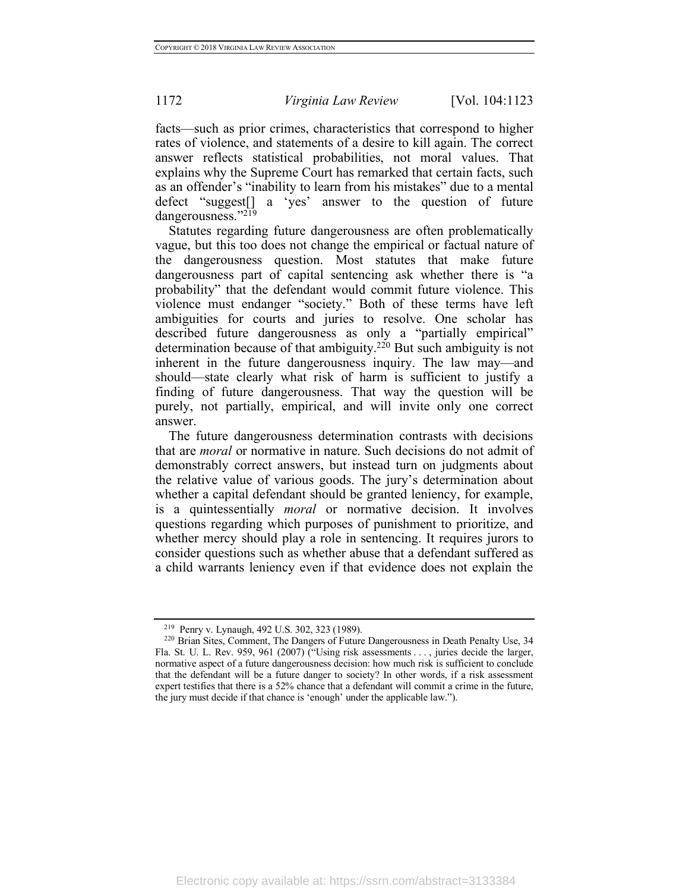facts—such as prior crimes, characteristics that correspond to higher rates of violence, and statements of a desire to kill again. The correct answer reflects statistical probabilities, not moral values. That explains why the Supreme Court has remarked that certain facts, such as an offender's "inability to learn from his mistakes" due to a mental defect "suggest[] a 'yes' answer to the question of future dangerousness."[219]

Statutes regarding future dangerousness are often problematically vague, but this too does not change the empirical or factual nature of the dangerousness question. Most statutes that make future dangerousness part of capital sentencing ask whether there is "a probability" that the defendant would commit future violence. This violence must endanger "society." Both of these terms have left ambiguities for courts and juries to resolve. One scholar has described future dangerousness as only a "partially empirical" determination because of that ambiguity.[220] But such ambiguity is not inherent in the future dangerousness inquiry. The law may—and should—state clearly what risk of harm is sufficient to justify a finding of future dangerousness. That way the question will be purely, not partially, empirical, and will invite only one correct answer.

The future dangerousness determination contrasts with decisions that are *moral* or normative in nature. Such decisions do not admit of demonstrably correct answers, but instead turn on judgments about the relative value of various goods. The jury's determination about whether a capital defendant should be granted leniency, for example, is a quintessentially *moral* or normative decision. It involves questions regarding which purposes of punishment to prioritize, and whether mercy should play a role in sentencing. It requires jurors to consider questions such as whether abuse that a defendant suffered as a child warrants leniency even if that evidence does not explain the

---

[219] Penry v. Lynaugh, 492 U.S. 302, 323 (1989).

[220] Brian Sites, Comment, The Dangers of Future Dangerousness in Death Penalty Use, 34 Fla. St. U. L. Rev. 959, 961 (2007) ("Using risk assessments . . . , juries decide the larger, normative aspect of a future dangerousness decision: how much risk is sufficient to conclude that the defendant will be a future danger to society? In other words, if a risk assessment expert testifies that there is a 52% chance that a defendant will commit a crime in the future, the jury must decide if that chance is 'enough' under the applicable law.").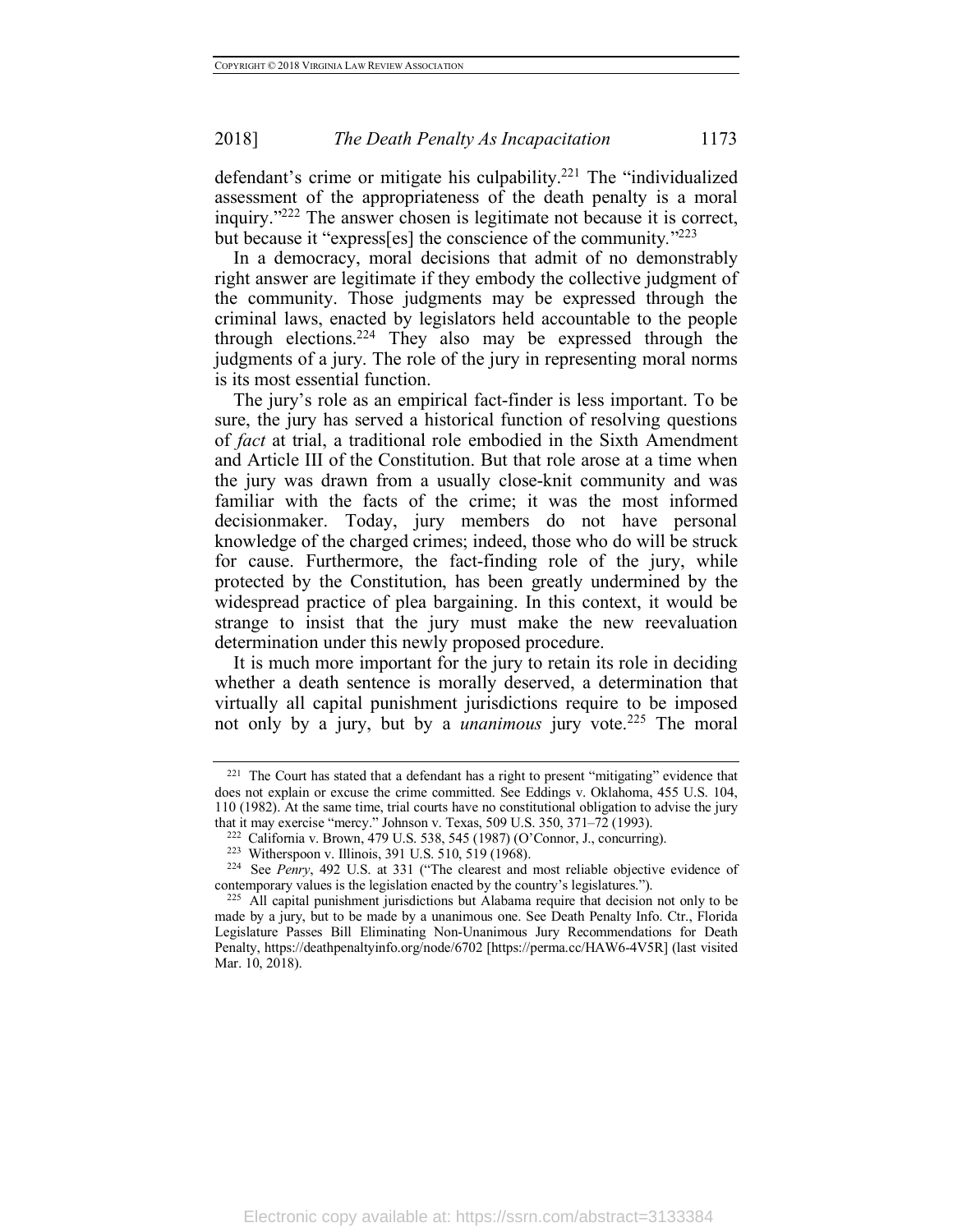defendant's crime or mitigate his culpability.[221] The "individualized assessment of the appropriateness of the death penalty is a moral inquiry."[222] The answer chosen is legitimate not because it is correct, but because it "express[es] the conscience of the community."[223]

In a democracy, moral decisions that admit of no demonstrably right answer are legitimate if they embody the collective judgment of the community. Those judgments may be expressed through the criminal laws, enacted by legislators held accountable to the people through elections.[224] They also may be expressed through the judgments of a jury. The role of the jury in representing moral norms is its most essential function.

The jury's role as an empirical fact-finder is less important. To be sure, the jury has served a historical function of resolving questions of *fact* at trial, a traditional role embodied in the Sixth Amendment and Article III of the Constitution. But that role arose at a time when the jury was drawn from a usually close-knit community and was familiar with the facts of the crime; it was the most informed decisionmaker. Today, jury members do not have personal knowledge of the charged crimes; indeed, those who do will be struck for cause. Furthermore, the fact-finding role of the jury, while protected by the Constitution, has been greatly undermined by the widespread practice of plea bargaining. In this context, it would be strange to insist that the jury must make the new reevaluation determination under this newly proposed procedure.

It is much more important for the jury to retain its role in deciding whether a death sentence is morally deserved, a determination that virtually all capital punishment jurisdictions require to be imposed not only by a jury, but by a *unanimous* jury vote.[225] The moral

---

[221] The Court has stated that a defendant has a right to present "mitigating" evidence that does not explain or excuse the crime committed. See Eddings v. Oklahoma, 455 U.S. 104, 110 (1982). At the same time, trial courts have no constitutional obligation to advise the jury that it may exercise "mercy." Johnson v. Texas, 509 U.S. 350, 371–72 (1993).

[222] California v. Brown, 479 U.S. 538, 545 (1987) (O'Connor, J., concurring).

[223] Witherspoon v. Illinois, 391 U.S. 510, 519 (1968).

[224] See *Penry*, 492 U.S. at 331 ("The clearest and most reliable objective evidence of contemporary values is the legislation enacted by the country's legislatures.").

[225] All capital punishment jurisdictions but Alabama require that decision not only to be made by a jury, but to be made by a unanimous one. See Death Penalty Info. Ctr., Florida Legislature Passes Bill Eliminating Non-Unanimous Jury Recommendations for Death Penalty, https://deathpenaltyinfo.org/node/6702 [https://perma.cc/HAW6-4V5R] (last visited Mar. 10, 2018).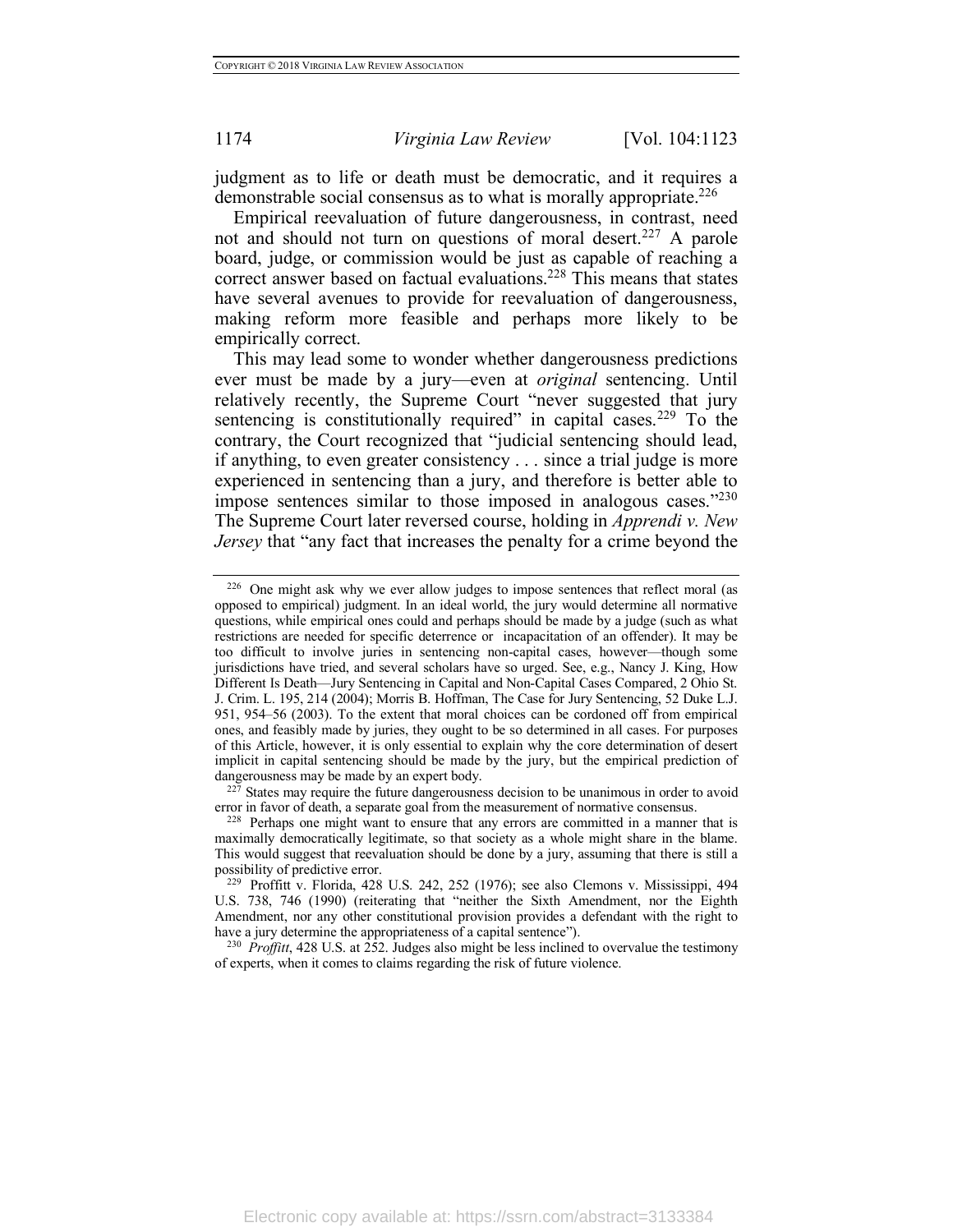judgment as to life or death must be democratic, and it requires a demonstrable social consensus as to what is morally appropriate.[226]

Empirical reevaluation of future dangerousness, in contrast, need not and should not turn on questions of moral desert.[227] A parole board, judge, or commission would be just as capable of reaching a correct answer based on factual evaluations.[228] This means that states have several avenues to provide for reevaluation of dangerousness, making reform more feasible and perhaps more likely to be empirically correct.

This may lead some to wonder whether dangerousness predictions ever must be made by a jury—even at *original* sentencing. Until relatively recently, the Supreme Court "never suggested that jury sentencing is constitutionally required" in capital cases.[229] To the contrary, the Court recognized that "judicial sentencing should lead, if anything, to even greater consistency . . . since a trial judge is more experienced in sentencing than a jury, and therefore is better able to impose sentences similar to those imposed in analogous cases."[230] The Supreme Court later reversed course, holding in *Apprendi v. New Jersey* that "any fact that increases the penalty for a crime beyond the

---

[226] One might ask why we ever allow judges to impose sentences that reflect moral (as opposed to empirical) judgment. In an ideal world, the jury would determine all normative questions, while empirical ones could and perhaps should be made by a judge (such as what restrictions are needed for specific deterrence or incapacitation of an offender). It may be too difficult to involve juries in sentencing non-capital cases, however—though some jurisdictions have tried, and several scholars have so urged. See, e.g., Nancy J. King, How Different Is Death—Jury Sentencing in Capital and Non-Capital Cases Compared, 2 Ohio St. J. Crim. L. 195, 214 (2004); Morris B. Hoffman, The Case for Jury Sentencing, 52 Duke L.J. 951, 954–56 (2003). To the extent that moral choices can be cordoned off from empirical ones, and feasibly made by juries, they ought to be so determined in all cases. For purposes of this Article, however, it is only essential to explain why the core determination of desert implicit in capital sentencing should be made by the jury, but the empirical prediction of dangerousness may be made by an expert body.

[227] States may require the future dangerousness decision to be unanimous in order to avoid error in favor of death, a separate goal from the measurement of normative consensus.

[228] Perhaps one might want to ensure that any errors are committed in a manner that is maximally democratically legitimate, so that society as a whole might share in the blame. This would suggest that reevaluation should be done by a jury, assuming that there is still a possibility of predictive error.

[229] Proffitt v. Florida, 428 U.S. 242, 252 (1976); see also Clemons v. Mississippi, 494 U.S. 738, 746 (1990) (reiterating that "neither the Sixth Amendment, nor the Eighth Amendment, nor any other constitutional provision provides a defendant with the right to have a jury determine the appropriateness of a capital sentence").

[230] *Proffitt*, 428 U.S. at 252. Judges also might be less inclined to overvalue the testimony of experts, when it comes to claims regarding the risk of future violence.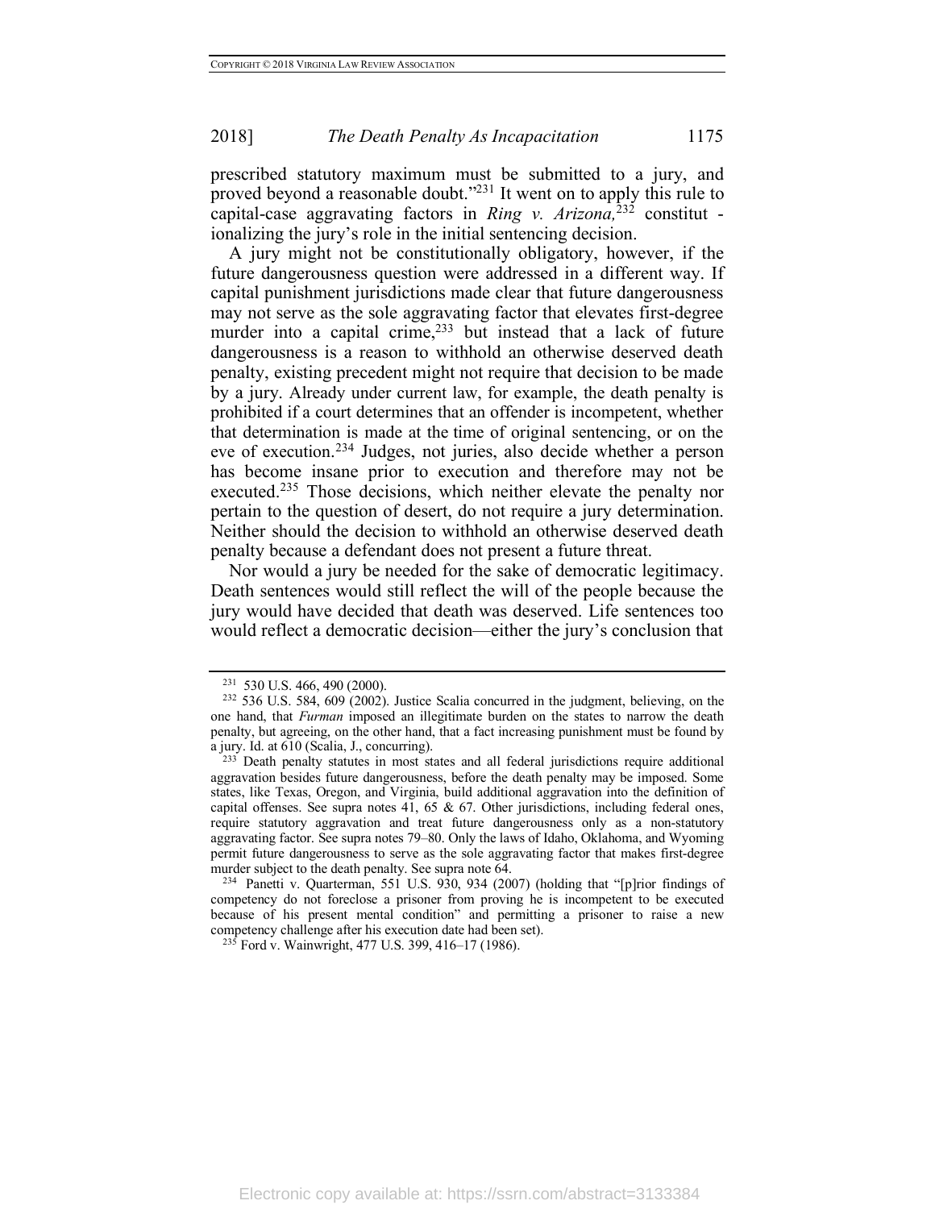prescribed statutory maximum must be submitted to a jury, and proved beyond a reasonable doubt."[231] It went on to apply this rule to capital-case aggravating factors in *Ring v. Arizona,*[232] constitut - ionalizing the jury's role in the initial sentencing decision.

A jury might not be constitutionally obligatory, however, if the future dangerousness question were addressed in a different way. If capital punishment jurisdictions made clear that future dangerousness may not serve as the sole aggravating factor that elevates first-degree murder into a capital crime,[233] but instead that a lack of future dangerousness is a reason to withhold an otherwise deserved death penalty, existing precedent might not require that decision to be made by a jury. Already under current law, for example, the death penalty is prohibited if a court determines that an offender is incompetent, whether that determination is made at the time of original sentencing, or on the eve of execution.[234] Judges, not juries, also decide whether a person has become insane prior to execution and therefore may not be executed.[235] Those decisions, which neither elevate the penalty nor pertain to the question of desert, do not require a jury determination. Neither should the decision to withhold an otherwise deserved death penalty because a defendant does not present a future threat.

Nor would a jury be needed for the sake of democratic legitimacy. Death sentences would still reflect the will of the people because the jury would have decided that death was deserved. Life sentences too would reflect a democratic decision—either the jury's conclusion that

---

[231] 530 U.S. 466, 490 (2000).

[232] 536 U.S. 584, 609 (2002). Justice Scalia concurred in the judgment, believing, on the one hand, that *Furman* imposed an illegitimate burden on the states to narrow the death penalty, but agreeing, on the other hand, that a fact increasing punishment must be found by a jury. Id. at 610 (Scalia, J., concurring).

[233] Death penalty statutes in most states and all federal jurisdictions require additional aggravation besides future dangerousness, before the death penalty may be imposed. Some states, like Texas, Oregon, and Virginia, build additional aggravation into the definition of capital offenses. See supra notes 41, 65 & 67. Other jurisdictions, including federal ones, require statutory aggravation and treat future dangerousness only as a non-statutory aggravating factor. See supra notes 79–80. Only the laws of Idaho, Oklahoma, and Wyoming permit future dangerousness to serve as the sole aggravating factor that makes first-degree murder subject to the death penalty. See supra note 64.

[234] Panetti v. Quarterman, 551 U.S. 930, 934 (2007) (holding that "[p]rior findings of competency do not foreclose a prisoner from proving he is incompetent to be executed because of his present mental condition" and permitting a prisoner to raise a new competency challenge after his execution date had been set).

[235] Ford v. Wainwright, 477 U.S. 399, 416–17 (1986).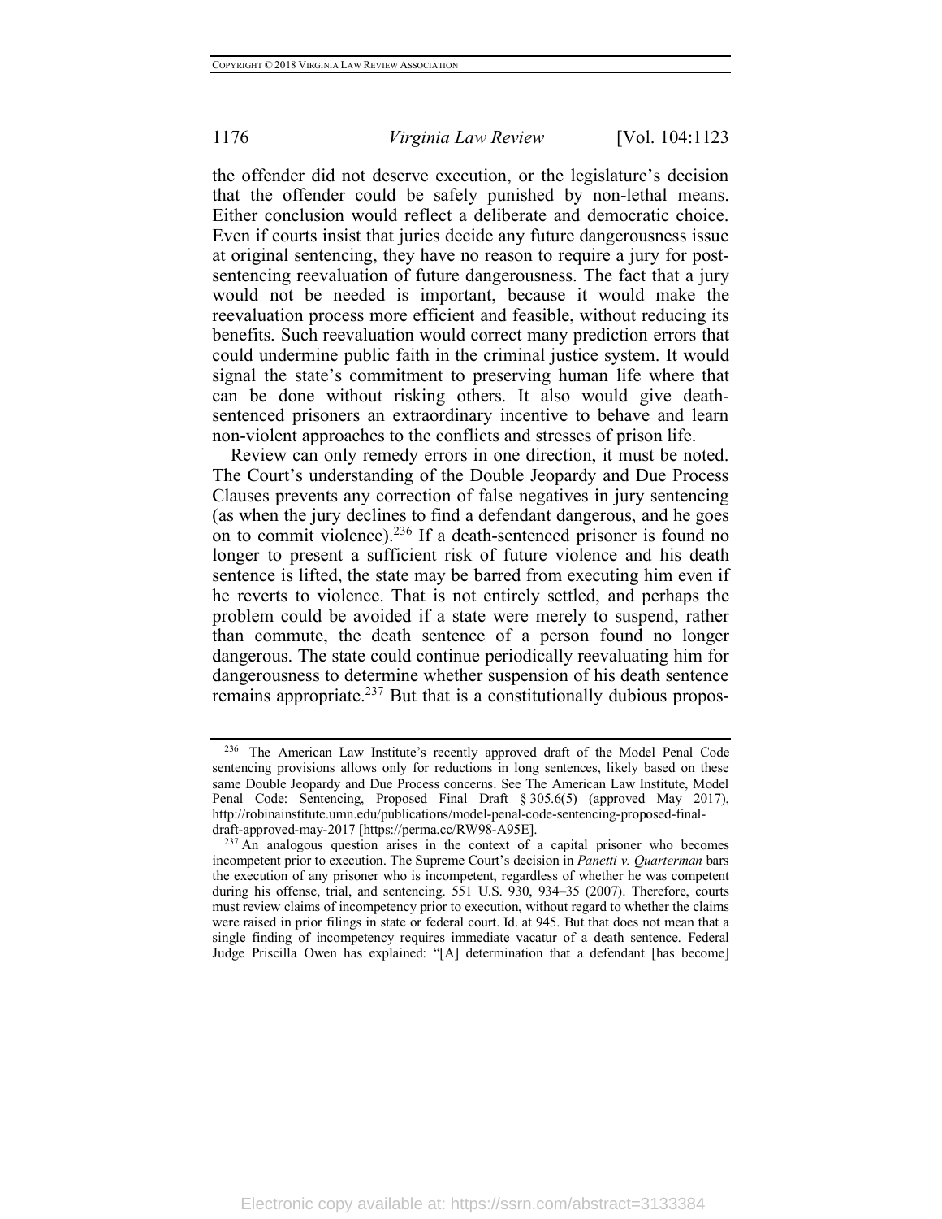the offender did not deserve execution, or the legislature's decision that the offender could be safely punished by non-lethal means. Either conclusion would reflect a deliberate and democratic choice. Even if courts insist that juries decide any future dangerousness issue at original sentencing, they have no reason to require a jury for post-sentencing reevaluation of future dangerousness. The fact that a jury would not be needed is important, because it would make the reevaluation process more efficient and feasible, without reducing its benefits. Such reevaluation would correct many prediction errors that could undermine public faith in the criminal justice system. It would signal the state's commitment to preserving human life where that can be done without risking others. It also would give death-sentenced prisoners an extraordinary incentive to behave and learn non-violent approaches to the conflicts and stresses of prison life.

Review can only remedy errors in one direction, it must be noted. The Court's understanding of the Double Jeopardy and Due Process Clauses prevents any correction of false negatives in jury sentencing (as when the jury declines to find a defendant dangerous, and he goes on to commit violence).[236] If a death-sentenced prisoner is found no longer to present a sufficient risk of future violence and his death sentence is lifted, the state may be barred from executing him even if he reverts to violence. That is not entirely settled, and perhaps the problem could be avoided if a state were merely to suspend, rather than commute, the death sentence of a person found no longer dangerous. The state could continue periodically reevaluating him for dangerousness to determine whether suspension of his death sentence remains appropriate.[237] But that is a constitutionally dubious propos-

---

[236] The American Law Institute's recently approved draft of the Model Penal Code sentencing provisions allows only for reductions in long sentences, likely based on these same Double Jeopardy and Due Process concerns. See The American Law Institute, Model Penal Code: Sentencing, Proposed Final Draft § 305.6(5) (approved May 2017), http://robinainstitute.umn.edu/publications/model-penal-code-sentencing-proposed-final-draft-approved-may-2017 [https://perma.cc/RW98-A95E].

[237] An analogous question arises in the context of a capital prisoner who becomes incompetent prior to execution. The Supreme Court's decision in *Panetti v. Quarterman* bars the execution of any prisoner who is incompetent, regardless of whether he was competent during his offense, trial, and sentencing. 551 U.S. 930, 934–35 (2007). Therefore, courts must review claims of incompetency prior to execution, without regard to whether the claims were raised in prior filings in state or federal court. Id. at 945. But that does not mean that a single finding of incompetency requires immediate vacatur of a death sentence. Federal Judge Priscilla Owen has explained: "[A] determination that a defendant [has become]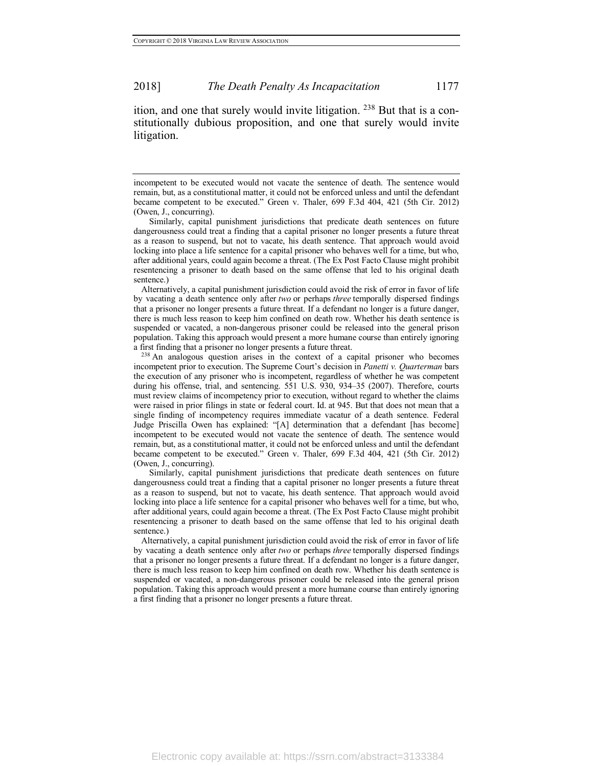ition, and one that surely would invite litigation. [238] But that is a constitutionally dubious proposition, and one that surely would invite litigation.

---

incompetent to be executed would not vacate the sentence of death. The sentence would remain, but, as a constitutional matter, it could not be enforced unless and until the defendant became competent to be executed." Green v. Thaler, 699 F.3d 404, 421 (5th Cir. 2012) (Owen, J., concurring).

Similarly, capital punishment jurisdictions that predicate death sentences on future dangerousness could treat a finding that a capital prisoner no longer presents a future threat as a reason to suspend, but not to vacate, his death sentence. That approach would avoid locking into place a life sentence for a capital prisoner who behaves well for a time, but who, after additional years, could again become a threat. (The Ex Post Facto Clause might prohibit resentencing a prisoner to death based on the same offense that led to his original death sentence.)

Alternatively, a capital punishment jurisdiction could avoid the risk of error in favor of life by vacating a death sentence only after *two* or perhaps *three* temporally dispersed findings that a prisoner no longer presents a future threat. If a defendant no longer is a future danger, there is much less reason to keep him confined on death row. Whether his death sentence is suspended or vacated, a non-dangerous prisoner could be released into the general prison population. Taking this approach would present a more humane course than entirely ignoring a first finding that a prisoner no longer presents a future threat.

[238] An analogous question arises in the context of a capital prisoner who becomes incompetent prior to execution. The Supreme Court's decision in *Panetti v. Quarterman* bars the execution of any prisoner who is incompetent, regardless of whether he was competent during his offense, trial, and sentencing. 551 U.S. 930, 934–35 (2007). Therefore, courts must review claims of incompetency prior to execution, without regard to whether the claims were raised in prior filings in state or federal court. Id. at 945. But that does not mean that a single finding of incompetency requires immediate vacatur of a death sentence. Federal Judge Priscilla Owen has explained: "[A] determination that a defendant [has become] incompetent to be executed would not vacate the sentence of death. The sentence would remain, but, as a constitutional matter, it could not be enforced unless and until the defendant became competent to be executed." Green v. Thaler, 699 F.3d 404, 421 (5th Cir. 2012) (Owen, J., concurring).

Similarly, capital punishment jurisdictions that predicate death sentences on future dangerousness could treat a finding that a capital prisoner no longer presents a future threat as a reason to suspend, but not to vacate, his death sentence. That approach would avoid locking into place a life sentence for a capital prisoner who behaves well for a time, but who, after additional years, could again become a threat. (The Ex Post Facto Clause might prohibit resentencing a prisoner to death based on the same offense that led to his original death sentence.)

Alternatively, a capital punishment jurisdiction could avoid the risk of error in favor of life by vacating a death sentence only after *two* or perhaps *three* temporally dispersed findings that a prisoner no longer presents a future threat. If a defendant no longer is a future danger, there is much less reason to keep him confined on death row. Whether his death sentence is suspended or vacated, a non-dangerous prisoner could be released into the general prison population. Taking this approach would present a more humane course than entirely ignoring a first finding that a prisoner no longer presents a future threat.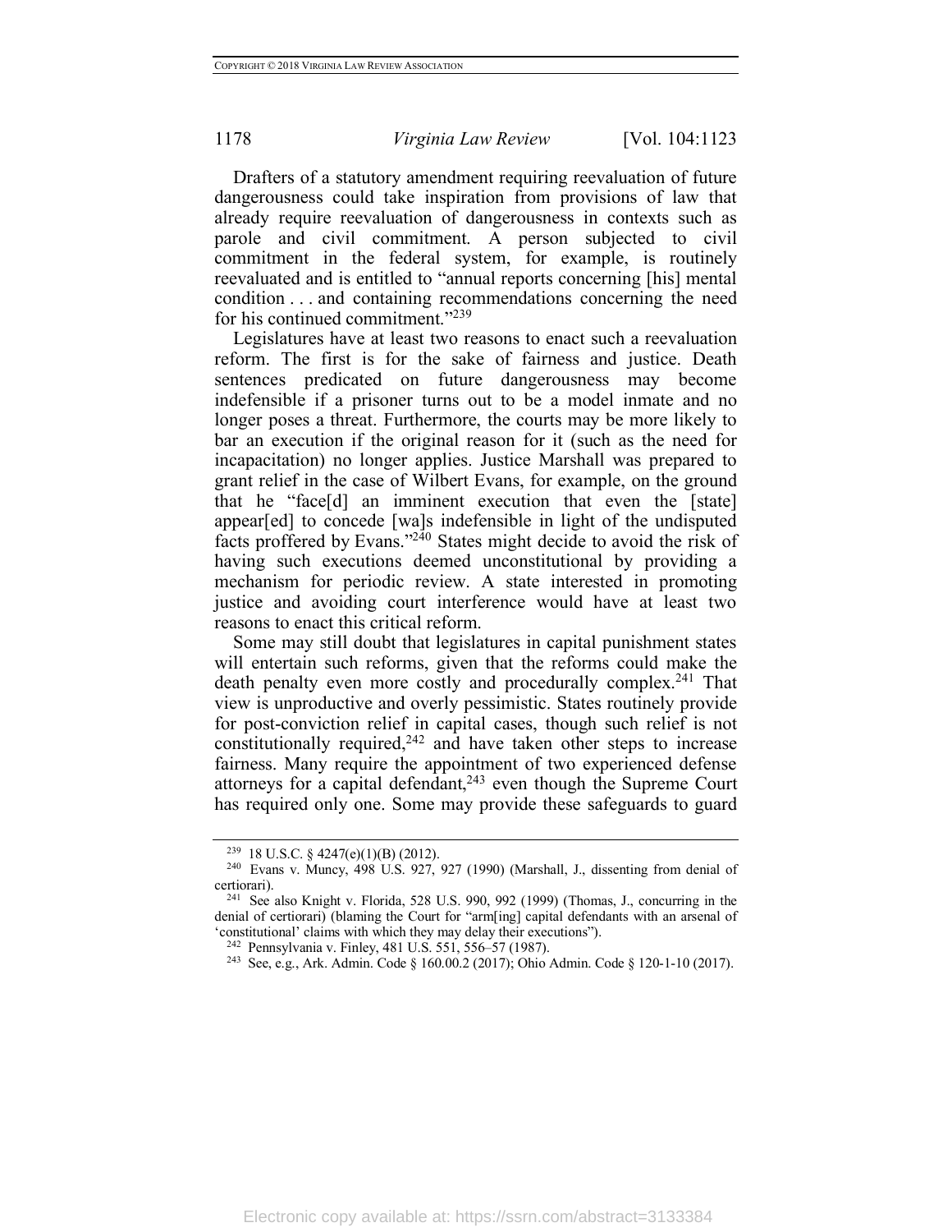Drafters of a statutory amendment requiring reevaluation of future dangerousness could take inspiration from provisions of law that already require reevaluation of dangerousness in contexts such as parole and civil commitment. A person subjected to civil commitment in the federal system, for example, is routinely reevaluated and is entitled to "annual reports concerning [his] mental condition . . . and containing recommendations concerning the need for his continued commitment."[239]

Legislatures have at least two reasons to enact such a reevaluation reform. The first is for the sake of fairness and justice. Death sentences predicated on future dangerousness may become indefensible if a prisoner turns out to be a model inmate and no longer poses a threat. Furthermore, the courts may be more likely to bar an execution if the original reason for it (such as the need for incapacitation) no longer applies. Justice Marshall was prepared to grant relief in the case of Wilbert Evans, for example, on the ground that he "face[d] an imminent execution that even the [state] appear[ed] to concede [wa]s indefensible in light of the undisputed facts proffered by Evans."[240] States might decide to avoid the risk of having such executions deemed unconstitutional by providing a mechanism for periodic review. A state interested in promoting justice and avoiding court interference would have at least two reasons to enact this critical reform.

Some may still doubt that legislatures in capital punishment states will entertain such reforms, given that the reforms could make the death penalty even more costly and procedurally complex.[241] That view is unproductive and overly pessimistic. States routinely provide for post-conviction relief in capital cases, though such relief is not constitutionally required,[242] and have taken other steps to increase fairness. Many require the appointment of two experienced defense attorneys for a capital defendant,[243] even though the Supreme Court has required only one. Some may provide these safeguards to guard

---

[239] 18 U.S.C. § 4247(e)(1)(B) (2012).

[240] Evans v. Muncy, 498 U.S. 927, 927 (1990) (Marshall, J., dissenting from denial of certiorari).

[241] See also Knight v. Florida, 528 U.S. 990, 992 (1999) (Thomas, J., concurring in the denial of certiorari) (blaming the Court for "arm[ing] capital defendants with an arsenal of 'constitutional' claims with which they may delay their executions").

[242] Pennsylvania v. Finley, 481 U.S. 551, 556–57 (1987).

[243] See, e.g., Ark. Admin. Code § 160.00.2 (2017); Ohio Admin. Code § 120-1-10 (2017).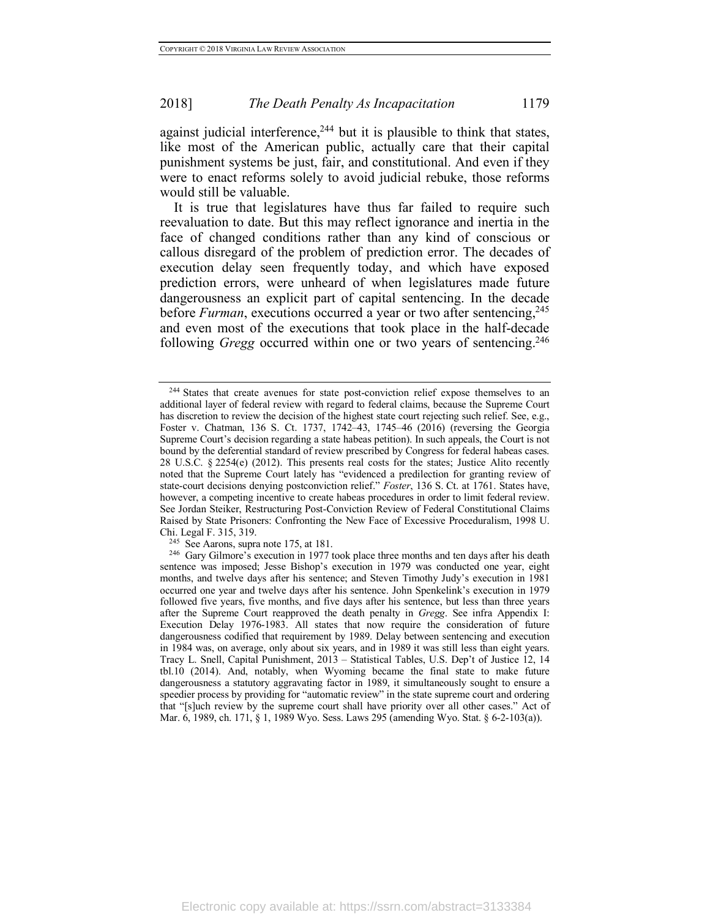against judicial interference,[244] but it is plausible to think that states, like most of the American public, actually care that their capital punishment systems be just, fair, and constitutional. And even if they were to enact reforms solely to avoid judicial rebuke, those reforms would still be valuable.

It is true that legislatures have thus far failed to require such reevaluation to date. But this may reflect ignorance and inertia in the face of changed conditions rather than any kind of conscious or callous disregard of the problem of prediction error. The decades of execution delay seen frequently today, and which have exposed prediction errors, were unheard of when legislatures made future dangerousness an explicit part of capital sentencing. In the decade before *Furman*, executions occurred a year or two after sentencing,[245] and even most of the executions that took place in the half-decade following *Gregg* occurred within one or two years of sentencing.[246]

---

[244] States that create avenues for state post-conviction relief expose themselves to an additional layer of federal review with regard to federal claims, because the Supreme Court has discretion to review the decision of the highest state court rejecting such relief. See, e.g., Foster v. Chatman, 136 S. Ct. 1737, 1742–43, 1745–46 (2016) (reversing the Georgia Supreme Court's decision regarding a state habeas petition). In such appeals, the Court is not bound by the deferential standard of review prescribed by Congress for federal habeas cases. 28 U.S.C. § 2254(e) (2012). This presents real costs for the states; Justice Alito recently noted that the Supreme Court lately has "evidenced a predilection for granting review of state-court decisions denying postconviction relief." *Foster*, 136 S. Ct. at 1761. States have, however, a competing incentive to create habeas procedures in order to limit federal review. See Jordan Steiker, Restructuring Post-Conviction Review of Federal Constitutional Claims Raised by State Prisoners: Confronting the New Face of Excessive Proceduralism, 1998 U. Chi. Legal F. 315, 319.

[245] See Aarons, supra note 175, at 181.

[246] Gary Gilmore's execution in 1977 took place three months and ten days after his death sentence was imposed; Jesse Bishop's execution in 1979 was conducted one year, eight months, and twelve days after his sentence; and Steven Timothy Judy's execution in 1981 occurred one year and twelve days after his sentence. John Spenkelink's execution in 1979 followed five years, five months, and five days after his sentence, but less than three years after the Supreme Court reapproved the death penalty in *Gregg*. See infra Appendix I: Execution Delay 1976-1983. All states that now require the consideration of future dangerousness codified that requirement by 1989. Delay between sentencing and execution in 1984 was, on average, only about six years, and in 1989 it was still less than eight years. Tracy L. Snell, Capital Punishment, 2013 – Statistical Tables, U.S. Dep't of Justice 12, 14 tbl.10 (2014). And, notably, when Wyoming became the final state to make future dangerousness a statutory aggravating factor in 1989, it simultaneously sought to ensure a speedier process by providing for "automatic review" in the state supreme court and ordering that "[s]uch review by the supreme court shall have priority over all other cases." Act of Mar. 6, 1989, ch. 171, § 1, 1989 Wyo. Sess. Laws 295 (amending Wyo. Stat. § 6-2-103(a)).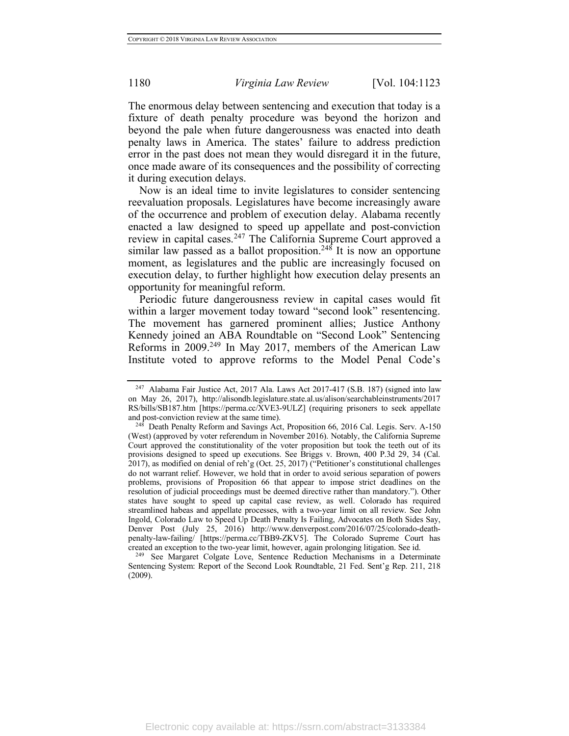The enormous delay between sentencing and execution that today is a fixture of death penalty procedure was beyond the horizon and beyond the pale when future dangerousness was enacted into death penalty laws in America. The states' failure to address prediction error in the past does not mean they would disregard it in the future, once made aware of its consequences and the possibility of correcting it during execution delays.

Now is an ideal time to invite legislatures to consider sentencing reevaluation proposals. Legislatures have become increasingly aware of the occurrence and problem of execution delay. Alabama recently enacted a law designed to speed up appellate and post-conviction review in capital cases.[247] The California Supreme Court approved a similar law passed as a ballot proposition.[248] It is now an opportune moment, as legislatures and the public are increasingly focused on execution delay, to further highlight how execution delay presents an opportunity for meaningful reform.

Periodic future dangerousness review in capital cases would fit within a larger movement today toward "second look" resentencing. The movement has garnered prominent allies; Justice Anthony Kennedy joined an ABA Roundtable on "Second Look" Sentencing Reforms in 2009.[249] In May 2017, members of the American Law Institute voted to approve reforms to the Model Penal Code's

---

[247] Alabama Fair Justice Act, 2017 Ala. Laws Act 2017-417 (S.B. 187) (signed into law on May 26, 2017), http://alisondb.legislature.state.al.us/alison/searchableinstruments/2017RS/bills/SB187.htm [https://perma.cc/XVE3-9ULZ] (requiring prisoners to seek appellate and post-conviction review at the same time).

[248] Death Penalty Reform and Savings Act, Proposition 66, 2016 Cal. Legis. Serv. A-150 (West) (approved by voter referendum in November 2016). Notably, the California Supreme Court approved the constitutionality of the voter proposition but took the teeth out of its provisions designed to speed up executions. See Briggs v. Brown, 400 P.3d 29, 34 (Cal. 2017), as modified on denial of reh'g (Oct. 25, 2017) ("Petitioner's constitutional challenges do not warrant relief. However, we hold that in order to avoid serious separation of powers problems, provisions of Proposition 66 that appear to impose strict deadlines on the resolution of judicial proceedings must be deemed directive rather than mandatory."). Other states have sought to speed up capital case review, as well. Colorado has required streamlined habeas and appellate processes, with a two-year limit on all review. See John Ingold, Colorado Law to Speed Up Death Penalty Is Failing, Advocates on Both Sides Say, Denver Post (July 25, 2016) http://www.denverpost.com/2016/07/25/colorado-death-penalty-law-failing/ [https://perma.cc/TBB9-ZKV5]. The Colorado Supreme Court has created an exception to the two-year limit, however, again prolonging litigation. See id.

[249] See Margaret Colgate Love, Sentence Reduction Mechanisms in a Determinate Sentencing System: Report of the Second Look Roundtable, 21 Fed. Sent'g Rep. 211, 218 (2009).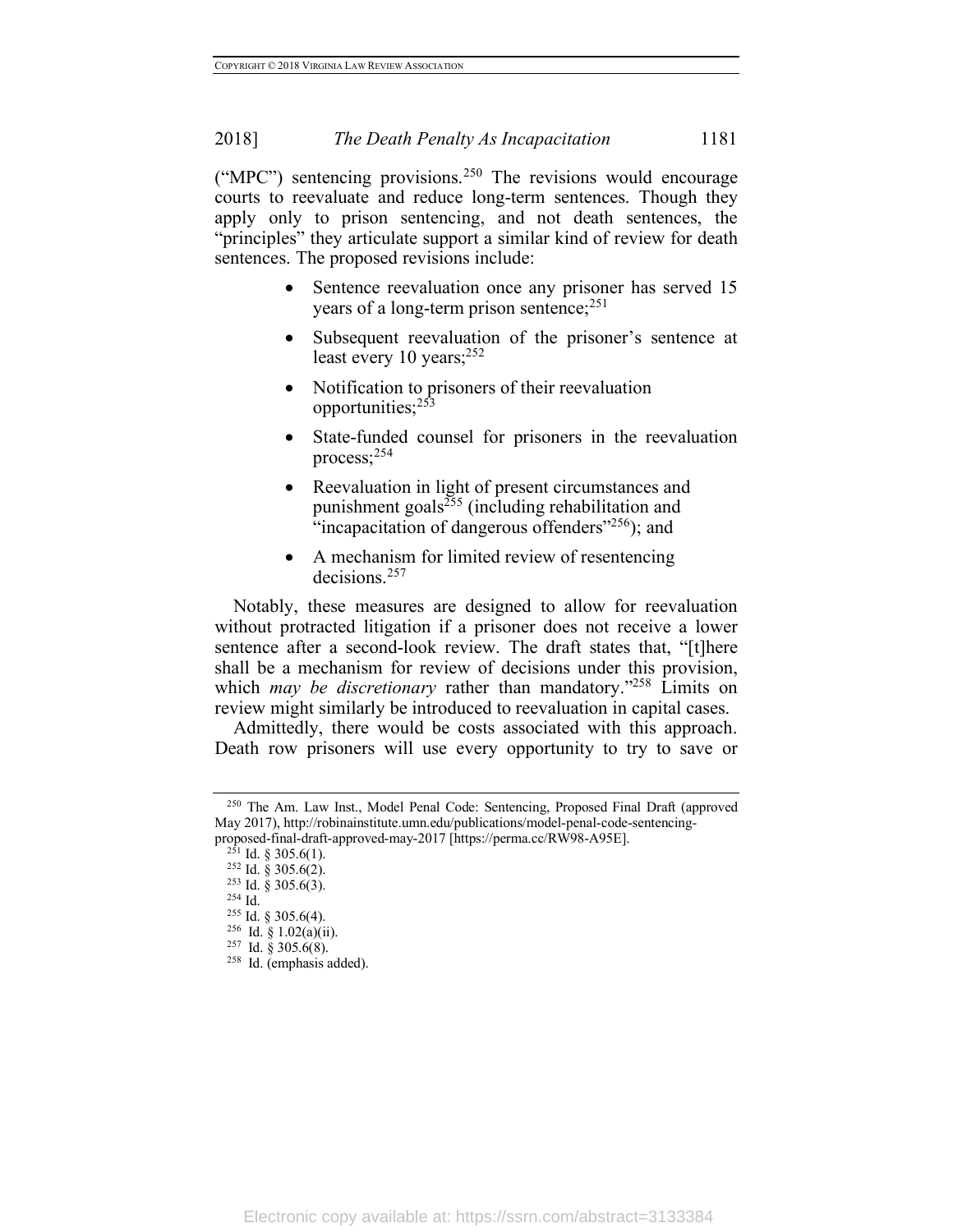("MPC") sentencing provisions.[250] The revisions would encourage courts to reevaluate and reduce long-term sentences. Though they apply only to prison sentencing, and not death sentences, the "principles" they articulate support a similar kind of review for death sentences. The proposed revisions include:

- Sentence reevaluation once any prisoner has served 15 years of a long-term prison sentence;[251]
- Subsequent reevaluation of the prisoner's sentence at least every 10 years;[252]
- Notification to prisoners of their reevaluation opportunities;[253]
- State-funded counsel for prisoners in the reevaluation process;[254]
- Reevaluation in light of present circumstances and punishment goals[255] (including rehabilitation and "incapacitation of dangerous offenders"[256]); and
- A mechanism for limited review of resentencing decisions.[257]

Notably, these measures are designed to allow for reevaluation without protracted litigation if a prisoner does not receive a lower sentence after a second-look review. The draft states that, "[t]here shall be a mechanism for review of decisions under this provision, which *may be discretionary* rather than mandatory."[258] Limits on review might similarly be introduced to reevaluation in capital cases.

Admittedly, there would be costs associated with this approach. Death row prisoners will use every opportunity to try to save or

---

[250] The Am. Law Inst., Model Penal Code: Sentencing, Proposed Final Draft (approved May 2017), http://robinainstitute.umn.edu/publications/model-penal-code-sentencing-proposed-final-draft-approved-may-2017 [https://perma.cc/RW98-A95E].

[251] Id. § 305.6(1).

[252] Id. § 305.6(2).

[253] Id. § 305.6(3).

[254] Id.

[255] Id. § 305.6(4).

[256] Id. § 1.02(a)(ii).

[257] Id. § 305.6(8).

[258] Id. (emphasis added).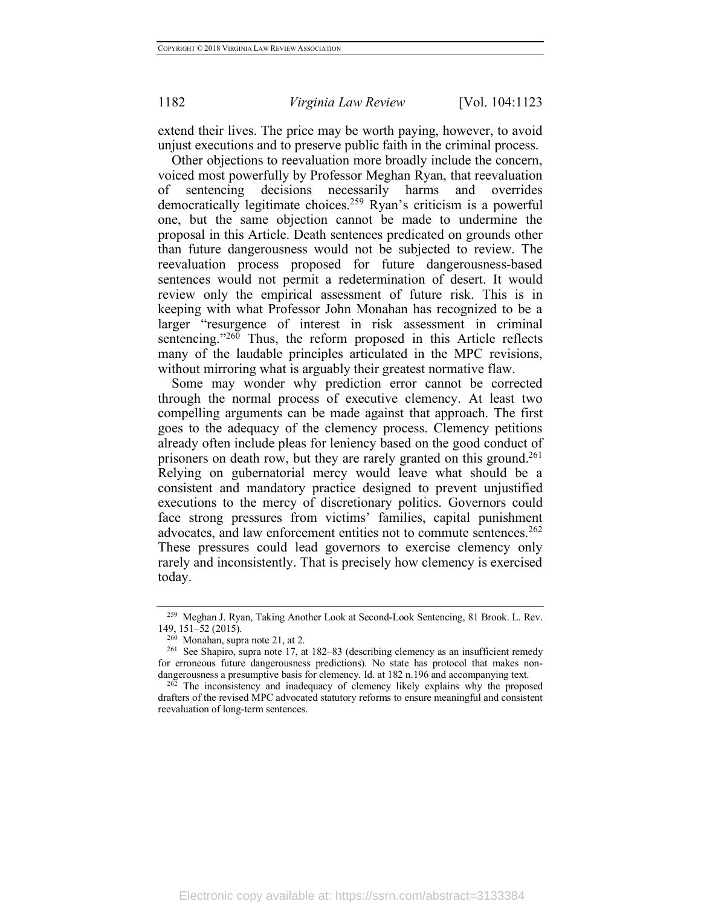extend their lives. The price may be worth paying, however, to avoid unjust executions and to preserve public faith in the criminal process.

Other objections to reevaluation more broadly include the concern, voiced most powerfully by Professor Meghan Ryan, that reevaluation of sentencing decisions necessarily harms and overrides democratically legitimate choices.[259] Ryan's criticism is a powerful one, but the same objection cannot be made to undermine the proposal in this Article. Death sentences predicated on grounds other than future dangerousness would not be subjected to review. The reevaluation process proposed for future dangerousness-based sentences would not permit a redetermination of desert. It would review only the empirical assessment of future risk. This is in keeping with what Professor John Monahan has recognized to be a larger "resurgence of interest in risk assessment in criminal sentencing."[260] Thus, the reform proposed in this Article reflects many of the laudable principles articulated in the MPC revisions, without mirroring what is arguably their greatest normative flaw.

Some may wonder why prediction error cannot be corrected through the normal process of executive clemency. At least two compelling arguments can be made against that approach. The first goes to the adequacy of the clemency process. Clemency petitions already often include pleas for leniency based on the good conduct of prisoners on death row, but they are rarely granted on this ground.[261] Relying on gubernatorial mercy would leave what should be a consistent and mandatory practice designed to prevent unjustified executions to the mercy of discretionary politics. Governors could face strong pressures from victims' families, capital punishment advocates, and law enforcement entities not to commute sentences.[262] These pressures could lead governors to exercise clemency only rarely and inconsistently. That is precisely how clemency is exercised today.

---

[259] Meghan J. Ryan, Taking Another Look at Second-Look Sentencing, 81 Brook. L. Rev. 149, 151–52 (2015).

[260] Monahan, supra note 21, at 2.

[261] See Shapiro, supra note 17, at 182–83 (describing clemency as an insufficient remedy for erroneous future dangerousness predictions). No state has protocol that makes non-dangerousness a presumptive basis for clemency. Id. at 182 n.196 and accompanying text.

[262] The inconsistency and inadequacy of clemency likely explains why the proposed drafters of the revised MPC advocated statutory reforms to ensure meaningful and consistent reevaluation of long-term sentences.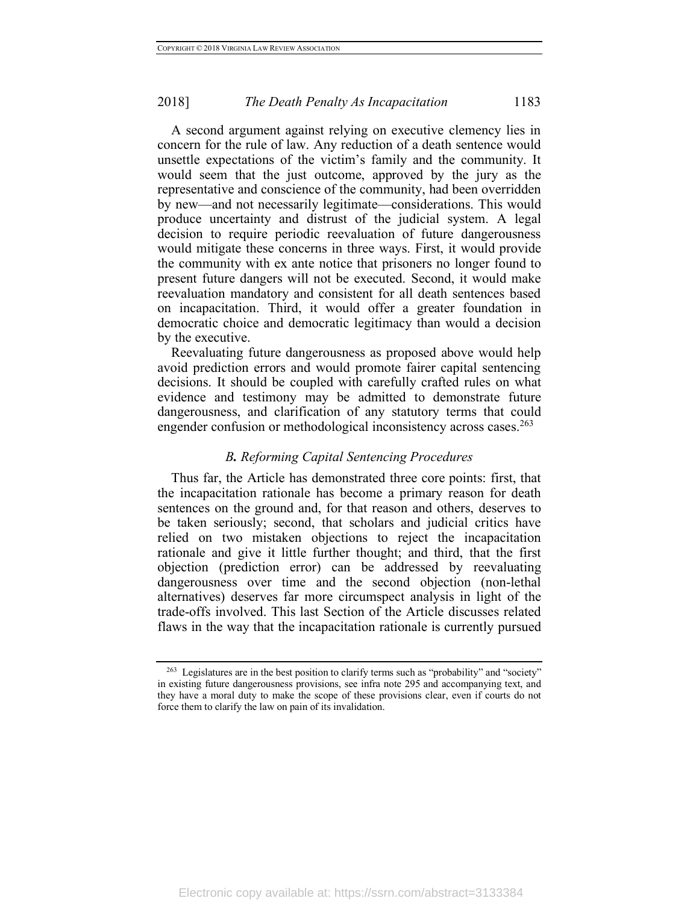A second argument against relying on executive clemency lies in concern for the rule of law. Any reduction of a death sentence would unsettle expectations of the victim's family and the community. It would seem that the just outcome, approved by the jury as the representative and conscience of the community, had been overridden by new—and not necessarily legitimate—considerations. This would produce uncertainty and distrust of the judicial system. A legal decision to require periodic reevaluation of future dangerousness would mitigate these concerns in three ways. First, it would provide the community with ex ante notice that prisoners no longer found to present future dangers will not be executed. Second, it would make reevaluation mandatory and consistent for all death sentences based on incapacitation. Third, it would offer a greater foundation in democratic choice and democratic legitimacy than would a decision by the executive.

Reevaluating future dangerousness as proposed above would help avoid prediction errors and would promote fairer capital sentencing decisions. It should be coupled with carefully crafted rules on what evidence and testimony may be admitted to demonstrate future dangerousness, and clarification of any statutory terms that could engender confusion or methodological inconsistency across cases.[263]

### *B. Reforming Capital Sentencing Procedures*

Thus far, the Article has demonstrated three core points: first, that the incapacitation rationale has become a primary reason for death sentences on the ground and, for that reason and others, deserves to be taken seriously; second, that scholars and judicial critics have relied on two mistaken objections to reject the incapacitation rationale and give it little further thought; and third, that the first objection (prediction error) can be addressed by reevaluating dangerousness over time and the second objection (non-lethal alternatives) deserves far more circumspect analysis in light of the trade-offs involved. This last Section of the Article discusses related flaws in the way that the incapacitation rationale is currently pursued

---

[263] Legislatures are in the best position to clarify terms such as "probability" and "society" in existing future dangerousness provisions, see infra note 295 and accompanying text, and they have a moral duty to make the scope of these provisions clear, even if courts do not force them to clarify the law on pain of its invalidation.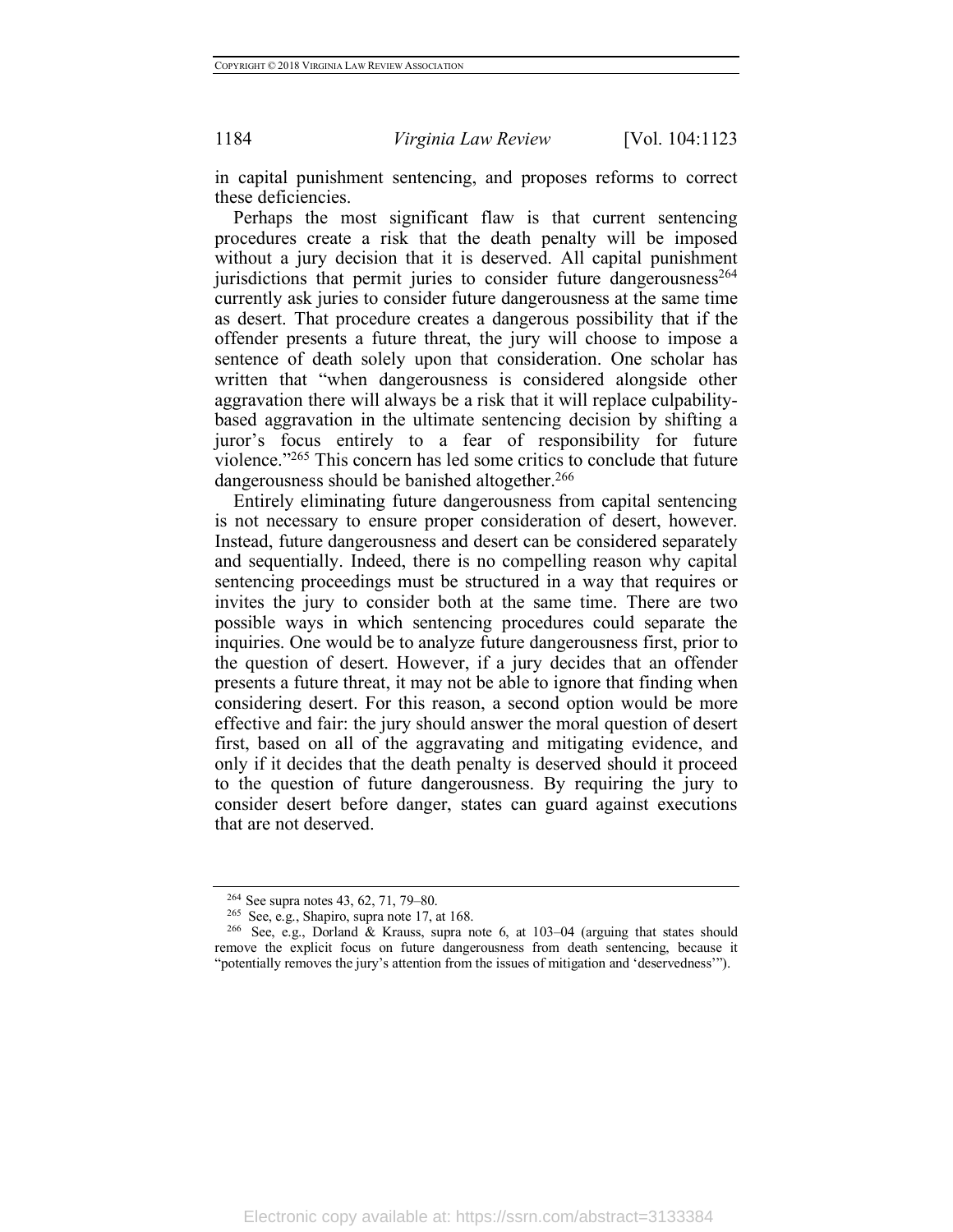in capital punishment sentencing, and proposes reforms to correct these deficiencies.

Perhaps the most significant flaw is that current sentencing procedures create a risk that the death penalty will be imposed without a jury decision that it is deserved. All capital punishment jurisdictions that permit juries to consider future dangerousness[264] currently ask juries to consider future dangerousness at the same time as desert. That procedure creates a dangerous possibility that if the offender presents a future threat, the jury will choose to impose a sentence of death solely upon that consideration. One scholar has written that "when dangerousness is considered alongside other aggravation there will always be a risk that it will replace culpability-based aggravation in the ultimate sentencing decision by shifting a juror's focus entirely to a fear of responsibility for future violence."[265] This concern has led some critics to conclude that future dangerousness should be banished altogether.[266]

Entirely eliminating future dangerousness from capital sentencing is not necessary to ensure proper consideration of desert, however. Instead, future dangerousness and desert can be considered separately and sequentially. Indeed, there is no compelling reason why capital sentencing proceedings must be structured in a way that requires or invites the jury to consider both at the same time. There are two possible ways in which sentencing procedures could separate the inquiries. One would be to analyze future dangerousness first, prior to the question of desert. However, if a jury decides that an offender presents a future threat, it may not be able to ignore that finding when considering desert. For this reason, a second option would be more effective and fair: the jury should answer the moral question of desert first, based on all of the aggravating and mitigating evidence, and only if it decides that the death penalty is deserved should it proceed to the question of future dangerousness. By requiring the jury to consider desert before danger, states can guard against executions that are not deserved.

---

[264] See supra notes 43, 62, 71, 79–80.

[265] See, e.g., Shapiro, supra note 17, at 168.

[266] See, e.g., Dorland & Krauss, supra note 6, at 103–04 (arguing that states should remove the explicit focus on future dangerousness from death sentencing, because it "potentially removes the jury's attention from the issues of mitigation and 'deservedness'").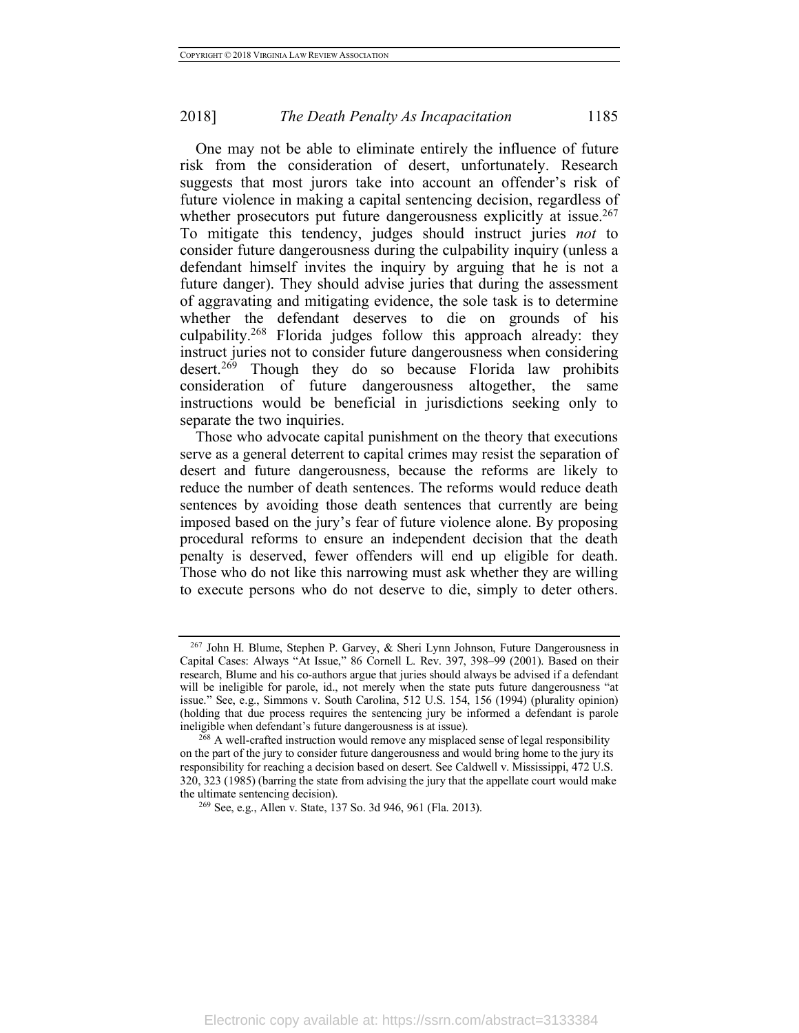One may not be able to eliminate entirely the influence of future risk from the consideration of desert, unfortunately. Research suggests that most jurors take into account an offender's risk of future violence in making a capital sentencing decision, regardless of whether prosecutors put future dangerousness explicitly at issue.[267] To mitigate this tendency, judges should instruct juries *not* to consider future dangerousness during the culpability inquiry (unless a defendant himself invites the inquiry by arguing that he is not a future danger). They should advise juries that during the assessment of aggravating and mitigating evidence, the sole task is to determine whether the defendant deserves to die on grounds of his culpability.[268] Florida judges follow this approach already: they instruct juries not to consider future dangerousness when considering desert.[269] Though they do so because Florida law prohibits consideration of future dangerousness altogether, the same instructions would be beneficial in jurisdictions seeking only to separate the two inquiries.

Those who advocate capital punishment on the theory that executions serve as a general deterrent to capital crimes may resist the separation of desert and future dangerousness, because the reforms are likely to reduce the number of death sentences. The reforms would reduce death sentences by avoiding those death sentences that currently are being imposed based on the jury's fear of future violence alone. By proposing procedural reforms to ensure an independent decision that the death penalty is deserved, fewer offenders will end up eligible for death. Those who do not like this narrowing must ask whether they are willing to execute persons who do not deserve to die, simply to deter others.

---

[267] John H. Blume, Stephen P. Garvey, & Sheri Lynn Johnson, Future Dangerousness in Capital Cases: Always "At Issue," 86 Cornell L. Rev. 397, 398–99 (2001). Based on their research, Blume and his co-authors argue that juries should always be advised if a defendant will be ineligible for parole, id., not merely when the state puts future dangerousness "at issue." See, e.g., Simmons v. South Carolina, 512 U.S. 154, 156 (1994) (plurality opinion) (holding that due process requires the sentencing jury be informed a defendant is parole ineligible when defendant's future dangerousness is at issue).

[268] A well-crafted instruction would remove any misplaced sense of legal responsibility on the part of the jury to consider future dangerousness and would bring home to the jury its responsibility for reaching a decision based on desert. See Caldwell v. Mississippi, 472 U.S. 320, 323 (1985) (barring the state from advising the jury that the appellate court would make the ultimate sentencing decision).

[269] See, e.g., Allen v. State, 137 So. 3d 946, 961 (Fla. 2013).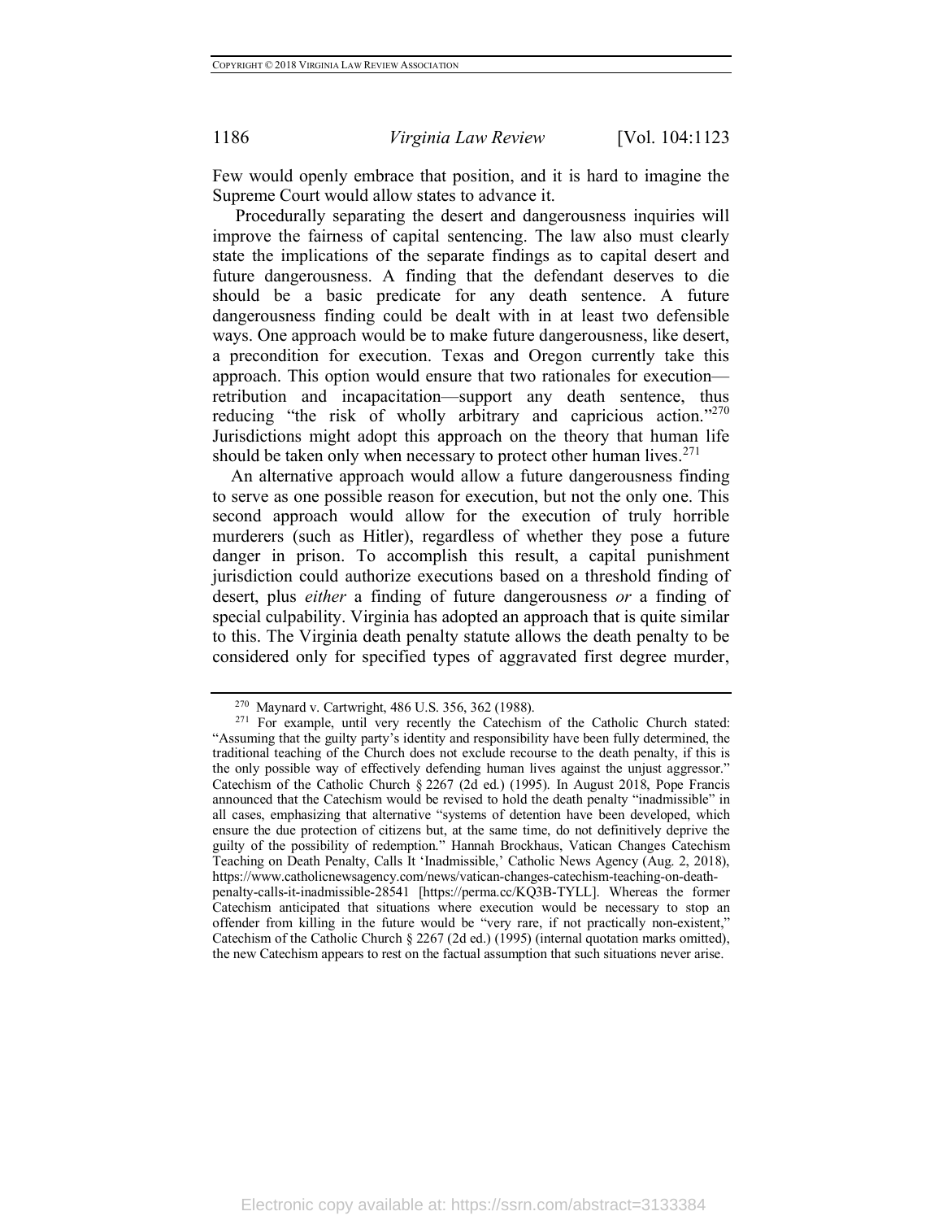Few would openly embrace that position, and it is hard to imagine the Supreme Court would allow states to advance it.

Procedurally separating the desert and dangerousness inquiries will improve the fairness of capital sentencing. The law also must clearly state the implications of the separate findings as to capital desert and future dangerousness. A finding that the defendant deserves to die should be a basic predicate for any death sentence. A future dangerousness finding could be dealt with in at least two defensible ways. One approach would be to make future dangerousness, like desert, a precondition for execution. Texas and Oregon currently take this approach. This option would ensure that two rationales for execution—retribution and incapacitation—support any death sentence, thus reducing "the risk of wholly arbitrary and capricious action."[270] Jurisdictions might adopt this approach on the theory that human life should be taken only when necessary to protect other human lives.[271]

An alternative approach would allow a future dangerousness finding to serve as one possible reason for execution, but not the only one. This second approach would allow for the execution of truly horrible murderers (such as Hitler), regardless of whether they pose a future danger in prison. To accomplish this result, a capital punishment jurisdiction could authorize executions based on a threshold finding of desert, plus *either* a finding of future dangerousness *or* a finding of special culpability. Virginia has adopted an approach that is quite similar to this. The Virginia death penalty statute allows the death penalty to be considered only for specified types of aggravated first degree murder,

---

[270] Maynard v. Cartwright, 486 U.S. 356, 362 (1988).

[271] For example, until very recently the Catechism of the Catholic Church stated: "Assuming that the guilty party's identity and responsibility have been fully determined, the traditional teaching of the Church does not exclude recourse to the death penalty, if this is the only possible way of effectively defending human lives against the unjust aggressor." Catechism of the Catholic Church § 2267 (2d ed.) (1995). In August 2018, Pope Francis announced that the Catechism would be revised to hold the death penalty "inadmissible" in all cases, emphasizing that alternative "systems of detention have been developed, which ensure the due protection of citizens but, at the same time, do not definitively deprive the guilty of the possibility of redemption." Hannah Brockhaus, Vatican Changes Catechism Teaching on Death Penalty, Calls It 'Inadmissible,' Catholic News Agency (Aug. 2, 2018), https://www.catholicnewsagency.com/news/vatican-changes-catechism-teaching-on-death-penalty-calls-it-inadmissible-28541 [https://perma.cc/KQ3B-TYLL]. Whereas the former Catechism anticipated that situations where execution would be necessary to stop an offender from killing in the future would be "very rare, if not practically non-existent," Catechism of the Catholic Church § 2267 (2d ed.) (1995) (internal quotation marks omitted), the new Catechism appears to rest on the factual assumption that such situations never arise.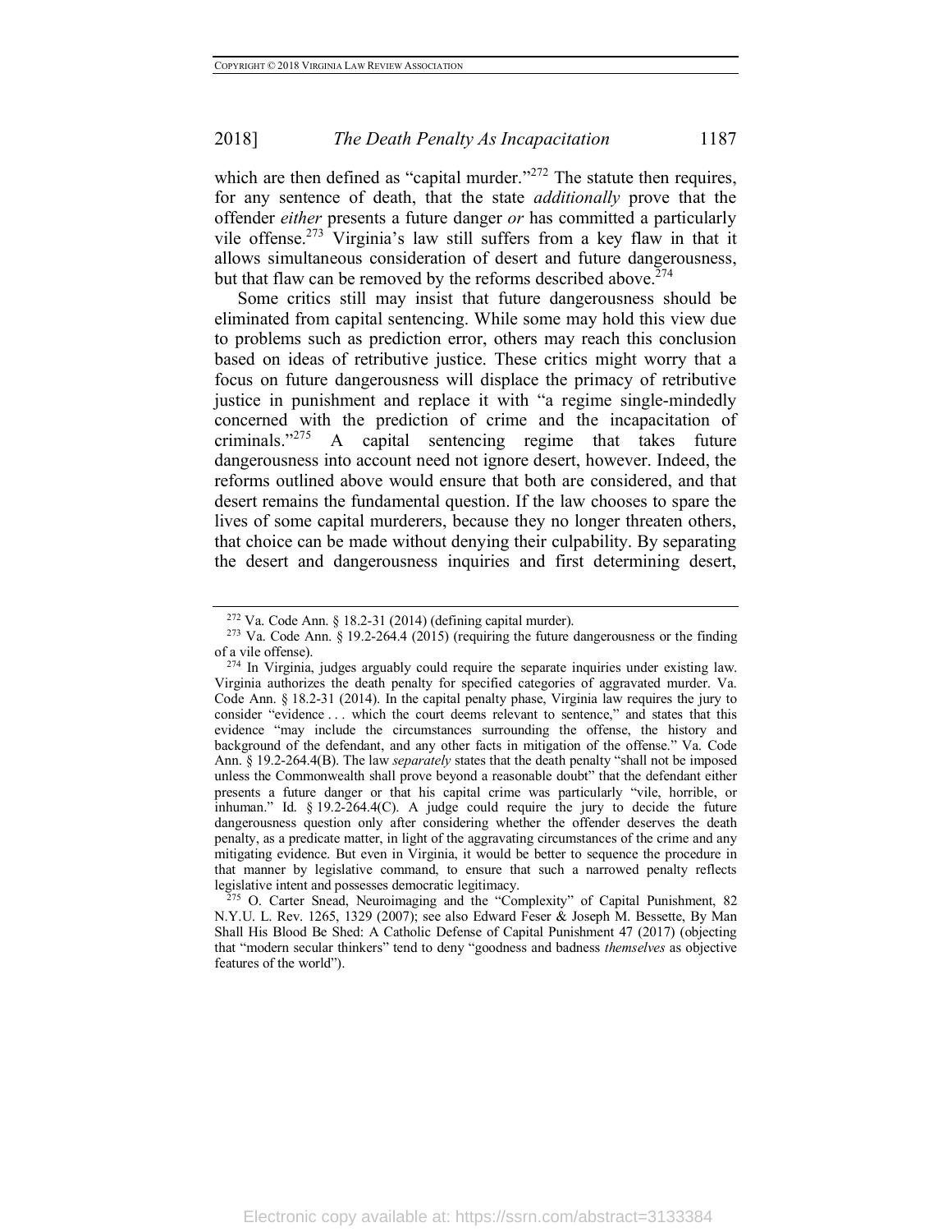which are then defined as "capital murder."[272] The statute then requires, for any sentence of death, that the state *additionally* prove that the offender *either* presents a future danger *or* has committed a particularly vile offense.[273] Virginia's law still suffers from a key flaw in that it allows simultaneous consideration of desert and future dangerousness, but that flaw can be removed by the reforms described above.[274]

Some critics still may insist that future dangerousness should be eliminated from capital sentencing. While some may hold this view due to problems such as prediction error, others may reach this conclusion based on ideas of retributive justice. These critics might worry that a focus on future dangerousness will displace the primacy of retributive justice in punishment and replace it with "a regime single-mindedly concerned with the prediction of crime and the incapacitation of criminals."[275] A capital sentencing regime that takes future dangerousness into account need not ignore desert, however. Indeed, the reforms outlined above would ensure that both are considered, and that desert remains the fundamental question. If the law chooses to spare the lives of some capital murderers, because they no longer threaten others, that choice can be made without denying their culpability. By separating the desert and dangerousness inquiries and first determining desert,

---

[272] Va. Code Ann. § 18.2-31 (2014) (defining capital murder).

[273] Va. Code Ann. § 19.2-264.4 (2015) (requiring the future dangerousness or the finding of a vile offense).

[274] In Virginia, judges arguably could require the separate inquiries under existing law. Virginia authorizes the death penalty for specified categories of aggravated murder. Va. Code Ann. § 18.2-31 (2014). In the capital penalty phase, Virginia law requires the jury to consider "evidence . . . which the court deems relevant to sentence," and states that this evidence "may include the circumstances surrounding the offense, the history and background of the defendant, and any other facts in mitigation of the offense." Va. Code Ann. § 19.2-264.4(B). The law *separately* states that the death penalty "shall not be imposed unless the Commonwealth shall prove beyond a reasonable doubt" that the defendant either presents a future danger or that his capital crime was particularly "vile, horrible, or inhuman." Id. § 19.2-264.4(C). A judge could require the jury to decide the future dangerousness question only after considering whether the offender deserves the death penalty, as a predicate matter, in light of the aggravating circumstances of the crime and any mitigating evidence. But even in Virginia, it would be better to sequence the procedure in that manner by legislative command, to ensure that such a narrowed penalty reflects legislative intent and possesses democratic legitimacy.

[275] O. Carter Snead, Neuroimaging and the "Complexity" of Capital Punishment, 82 N.Y.U. L. Rev. 1265, 1329 (2007); see also Edward Feser & Joseph M. Bessette, By Man Shall His Blood Be Shed: A Catholic Defense of Capital Punishment 47 (2017) (objecting that "modern secular thinkers" tend to deny "goodness and badness *themselves* as objective features of the world").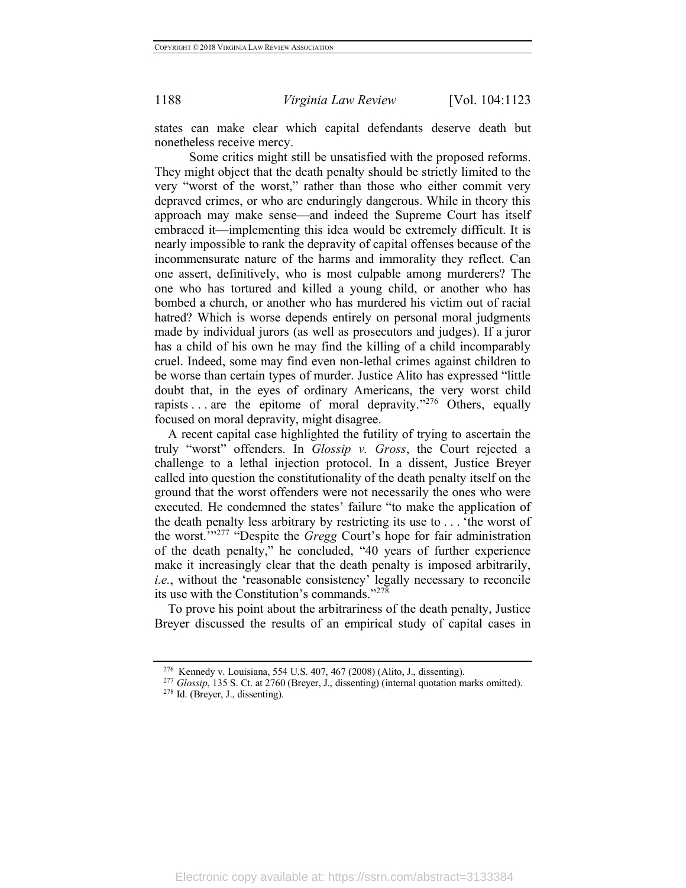states can make clear which capital defendants deserve death but nonetheless receive mercy.

Some critics might still be unsatisfied with the proposed reforms. They might object that the death penalty should be strictly limited to the very "worst of the worst," rather than those who either commit very depraved crimes, or who are enduringly dangerous. While in theory this approach may make sense—and indeed the Supreme Court has itself embraced it—implementing this idea would be extremely difficult. It is nearly impossible to rank the depravity of capital offenses because of the incommensurate nature of the harms and immorality they reflect. Can one assert, definitively, who is most culpable among murderers? The one who has tortured and killed a young child, or another who has bombed a church, or another who has murdered his victim out of racial hatred? Which is worse depends entirely on personal moral judgments made by individual jurors (as well as prosecutors and judges). If a juror has a child of his own he may find the killing of a child incomparably cruel. Indeed, some may find even non-lethal crimes against children to be worse than certain types of murder. Justice Alito has expressed "little doubt that, in the eyes of ordinary Americans, the very worst child rapists . . . are the epitome of moral depravity."[276] Others, equally focused on moral depravity, might disagree.

A recent capital case highlighted the futility of trying to ascertain the truly "worst" offenders. In *Glossip v. Gross*, the Court rejected a challenge to a lethal injection protocol. In a dissent, Justice Breyer called into question the constitutionality of the death penalty itself on the ground that the worst offenders were not necessarily the ones who were executed. He condemned the states' failure "to make the application of the death penalty less arbitrary by restricting its use to . . . 'the worst of the worst.'"[277] "Despite the *Gregg* Court's hope for fair administration of the death penalty," he concluded, "40 years of further experience make it increasingly clear that the death penalty is imposed arbitrarily, *i.e.*, without the 'reasonable consistency' legally necessary to reconcile its use with the Constitution's commands."[278]

To prove his point about the arbitrariness of the death penalty, Justice Breyer discussed the results of an empirical study of capital cases in

---

[276] Kennedy v. Louisiana, 554 U.S. 407, 467 (2008) (Alito, J., dissenting).

[277] *Glossip*, 135 S. Ct. at 2760 (Breyer, J., dissenting) (internal quotation marks omitted).

[278] Id. (Breyer, J., dissenting).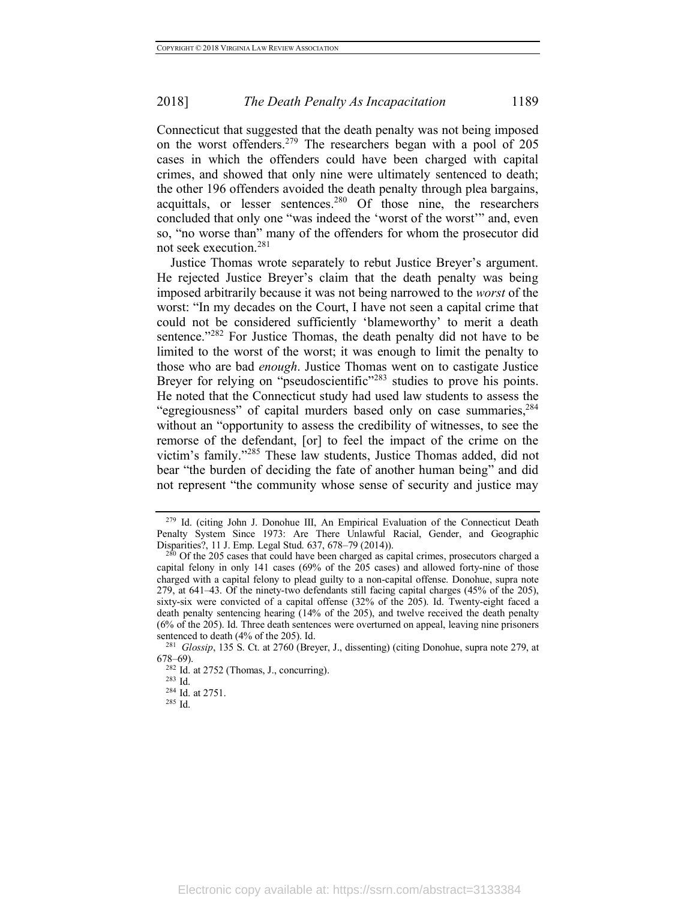Connecticut that suggested that the death penalty was not being imposed on the worst offenders.[279] The researchers began with a pool of 205 cases in which the offenders could have been charged with capital crimes, and showed that only nine were ultimately sentenced to death; the other 196 offenders avoided the death penalty through plea bargains, acquittals, or lesser sentences.[280] Of those nine, the researchers concluded that only one "was indeed the 'worst of the worst'" and, even so, "no worse than" many of the offenders for whom the prosecutor did not seek execution.[281]

Justice Thomas wrote separately to rebut Justice Breyer's argument. He rejected Justice Breyer's claim that the death penalty was being imposed arbitrarily because it was not being narrowed to the *worst* of the worst: "In my decades on the Court, I have not seen a capital crime that could not be considered sufficiently 'blameworthy' to merit a death sentence."[282] For Justice Thomas, the death penalty did not have to be limited to the worst of the worst; it was enough to limit the penalty to those who are bad *enough*. Justice Thomas went on to castigate Justice Breyer for relying on "pseudoscientific"[283] studies to prove his points. He noted that the Connecticut study had used law students to assess the "egregiousness" of capital murders based only on case summaries,[284] without an "opportunity to assess the credibility of witnesses, to see the remorse of the defendant, [or] to feel the impact of the crime on the victim's family."[285] These law students, Justice Thomas added, did not bear "the burden of deciding the fate of another human being" and did not represent "the community whose sense of security and justice may

---

[279] Id. (citing John J. Donohue III, An Empirical Evaluation of the Connecticut Death Penalty System Since 1973: Are There Unlawful Racial, Gender, and Geographic Disparities?, 11 J. Emp. Legal Stud. 637, 678–79 (2014)).

[280] Of the 205 cases that could have been charged as capital crimes, prosecutors charged a capital felony in only 141 cases (69% of the 205 cases) and allowed forty-nine of those charged with a capital felony to plead guilty to a non-capital offense. Donohue, supra note 279, at 641–43. Of the ninety-two defendants still facing capital charges (45% of the 205), sixty-six were convicted of a capital offense (32% of the 205). Id. Twenty-eight faced a death penalty sentencing hearing (14% of the 205), and twelve received the death penalty (6% of the 205). Id. Three death sentences were overturned on appeal, leaving nine prisoners sentenced to death (4% of the 205). Id.

[281] *Glossip*, 135 S. Ct. at 2760 (Breyer, J., dissenting) (citing Donohue, supra note 279, at 678–69).

[282] Id. at 2752 (Thomas, J., concurring).

[283] Id.

[284] Id. at 2751.

[285] Id.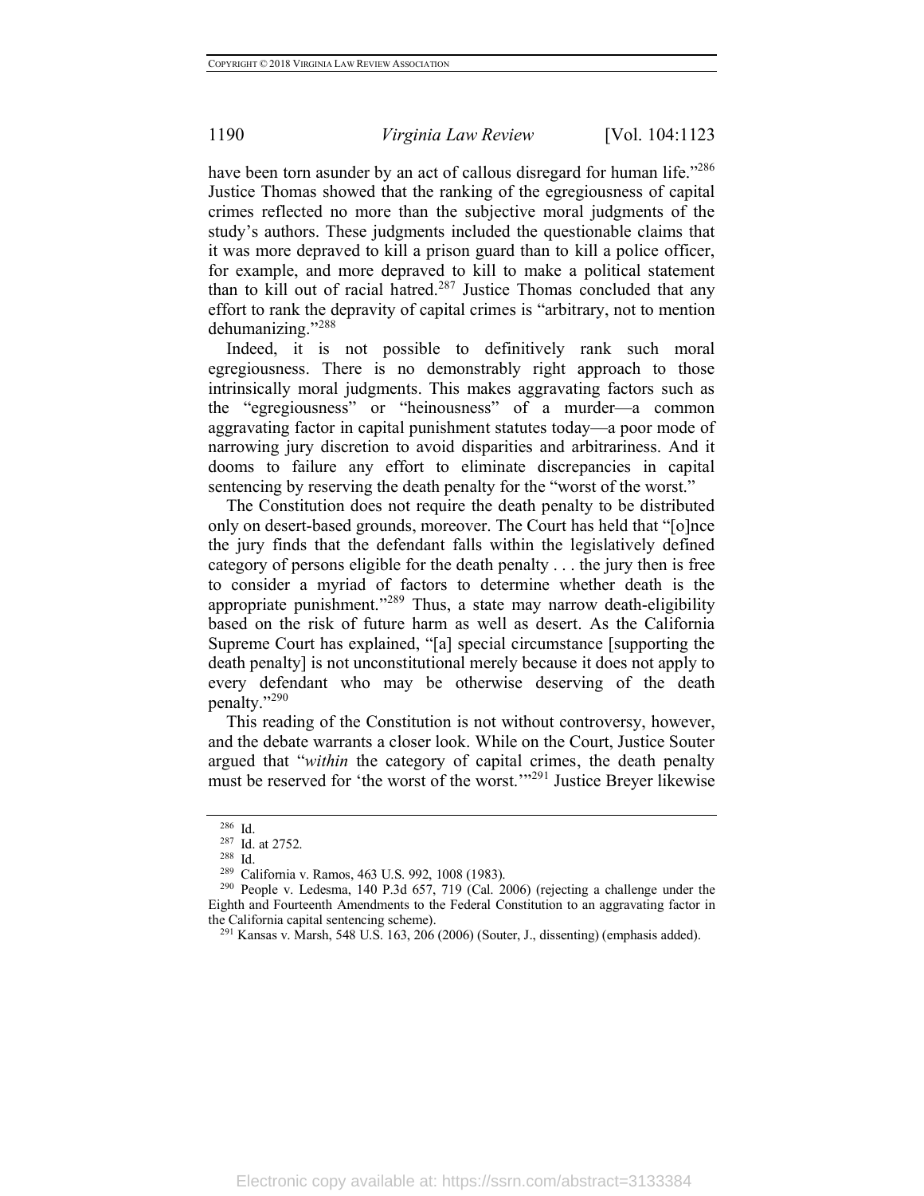have been torn asunder by an act of callous disregard for human life."[286] Justice Thomas showed that the ranking of the egregiousness of capital crimes reflected no more than the subjective moral judgments of the study's authors. These judgments included the questionable claims that it was more depraved to kill a prison guard than to kill a police officer, for example, and more depraved to kill to make a political statement than to kill out of racial hatred.[287] Justice Thomas concluded that any effort to rank the depravity of capital crimes is "arbitrary, not to mention dehumanizing."[288]

Indeed, it is not possible to definitively rank such moral egregiousness. There is no demonstrably right approach to those intrinsically moral judgments. This makes aggravating factors such as the "egregiousness" or "heinousness" of a murder—a common aggravating factor in capital punishment statutes today—a poor mode of narrowing jury discretion to avoid disparities and arbitrariness. And it dooms to failure any effort to eliminate discrepancies in capital sentencing by reserving the death penalty for the "worst of the worst."

The Constitution does not require the death penalty to be distributed only on desert-based grounds, moreover. The Court has held that "[o]nce the jury finds that the defendant falls within the legislatively defined category of persons eligible for the death penalty . . . the jury then is free to consider a myriad of factors to determine whether death is the appropriate punishment."[289] Thus, a state may narrow death-eligibility based on the risk of future harm as well as desert. As the California Supreme Court has explained, "[a] special circumstance [supporting the death penalty] is not unconstitutional merely because it does not apply to every defendant who may be otherwise deserving of the death penalty."[290]

This reading of the Constitution is not without controversy, however, and the debate warrants a closer look. While on the Court, Justice Souter argued that "*within* the category of capital crimes, the death penalty must be reserved for 'the worst of the worst.'"[291] Justice Breyer likewise

---

[286] Id.

[287] Id. at 2752.

[288] Id.

[289] California v. Ramos, 463 U.S. 992, 1008 (1983).

[290] People v. Ledesma, 140 P.3d 657, 719 (Cal. 2006) (rejecting a challenge under the Eighth and Fourteenth Amendments to the Federal Constitution to an aggravating factor in the California capital sentencing scheme).

[291] Kansas v. Marsh, 548 U.S. 163, 206 (2006) (Souter, J., dissenting) (emphasis added).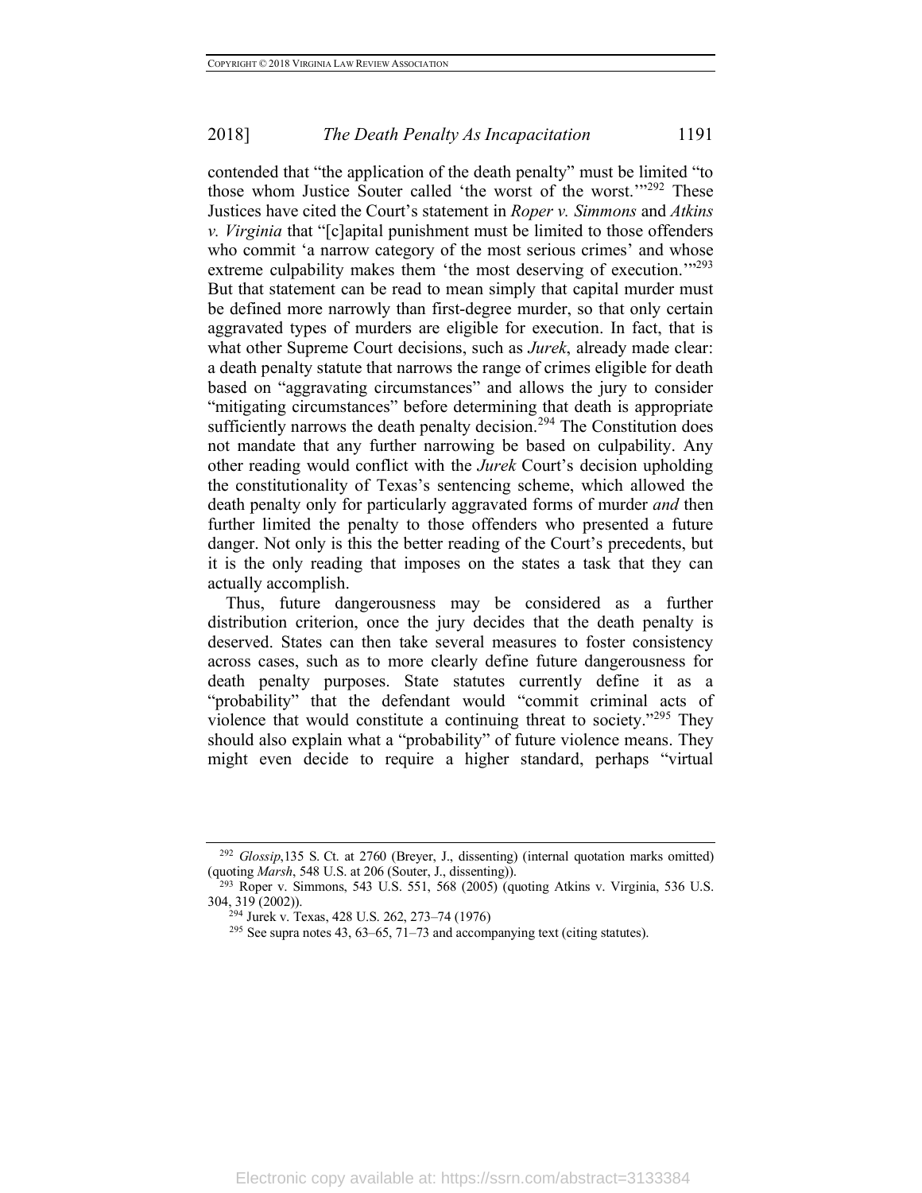contended that "the application of the death penalty" must be limited "to those whom Justice Souter called 'the worst of the worst.'"[292] These Justices have cited the Court's statement in *Roper v. Simmons* and *Atkins v. Virginia* that "[c]apital punishment must be limited to those offenders who commit 'a narrow category of the most serious crimes' and whose extreme culpability makes them 'the most deserving of execution.'"[293] But that statement can be read to mean simply that capital murder must be defined more narrowly than first-degree murder, so that only certain aggravated types of murders are eligible for execution. In fact, that is what other Supreme Court decisions, such as *Jurek*, already made clear: a death penalty statute that narrows the range of crimes eligible for death based on "aggravating circumstances" and allows the jury to consider "mitigating circumstances" before determining that death is appropriate sufficiently narrows the death penalty decision.[294] The Constitution does not mandate that any further narrowing be based on culpability. Any other reading would conflict with the *Jurek* Court's decision upholding the constitutionality of Texas's sentencing scheme, which allowed the death penalty only for particularly aggravated forms of murder *and* then further limited the penalty to those offenders who presented a future danger. Not only is this the better reading of the Court's precedents, but it is the only reading that imposes on the states a task that they can actually accomplish.

Thus, future dangerousness may be considered as a further distribution criterion, once the jury decides that the death penalty is deserved. States can then take several measures to foster consistency across cases, such as to more clearly define future dangerousness for death penalty purposes. State statutes currently define it as a "probability" that the defendant would "commit criminal acts of violence that would constitute a continuing threat to society."[295] They should also explain what a "probability" of future violence means. They might even decide to require a higher standard, perhaps "virtual

---

[292] *Glossip*,135 S. Ct. at 2760 (Breyer, J., dissenting) (internal quotation marks omitted) (quoting *Marsh*, 548 U.S. at 206 (Souter, J., dissenting)).

[293] Roper v. Simmons, 543 U.S. 551, 568 (2005) (quoting Atkins v. Virginia, 536 U.S. 304, 319 (2002)).

[294] Jurek v. Texas, 428 U.S. 262, 273–74 (1976)

[295] See supra notes 43, 63–65, 71–73 and accompanying text (citing statutes).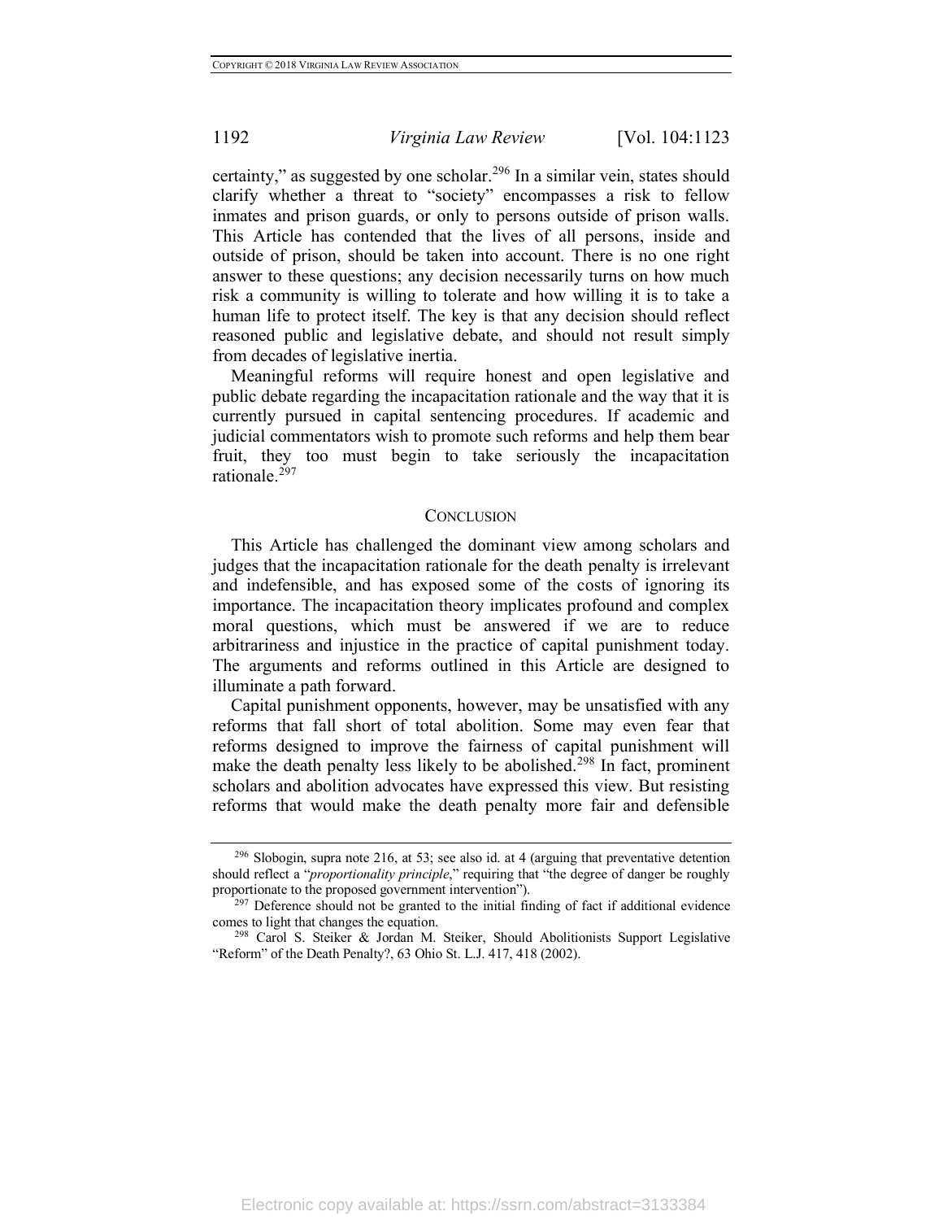certainty," as suggested by one scholar.[296] In a similar vein, states should clarify whether a threat to "society" encompasses a risk to fellow inmates and prison guards, or only to persons outside of prison walls. This Article has contended that the lives of all persons, inside and outside of prison, should be taken into account. There is no one right answer to these questions; any decision necessarily turns on how much risk a community is willing to tolerate and how willing it is to take a human life to protect itself. The key is that any decision should reflect reasoned public and legislative debate, and should not result simply from decades of legislative inertia.

Meaningful reforms will require honest and open legislative and public debate regarding the incapacitation rationale and the way that it is currently pursued in capital sentencing procedures. If academic and judicial commentators wish to promote such reforms and help them bear fruit, they too must begin to take seriously the incapacitation rationale.[297]

## CONCLUSION

This Article has challenged the dominant view among scholars and judges that the incapacitation rationale for the death penalty is irrelevant and indefensible, and has exposed some of the costs of ignoring its importance. The incapacitation theory implicates profound and complex moral questions, which must be answered if we are to reduce arbitrariness and injustice in the practice of capital punishment today. The arguments and reforms outlined in this Article are designed to illuminate a path forward.

Capital punishment opponents, however, may be unsatisfied with any reforms that fall short of total abolition. Some may even fear that reforms designed to improve the fairness of capital punishment will make the death penalty less likely to be abolished.[298] In fact, prominent scholars and abolition advocates have expressed this view. But resisting reforms that would make the death penalty more fair and defensible

---

[296] Slobogin, supra note 216, at 53; see also id. at 4 (arguing that preventative detention should reflect a "*proportionality principle*," requiring that "the degree of danger be roughly proportionate to the proposed government intervention").

[297] Deference should not be granted to the initial finding of fact if additional evidence comes to light that changes the equation.

[298] Carol S. Steiker & Jordan M. Steiker, Should Abolitionists Support Legislative "Reform" of the Death Penalty?, 63 Ohio St. L.J. 417, 418 (2002).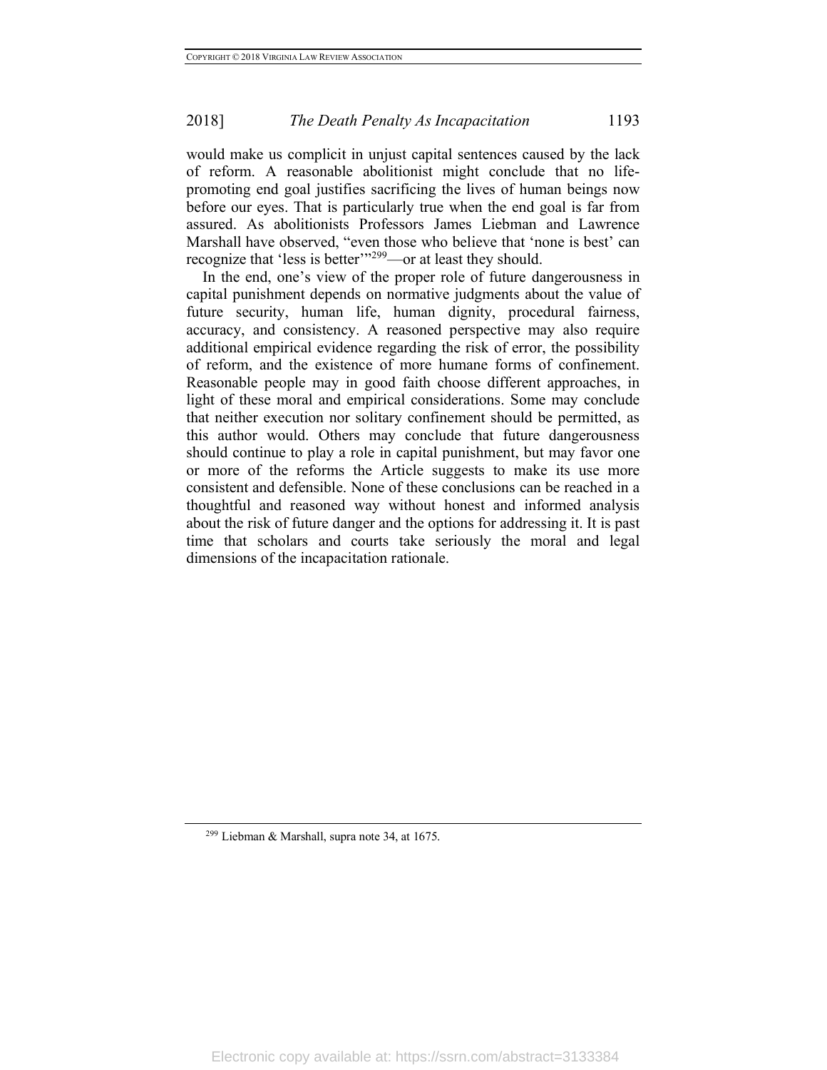would make us complicit in unjust capital sentences caused by the lack of reform. A reasonable abolitionist might conclude that no life-promoting end goal justifies sacrificing the lives of human beings now before our eyes. That is particularly true when the end goal is far from assured. As abolitionists Professors James Liebman and Lawrence Marshall have observed, "even those who believe that 'none is best' can recognize that 'less is better'"[299]—or at least they should.

In the end, one's view of the proper role of future dangerousness in capital punishment depends on normative judgments about the value of future security, human life, human dignity, procedural fairness, accuracy, and consistency. A reasoned perspective may also require additional empirical evidence regarding the risk of error, the possibility of reform, and the existence of more humane forms of confinement. Reasonable people may in good faith choose different approaches, in light of these moral and empirical considerations. Some may conclude that neither execution nor solitary confinement should be permitted, as this author would. Others may conclude that future dangerousness should continue to play a role in capital punishment, but may favor one or more of the reforms the Article suggests to make its use more consistent and defensible. None of these conclusions can be reached in a thoughtful and reasoned way without honest and informed analysis about the risk of future danger and the options for addressing it. It is past time that scholars and courts take seriously the moral and legal dimensions of the incapacitation rationale.

---

[299] Liebman & Marshall, supra note 34, at 1675.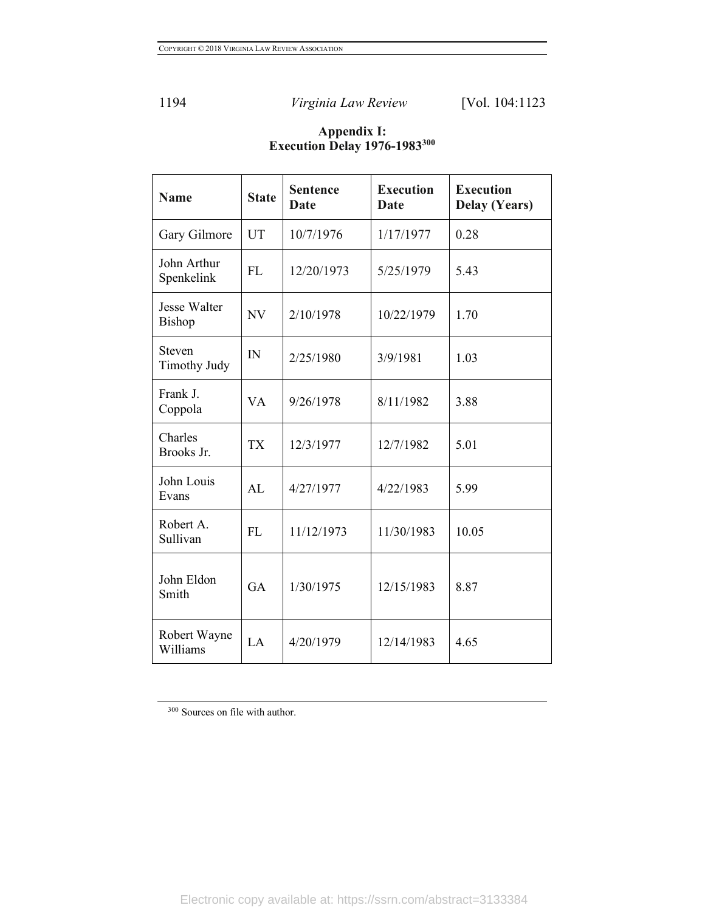## Appendix I: Execution Delay 1976-1983[300]

| Name | State | Sentence Date | Execution Date | Execution Delay (Years) |
|---|---|---|---|---|
| Gary Gilmore | UT | 10/7/1976 | 1/17/1977 | 0.28 |
| John Arthur Spenkelink | FL | 12/20/1973 | 5/25/1979 | 5.43 |
| Jesse Walter Bishop | NV | 2/10/1978 | 10/22/1979 | 1.70 |
| Steven Timothy Judy | IN | 2/25/1980 | 3/9/1981 | 1.03 |
| Frank J. Coppola | VA | 9/26/1978 | 8/11/1982 | 3.88 |
| Charles Brooks Jr. | TX | 12/3/1977 | 12/7/1982 | 5.01 |
| John Louis Evans | AL | 4/27/1977 | 4/22/1983 | 5.99 |
| Robert A. Sullivan | FL | 11/12/1973 | 11/30/1983 | 10.05 |
| John Eldon Smith | GA | 1/30/1975 | 12/15/1983 | 8.87 |
| Robert Wayne Williams | LA | 4/20/1979 | 12/14/1983 | 4.65 |

[300] Sources on file with author.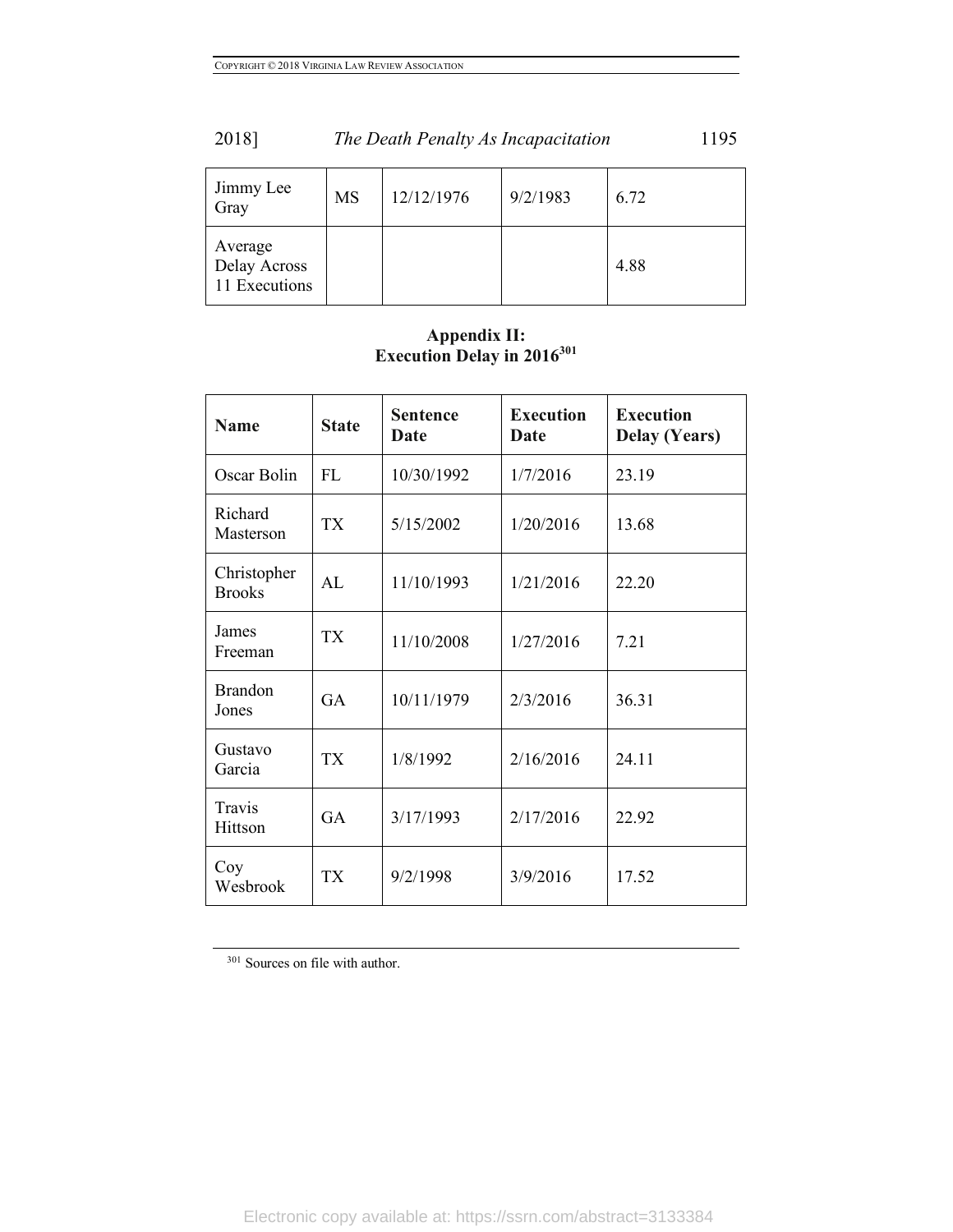| | | | | |
|---|---|---|---|---|
| Jimmy Lee Gray | MS | 12/12/1976 | 9/2/1983 | 6.72 |
| Average Delay Across 11 Executions | | | | 4.88 |

**Appendix II:**
**Execution Delay in 2016**[301]

| Name | State | Sentence Date | Execution Date | Execution Delay (Years) |
|---|---|---|---|---|
| Oscar Bolin | FL | 10/30/1992 | 1/7/2016 | 23.19 |
| Richard Masterson | TX | 5/15/2002 | 1/20/2016 | 13.68 |
| Christopher Brooks | AL | 11/10/1993 | 1/21/2016 | 22.20 |
| James Freeman | TX | 11/10/2008 | 1/27/2016 | 7.21 |
| Brandon Jones | GA | 10/11/1979 | 2/3/2016 | 36.31 |
| Gustavo Garcia | TX | 1/8/1992 | 2/16/2016 | 24.11 |
| Travis Hittson | GA | 3/17/1993 | 2/17/2016 | 22.92 |
| Coy Wesbrook | TX | 9/2/1998 | 3/9/2016 | 17.52 |

[301] Sources on file with author.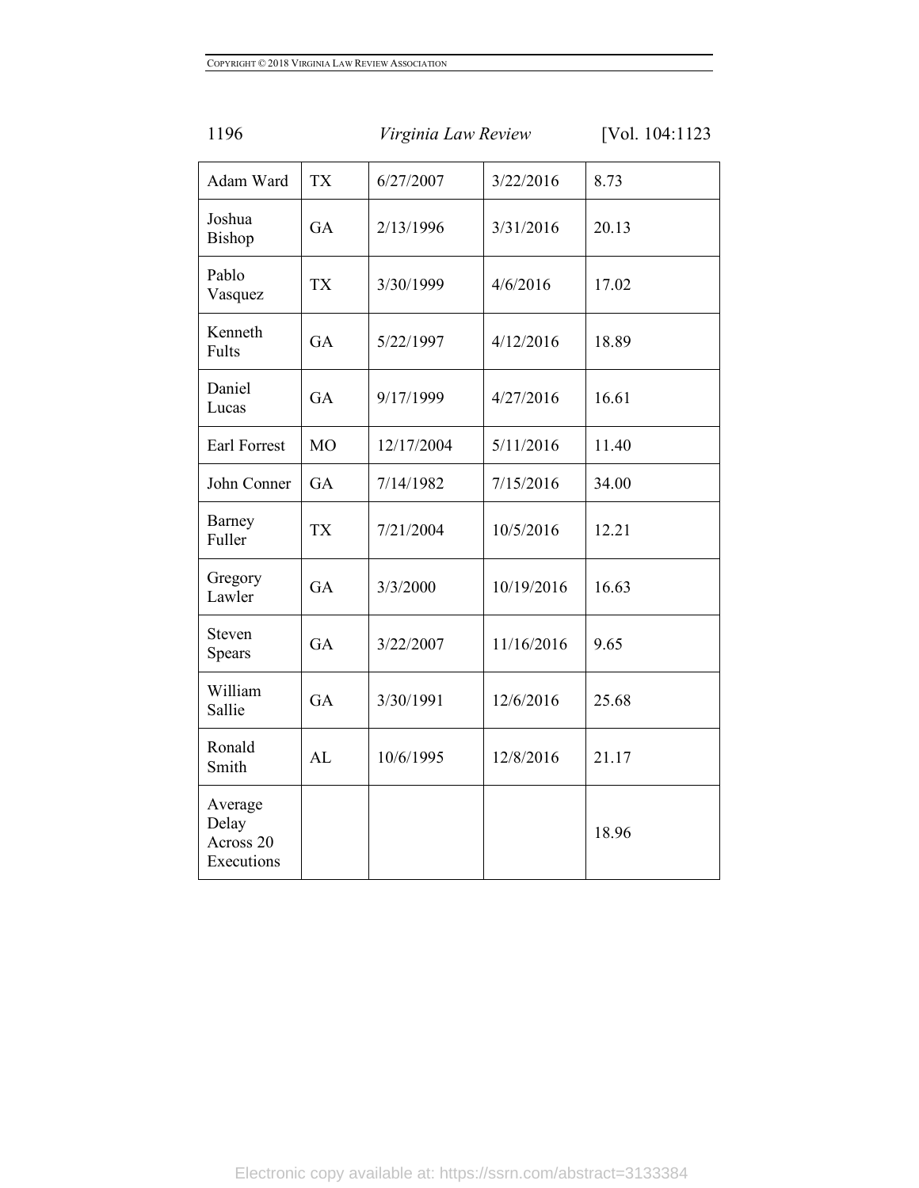| | | | | |
|---|---|---|---|---|
| Adam Ward | TX | 6/27/2007 | 3/22/2016 | 8.73 |
| Joshua Bishop | GA | 2/13/1996 | 3/31/2016 | 20.13 |
| Pablo Vasquez | TX | 3/30/1999 | 4/6/2016 | 17.02 |
| Kenneth Fults | GA | 5/22/1997 | 4/12/2016 | 18.89 |
| Daniel Lucas | GA | 9/17/1999 | 4/27/2016 | 16.61 |
| Earl Forrest | MO | 12/17/2004 | 5/11/2016 | 11.40 |
| John Conner | GA | 7/14/1982 | 7/15/2016 | 34.00 |
| Barney Fuller | TX | 7/21/2004 | 10/5/2016 | 12.21 |
| Gregory Lawler | GA | 3/3/2000 | 10/19/2016 | 16.63 |
| Steven Spears | GA | 3/22/2007 | 11/16/2016 | 9.65 |
| William Sallie | GA | 3/30/1991 | 12/6/2016 | 25.68 |
| Ronald Smith | AL | 10/6/1995 | 12/8/2016 | 21.17 |
| Average Delay Across 20 Executions | | | | 18.96 |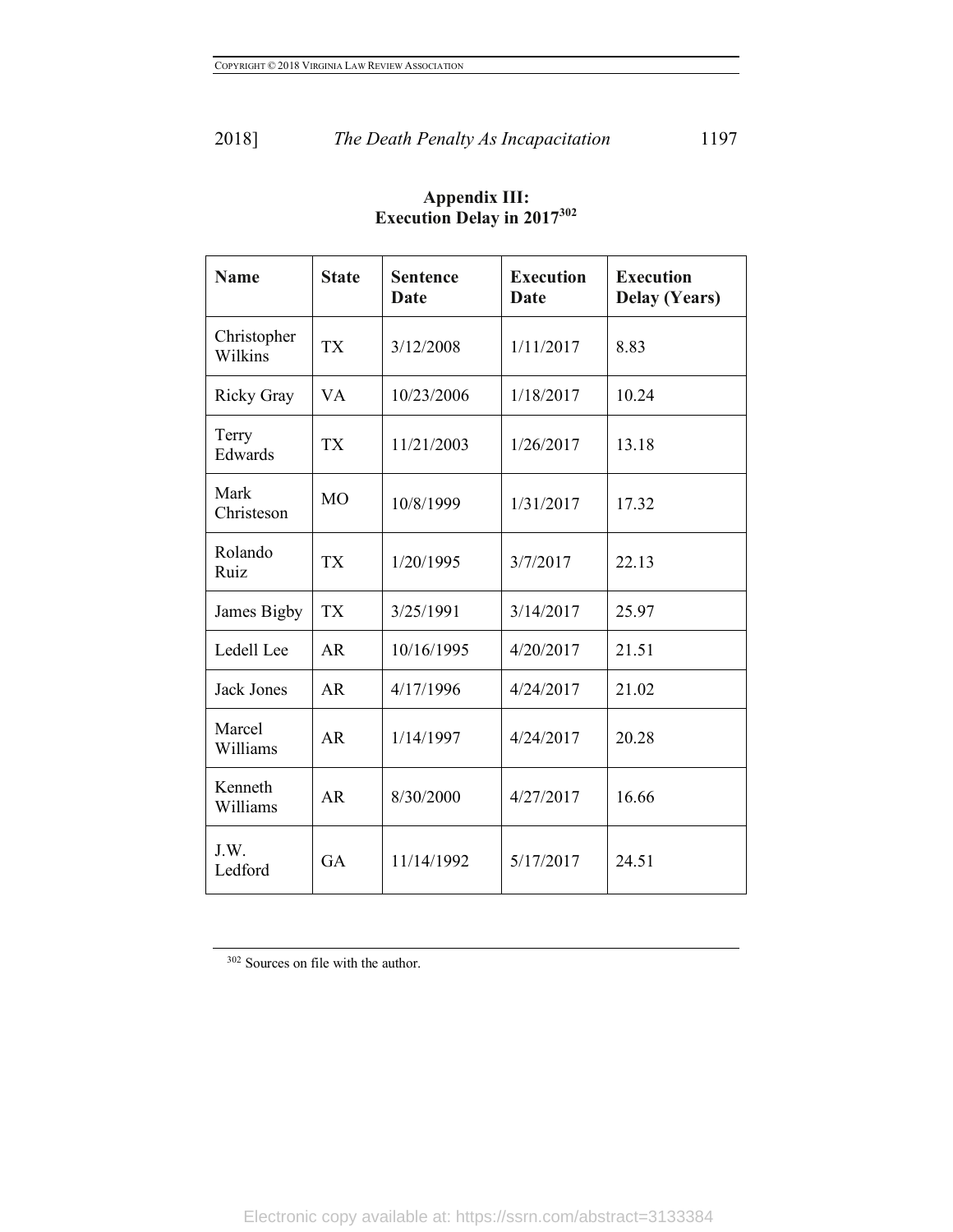## Appendix III: Execution Delay in 2017[302]

| Name | State | Sentence Date | Execution Date | Execution Delay (Years) |
|---|---|---|---|---|
| Christopher Wilkins | TX | 3/12/2008 | 1/11/2017 | 8.83 |
| Ricky Gray | VA | 10/23/2006 | 1/18/2017 | 10.24 |
| Terry Edwards | TX | 11/21/2003 | 1/26/2017 | 13.18 |
| Mark Christeson | MO | 10/8/1999 | 1/31/2017 | 17.32 |
| Rolando Ruiz | TX | 1/20/1995 | 3/7/2017 | 22.13 |
| James Bigby | TX | 3/25/1991 | 3/14/2017 | 25.97 |
| Ledell Lee | AR | 10/16/1995 | 4/20/2017 | 21.51 |
| Jack Jones | AR | 4/17/1996 | 4/24/2017 | 21.02 |
| Marcel Williams | AR | 1/14/1997 | 4/24/2017 | 20.28 |
| Kenneth Williams | AR | 8/30/2000 | 4/27/2017 | 16.66 |
| J.W. Ledford | GA | 11/14/1992 | 5/17/2017 | 24.51 |

[302] Sources on file with the author.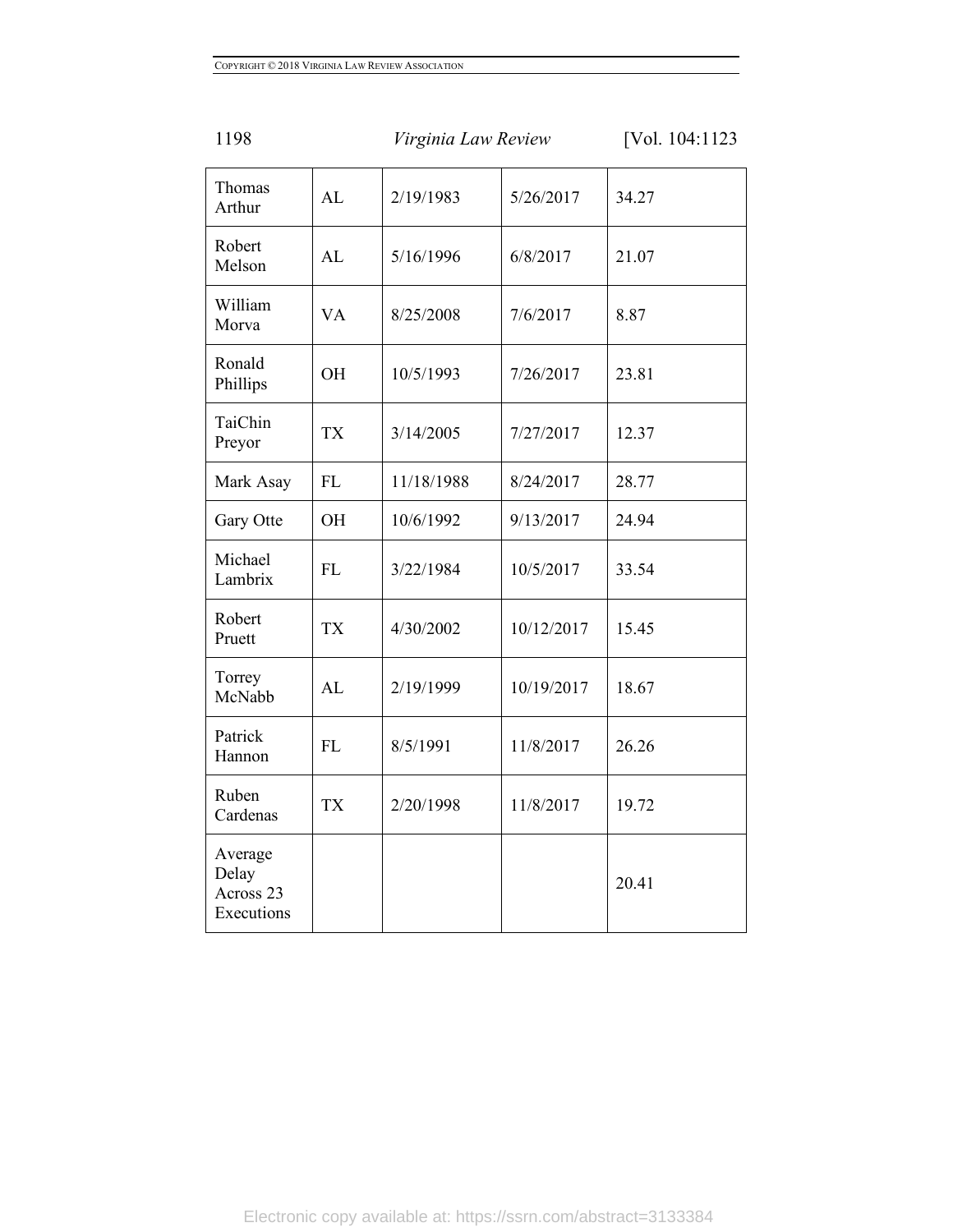| | | | | |
|---|---|---|---|---|
| Thomas Arthur | AL | 2/19/1983 | 5/26/2017 | 34.27 |
| Robert Melson | AL | 5/16/1996 | 6/8/2017 | 21.07 |
| William Morva | VA | 8/25/2008 | 7/6/2017 | 8.87 |
| Ronald Phillips | OH | 10/5/1993 | 7/26/2017 | 23.81 |
| TaiChin Preyor | TX | 3/14/2005 | 7/27/2017 | 12.37 |
| Mark Asay | FL | 11/18/1988 | 8/24/2017 | 28.77 |
| Gary Otte | OH | 10/6/1992 | 9/13/2017 | 24.94 |
| Michael Lambrix | FL | 3/22/1984 | 10/5/2017 | 33.54 |
| Robert Pruett | TX | 4/30/2002 | 10/12/2017 | 15.45 |
| Torrey McNabb | AL | 2/19/1999 | 10/19/2017 | 18.67 |
| Patrick Hannon | FL | 8/5/1991 | 11/8/2017 | 26.26 |
| Ruben Cardenas | TX | 2/20/1998 | 11/8/2017 | 19.72 |
| Average Delay Across 23 Executions | | | | 20.41 |

Electronic copy available at: https://ssrn.com/abstract=3133384